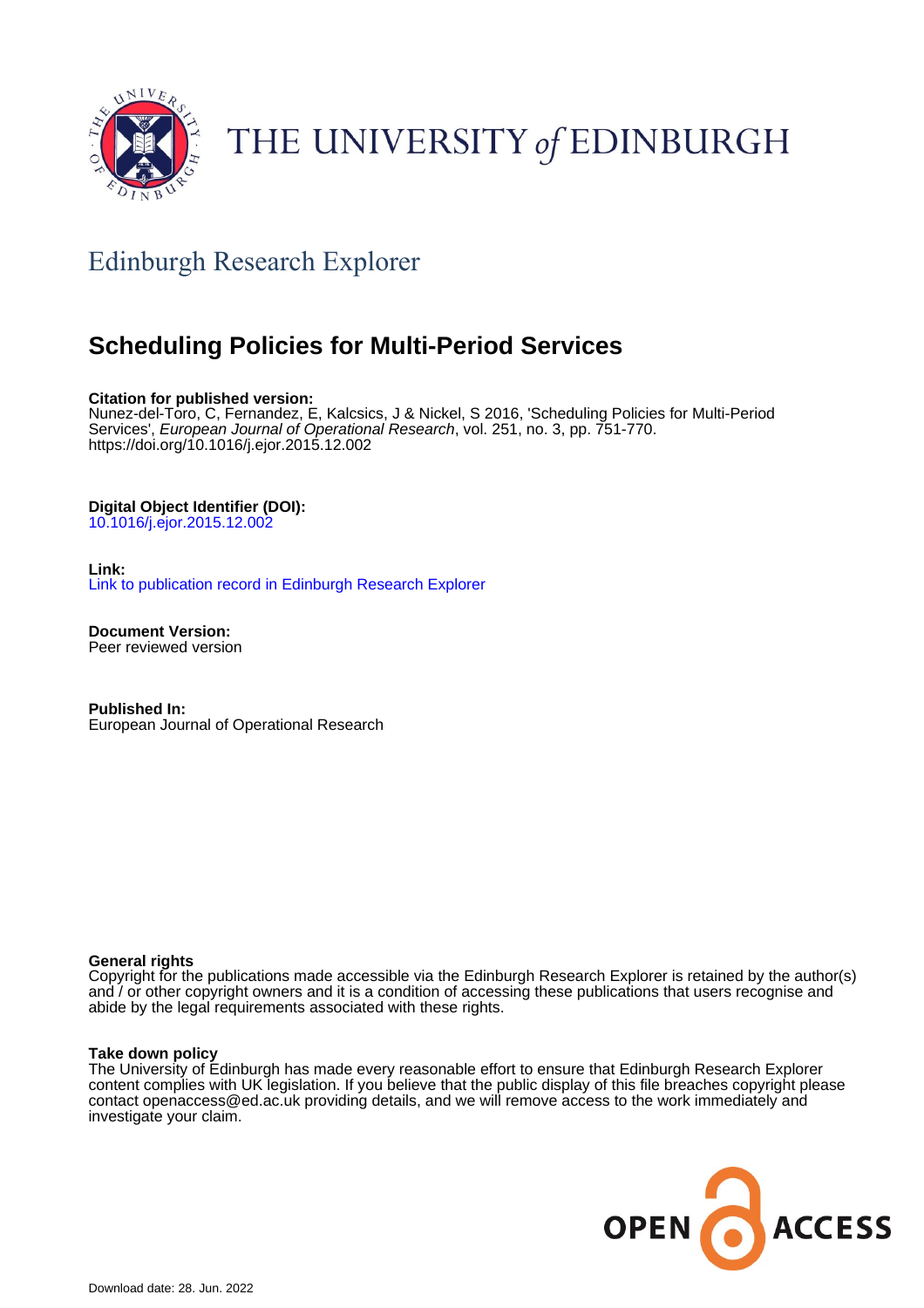# THE UNIVERSITY of EDINBURGH

## Edinburgh Research Explorer

# Scheduling Policies for Multi-Period Services

**Citation for published version:**
Nunez-del-Toro, C, Fernandez, E, Kalcsics, J & Nickel, S 2016, 'Scheduling Policies for Multi-Period Services', *European Journal of Operational Research*, vol. 251, no. 3, pp. 751-770.
https://doi.org/10.1016/j.ejor.2015.12.002

**Digital Object Identifier (DOI):**
10.1016/j.ejor.2015.12.002

**Link:**
Link to publication record in Edinburgh Research Explorer

**Document Version:**
Peer reviewed version

**Published In:**
European Journal of Operational Research

**General rights**
Copyright for the publications made accessible via the Edinburgh Research Explorer is retained by the author(s) and / or other copyright owners and it is a condition of accessing these publications that users recognise and abide by the legal requirements associated with these rights.

**Take down policy**
The University of Edinburgh has made every reasonable effort to ensure that Edinburgh Research Explorer content complies with UK legislation. If you believe that the public display of this file breaches copyright please contact openaccess@ed.ac.uk providing details, and we will remove access to the work immediately and investigate your claim.

OPEN ACCESS

Download date: 28. Jun. 2022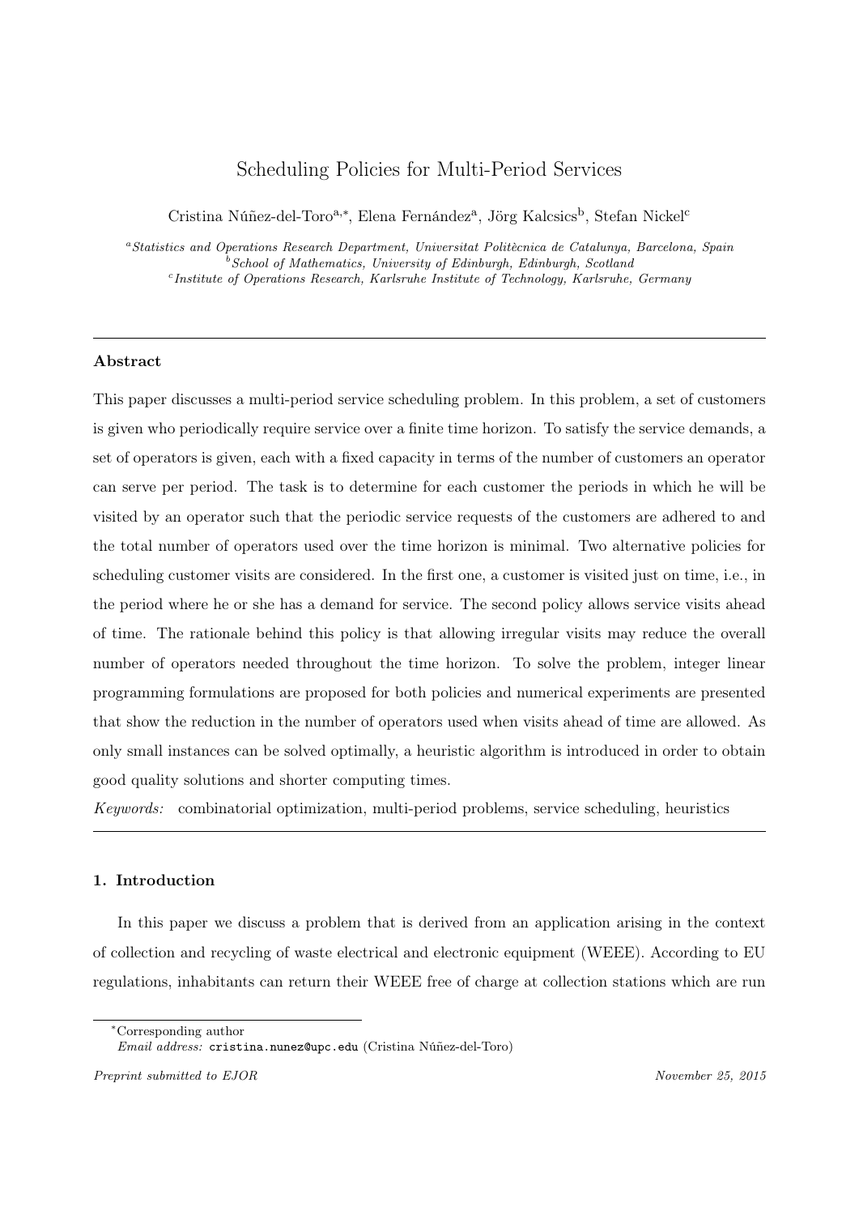# Scheduling Policies for Multi-Period Services

Cristina Núñez-del-Toro[a,*], Elena Fernández[a], Jörg Kalcsics[b], Stefan Nickel[c]

[a] *Statistics and Operations Research Department, Universitat Politècnica de Catalunya, Barcelona, Spain*
[b] *School of Mathematics, University of Edinburgh, Edinburgh, Scotland*
[c] *Institute of Operations Research, Karlsruhe Institute of Technology, Karlsruhe, Germany*

---

## Abstract

This paper discusses a multi-period service scheduling problem. In this problem, a set of customers is given who periodically require service over a finite time horizon. To satisfy the service demands, a set of operators is given, each with a fixed capacity in terms of the number of customers an operator can serve per period. The task is to determine for each customer the periods in which he will be visited by an operator such that the periodic service requests of the customers are adhered to and the total number of operators used over the time horizon is minimal. Two alternative policies for scheduling customer visits are considered. In the first one, a customer is visited just on time, i.e., in the period where he or she has a demand for service. The second policy allows service visits ahead of time. The rationale behind this policy is that allowing irregular visits may reduce the overall number of operators needed throughout the time horizon. To solve the problem, integer linear programming formulations are proposed for both policies and numerical experiments are presented that show the reduction in the number of operators used when visits ahead of time are allowed. As only small instances can be solved optimally, a heuristic algorithm is introduced in order to obtain good quality solutions and shorter computing times.

*Keywords:* combinatorial optimization, multi-period problems, service scheduling, heuristics

---

## 1. Introduction

In this paper we discuss a problem that is derived from an application arising in the context of collection and recycling of waste electrical and electronic equipment (WEEE). According to EU regulations, inhabitants can return their WEEE free of charge at collection stations which are run

---

*Corresponding author
*Email address:* cristina.nunez@upc.edu (Cristina Núñez-del-Toro)

*Preprint submitted to EJOR* November 25, 2015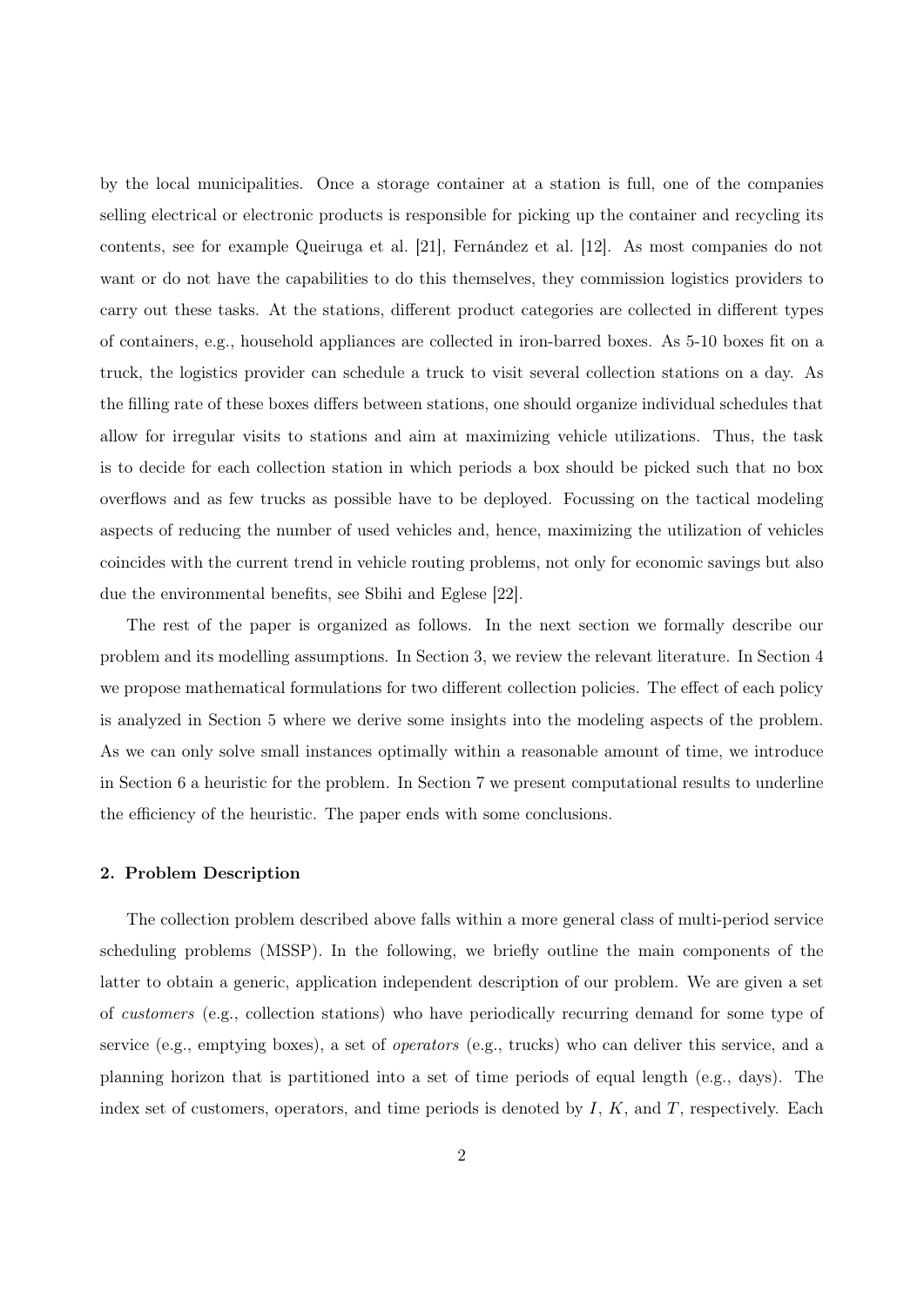by the local municipalities. Once a storage container at a station is full, one of the companies selling electrical or electronic products is responsible for picking up the container and recycling its contents, see for example Queiruga et al. [21], Fernández et al. [12]. As most companies do not want or do not have the capabilities to do this themselves, they commission logistics providers to carry out these tasks. At the stations, different product categories are collected in different types of containers, e.g., household appliances are collected in iron-barred boxes. As 5-10 boxes fit on a truck, the logistics provider can schedule a truck to visit several collection stations on a day. As the filling rate of these boxes differs between stations, one should organize individual schedules that allow for irregular visits to stations and aim at maximizing vehicle utilizations. Thus, the task is to decide for each collection station in which periods a box should be picked such that no box overflows and as few trucks as possible have to be deployed. Focussing on the tactical modeling aspects of reducing the number of used vehicles and, hence, maximizing the utilization of vehicles coincides with the current trend in vehicle routing problems, not only for economic savings but also due the environmental benefits, see Sbihi and Eglese [22].

The rest of the paper is organized as follows. In the next section we formally describe our problem and its modelling assumptions. In Section 3, we review the relevant literature. In Section 4 we propose mathematical formulations for two different collection policies. The effect of each policy is analyzed in Section 5 where we derive some insights into the modeling aspects of the problem. As we can only solve small instances optimally within a reasonable amount of time, we introduce in Section 6 a heuristic for the problem. In Section 7 we present computational results to underline the efficiency of the heuristic. The paper ends with some conclusions.

## 2. Problem Description

The collection problem described above falls within a more general class of multi-period service scheduling problems (MSSP). In the following, we briefly outline the main components of the latter to obtain a generic, application independent description of our problem. We are given a set of *customers* (e.g., collection stations) who have periodically recurring demand for some type of service (e.g., emptying boxes), a set of *operators* (e.g., trucks) who can deliver this service, and a planning horizon that is partitioned into a set of time periods of equal length (e.g., days). The index set of customers, operators, and time periods is denoted by $I$, $K$, and $T$, respectively. Each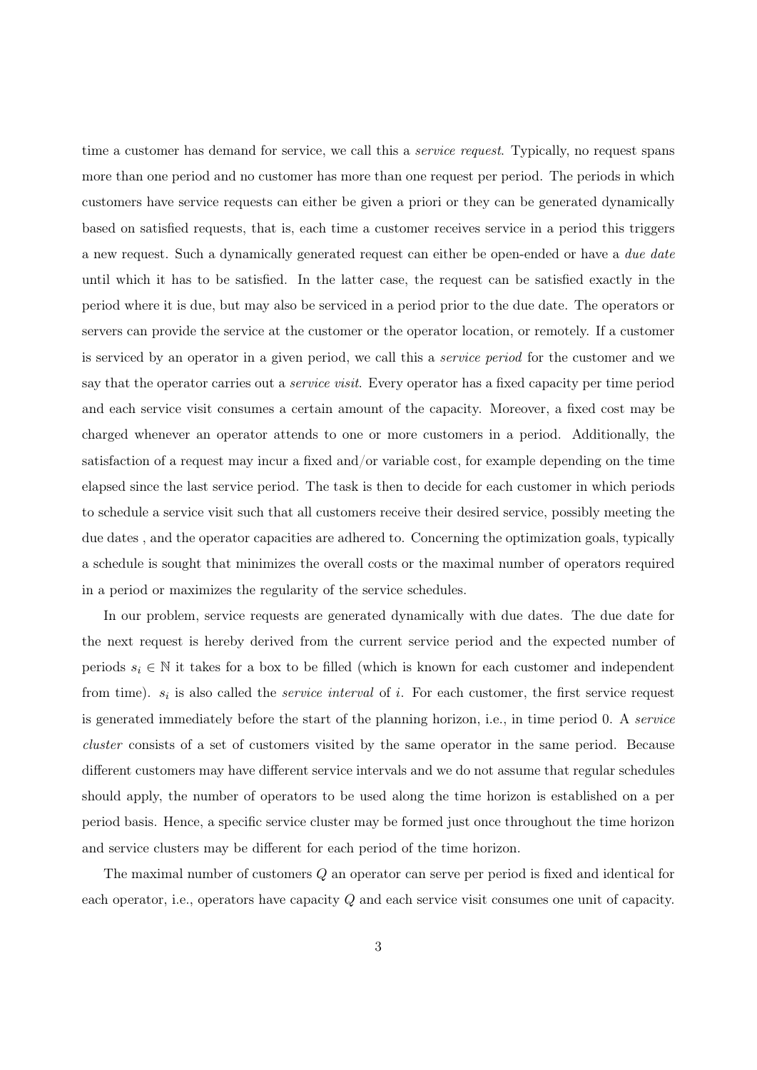time a customer has demand for service, we call this a *service request*. Typically, no request spans more than one period and no customer has more than one request per period. The periods in which customers have service requests can either be given a priori or they can be generated dynamically based on satisfied requests, that is, each time a customer receives service in a period this triggers a new request. Such a dynamically generated request can either be open-ended or have a *due date* until which it has to be satisfied. In the latter case, the request can be satisfied exactly in the period where it is due, but may also be serviced in a period prior to the due date. The operators or servers can provide the service at the customer or the operator location, or remotely. If a customer is serviced by an operator in a given period, we call this a *service period* for the customer and we say that the operator carries out a *service visit*. Every operator has a fixed capacity per time period and each service visit consumes a certain amount of the capacity. Moreover, a fixed cost may be charged whenever an operator attends to one or more customers in a period. Additionally, the satisfaction of a request may incur a fixed and/or variable cost, for example depending on the time elapsed since the last service period. The task is then to decide for each customer in which periods to schedule a service visit such that all customers receive their desired service, possibly meeting the due dates , and the operator capacities are adhered to. Concerning the optimization goals, typically a schedule is sought that minimizes the overall costs or the maximal number of operators required in a period or maximizes the regularity of the service schedules.

In our problem, service requests are generated dynamically with due dates. The due date for the next request is hereby derived from the current service period and the expected number of periods $s_i \in \mathbb{N}$ it takes for a box to be filled (which is known for each customer and independent from time). $s_i$ is also called the *service interval* of $i$. For each customer, the first service request is generated immediately before the start of the planning horizon, i.e., in time period 0. A *service cluster* consists of a set of customers visited by the same operator in the same period. Because different customers may have different service intervals and we do not assume that regular schedules should apply, the number of operators to be used along the time horizon is established on a per period basis. Hence, a specific service cluster may be formed just once throughout the time horizon and service clusters may be different for each period of the time horizon.

The maximal number of customers $Q$ an operator can serve per period is fixed and identical for each operator, i.e., operators have capacity $Q$ and each service visit consumes one unit of capacity.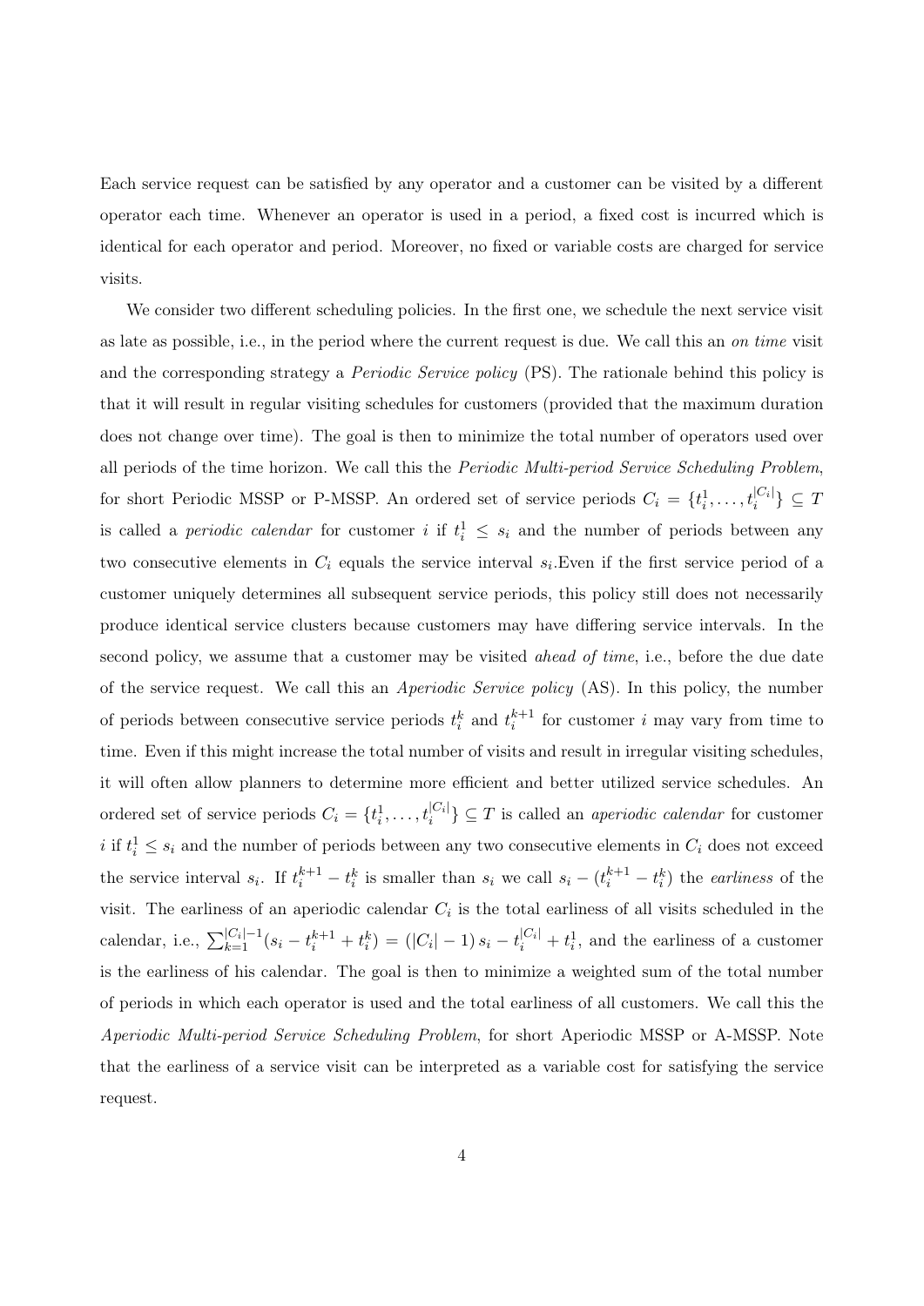Each service request can be satisfied by any operator and a customer can be visited by a different operator each time. Whenever an operator is used in a period, a fixed cost is incurred which is identical for each operator and period. Moreover, no fixed or variable costs are charged for service visits.

We consider two different scheduling policies. In the first one, we schedule the next service visit as late as possible, i.e., in the period where the current request is due. We call this an *on time* visit and the corresponding strategy a *Periodic Service policy* (PS). The rationale behind this policy is that it will result in regular visiting schedules for customers (provided that the maximum duration does not change over time). The goal is then to minimize the total number of operators used over all periods of the time horizon. We call this the *Periodic Multi-period Service Scheduling Problem*, for short Periodic MSSP or P-MSSP. An ordered set of service periods $C_i = \{t_i^1, \ldots, t_i^{|C_i|}\} \subseteq T$ is called a *periodic calendar* for customer $i$ if $t_i^1 \leq s_i$ and the number of periods between any two consecutive elements in $C_i$ equals the service interval $s_i$.Even if the first service period of a customer uniquely determines all subsequent service periods, this policy still does not necessarily produce identical service clusters because customers may have differing service intervals. In the second policy, we assume that a customer may be visited *ahead of time*, i.e., before the due date of the service request. We call this an *Aperiodic Service policy* (AS). In this policy, the number of periods between consecutive service periods $t_i^k$ and $t_i^{k+1}$ for customer $i$ may vary from time to time. Even if this might increase the total number of visits and result in irregular visiting schedules, it will often allow planners to determine more efficient and better utilized service schedules. An ordered set of service periods $C_i = \{t_i^1, \ldots, t_i^{|C_i|}\} \subseteq T$ is called an *aperiodic calendar* for customer $i$ if $t_i^1 \leq s_i$ and the number of periods between any two consecutive elements in $C_i$ does not exceed the service interval $s_i$. If $t_i^{k+1} - t_i^k$ is smaller than $s_i$ we call $s_i - (t_i^{k+1} - t_i^k)$ the *earliness* of the visit. The earliness of an aperiodic calendar $C_i$ is the total earliness of all visits scheduled in the calendar, i.e., $\sum_{k=1}^{|C_i|-1}(s_i - t_i^{k+1} + t_i^k) = (|C_i| - 1)\, s_i - t_i^{|C_i|} + t_i^1$, and the earliness of a customer is the earliness of his calendar. The goal is then to minimize a weighted sum of the total number of periods in which each operator is used and the total earliness of all customers. We call this the *Aperiodic Multi-period Service Scheduling Problem*, for short Aperiodic MSSP or A-MSSP. Note that the earliness of a service visit can be interpreted as a variable cost for satisfying the service request.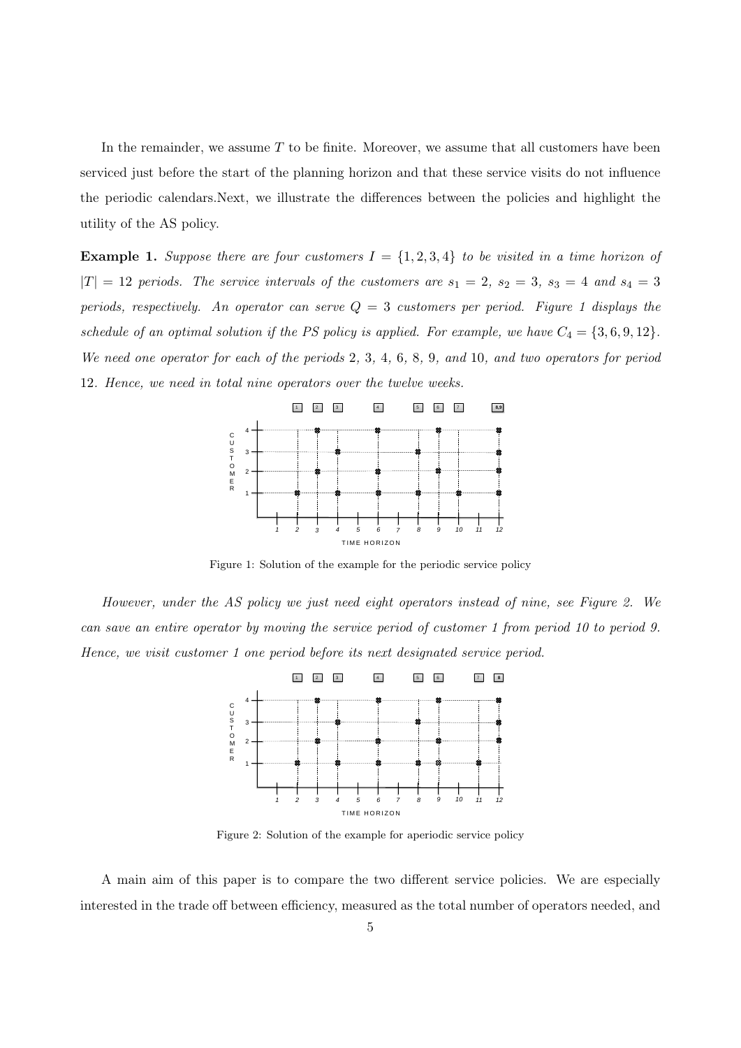In the remainder, we assume $T$ to be finite. Moreover, we assume that all customers have been serviced just before the start of the planning horizon and that these service visits do not influence the periodic calendars.Next, we illustrate the differences between the policies and highlight the utility of the AS policy.

**Example 1.** *Suppose there are four customers $I = \{1, 2, 3, 4\}$ to be visited in a time horizon of $|T| = 12$ periods. The service intervals of the customers are $s_1 = 2$, $s_2 = 3$, $s_3 = 4$ and $s_4 = 3$ periods, respectively. An operator can serve $Q = 3$ customers per period. Figure 1 displays the schedule of an optimal solution if the PS policy is applied. For example, we have $C_4 = \{3, 6, 9, 12\}$. We need one operator for each of the periods 2, 3, 4, 6, 8, 9, and 10, and two operators for period 12. Hence, we need in total nine operators over the twelve weeks.*

Figure 1: Solution of the example for the periodic service policy

*However, under the AS policy we just need eight operators instead of nine, see Figure 2. We can save an entire operator by moving the service period of customer 1 from period 10 to period 9. Hence, we visit customer 1 one period before its next designated service period.*

Figure 2: Solution of the example for aperiodic service policy

A main aim of this paper is to compare the two different service policies. We are especially interested in the trade off between efficiency, measured as the total number of operators needed, and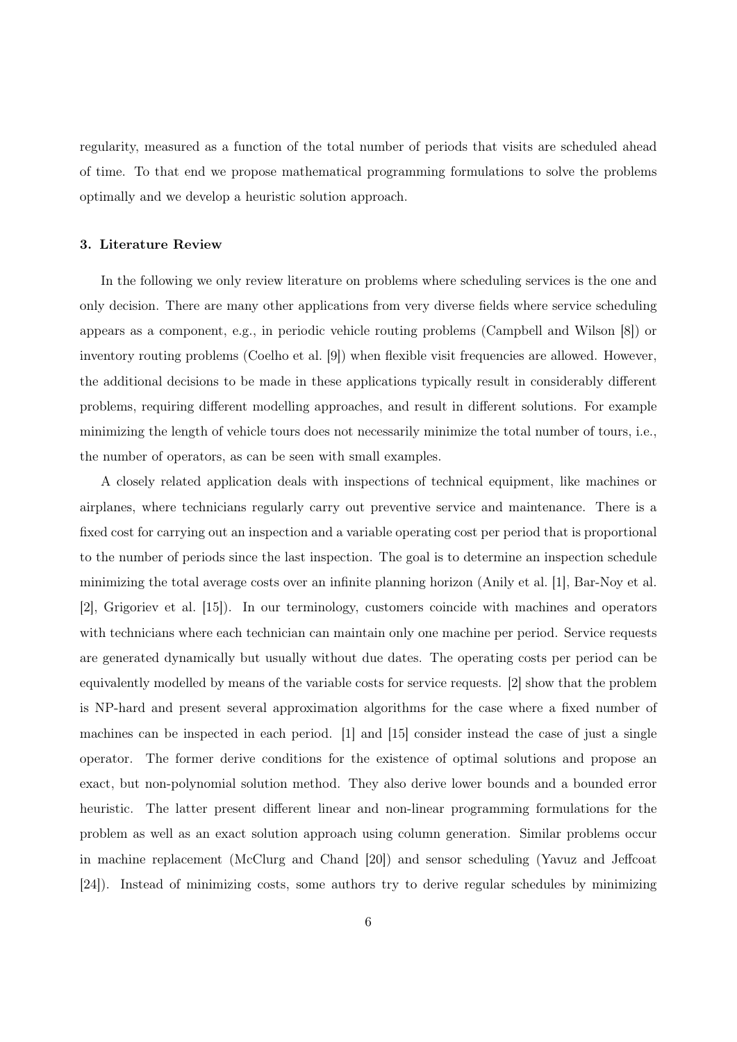regularity, measured as a function of the total number of periods that visits are scheduled ahead of time. To that end we propose mathematical programming formulations to solve the problems optimally and we develop a heuristic solution approach.

## 3. Literature Review

In the following we only review literature on problems where scheduling services is the one and only decision. There are many other applications from very diverse fields where service scheduling appears as a component, e.g., in periodic vehicle routing problems (Campbell and Wilson [8]) or inventory routing problems (Coelho et al. [9]) when flexible visit frequencies are allowed. However, the additional decisions to be made in these applications typically result in considerably different problems, requiring different modelling approaches, and result in different solutions. For example minimizing the length of vehicle tours does not necessarily minimize the total number of tours, i.e., the number of operators, as can be seen with small examples.

A closely related application deals with inspections of technical equipment, like machines or airplanes, where technicians regularly carry out preventive service and maintenance. There is a fixed cost for carrying out an inspection and a variable operating cost per period that is proportional to the number of periods since the last inspection. The goal is to determine an inspection schedule minimizing the total average costs over an infinite planning horizon (Anily et al. [1], Bar-Noy et al. [2], Grigoriev et al. [15]). In our terminology, customers coincide with machines and operators with technicians where each technician can maintain only one machine per period. Service requests are generated dynamically but usually without due dates. The operating costs per period can be equivalently modelled by means of the variable costs for service requests. [2] show that the problem is NP-hard and present several approximation algorithms for the case where a fixed number of machines can be inspected in each period. [1] and [15] consider instead the case of just a single operator. The former derive conditions for the existence of optimal solutions and propose an exact, but non-polynomial solution method. They also derive lower bounds and a bounded error heuristic. The latter present different linear and non-linear programming formulations for the problem as well as an exact solution approach using column generation. Similar problems occur in machine replacement (McClurg and Chand [20]) and sensor scheduling (Yavuz and Jeffcoat [24]). Instead of minimizing costs, some authors try to derive regular schedules by minimizing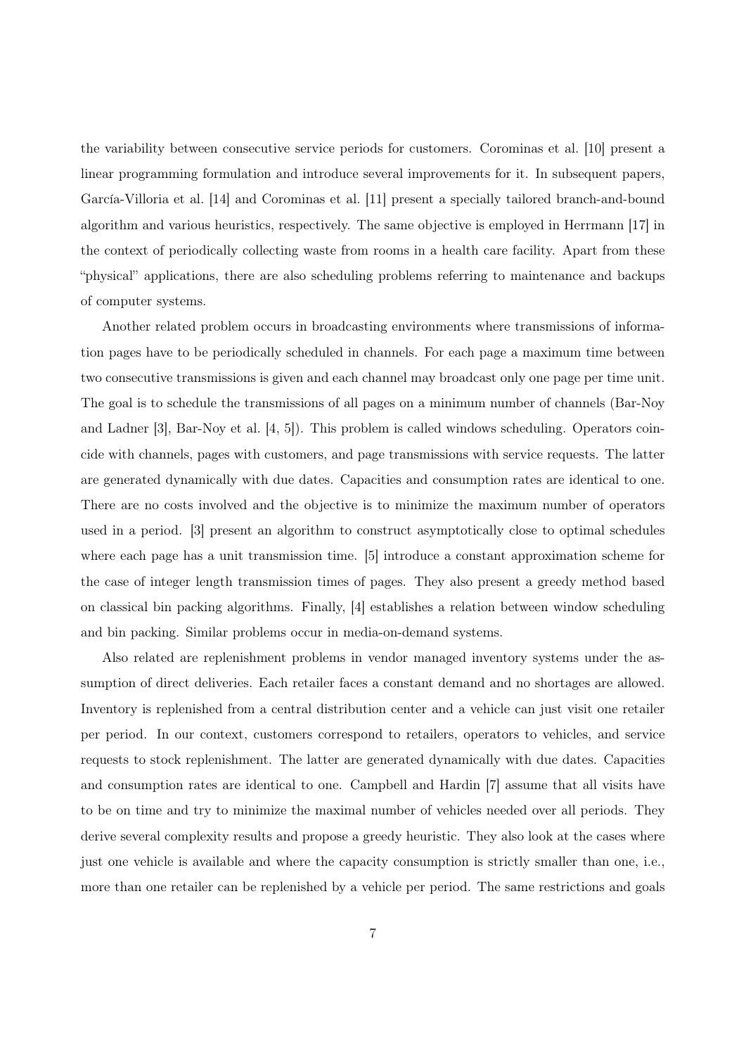the variability between consecutive service periods for customers. Corominas et al. [10] present a linear programming formulation and introduce several improvements for it. In subsequent papers, García-Villoria et al. [14] and Corominas et al. [11] present a specially tailored branch-and-bound algorithm and various heuristics, respectively. The same objective is employed in Herrmann [17] in the context of periodically collecting waste from rooms in a health care facility. Apart from these "physical" applications, there are also scheduling problems referring to maintenance and backups of computer systems.

Another related problem occurs in broadcasting environments where transmissions of information pages have to be periodically scheduled in channels. For each page a maximum time between two consecutive transmissions is given and each channel may broadcast only one page per time unit. The goal is to schedule the transmissions of all pages on a minimum number of channels (Bar-Noy and Ladner [3], Bar-Noy et al. [4, 5]). This problem is called windows scheduling. Operators coincide with channels, pages with customers, and page transmissions with service requests. The latter are generated dynamically with due dates. Capacities and consumption rates are identical to one. There are no costs involved and the objective is to minimize the maximum number of operators used in a period. [3] present an algorithm to construct asymptotically close to optimal schedules where each page has a unit transmission time. [5] introduce a constant approximation scheme for the case of integer length transmission times of pages. They also present a greedy method based on classical bin packing algorithms. Finally, [4] establishes a relation between window scheduling and bin packing. Similar problems occur in media-on-demand systems.

Also related are replenishment problems in vendor managed inventory systems under the assumption of direct deliveries. Each retailer faces a constant demand and no shortages are allowed. Inventory is replenished from a central distribution center and a vehicle can just visit one retailer per period. In our context, customers correspond to retailers, operators to vehicles, and service requests to stock replenishment. The latter are generated dynamically with due dates. Capacities and consumption rates are identical to one. Campbell and Hardin [7] assume that all visits have to be on time and try to minimize the maximal number of vehicles needed over all periods. They derive several complexity results and propose a greedy heuristic. They also look at the cases where just one vehicle is available and where the capacity consumption is strictly smaller than one, i.e., more than one retailer can be replenished by a vehicle per period. The same restrictions and goals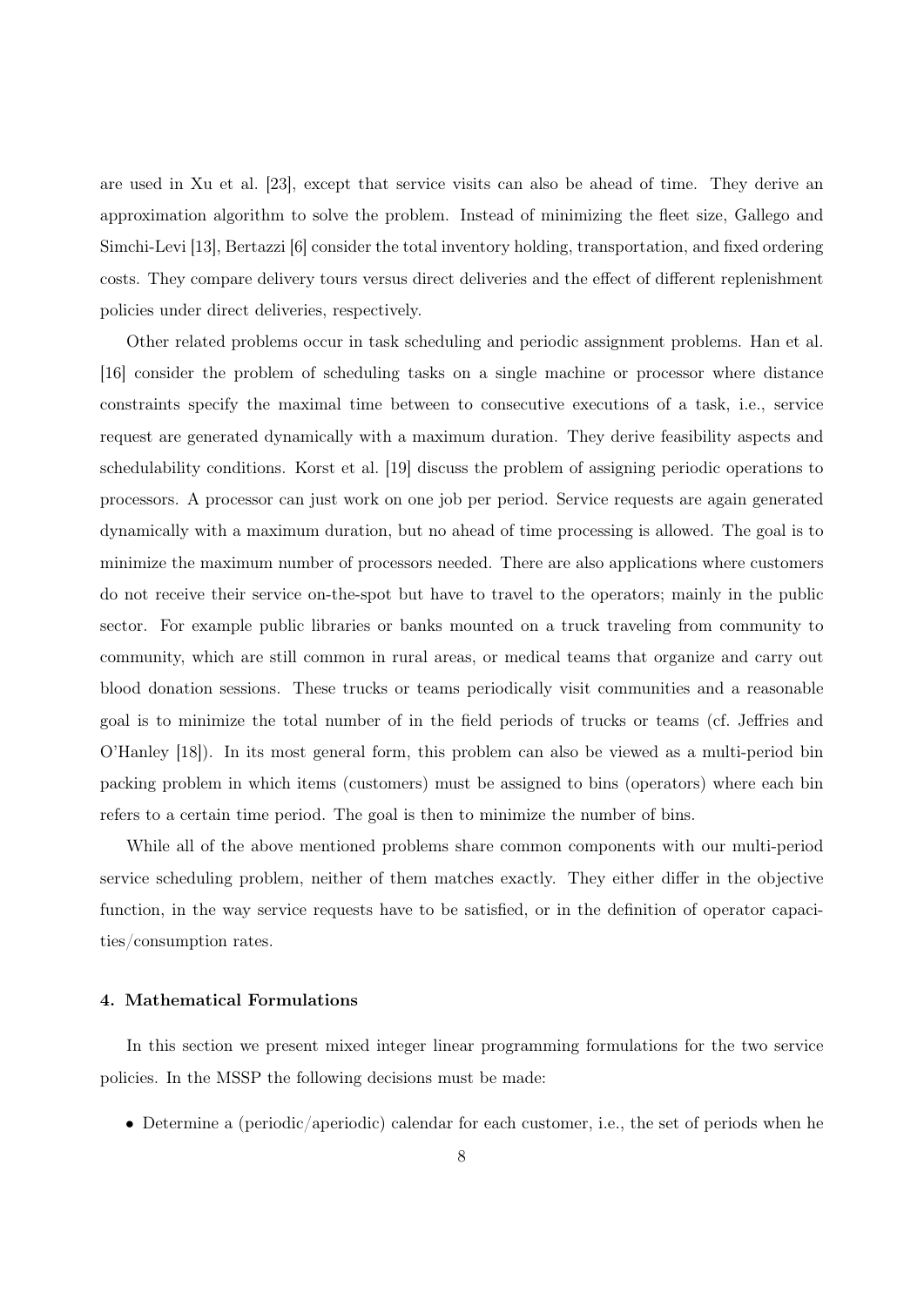are used in Xu et al. [23], except that service visits can also be ahead of time. They derive an approximation algorithm to solve the problem. Instead of minimizing the fleet size, Gallego and Simchi-Levi [13], Bertazzi [6] consider the total inventory holding, transportation, and fixed ordering costs. They compare delivery tours versus direct deliveries and the effect of different replenishment policies under direct deliveries, respectively.

Other related problems occur in task scheduling and periodic assignment problems. Han et al. [16] consider the problem of scheduling tasks on a single machine or processor where distance constraints specify the maximal time between to consecutive executions of a task, i.e., service request are generated dynamically with a maximum duration. They derive feasibility aspects and schedulability conditions. Korst et al. [19] discuss the problem of assigning periodic operations to processors. A processor can just work on one job per period. Service requests are again generated dynamically with a maximum duration, but no ahead of time processing is allowed. The goal is to minimize the maximum number of processors needed. There are also applications where customers do not receive their service on-the-spot but have to travel to the operators; mainly in the public sector. For example public libraries or banks mounted on a truck traveling from community to community, which are still common in rural areas, or medical teams that organize and carry out blood donation sessions. These trucks or teams periodically visit communities and a reasonable goal is to minimize the total number of in the field periods of trucks or teams (cf. Jeffries and O'Hanley [18]). In its most general form, this problem can also be viewed as a multi-period bin packing problem in which items (customers) must be assigned to bins (operators) where each bin refers to a certain time period. The goal is then to minimize the number of bins.

While all of the above mentioned problems share common components with our multi-period service scheduling problem, neither of them matches exactly. They either differ in the objective function, in the way service requests have to be satisfied, or in the definition of operator capacities/consumption rates.

#### 4. Mathematical Formulations

In this section we present mixed integer linear programming formulations for the two service policies. In the MSSP the following decisions must be made:

- Determine a (periodic/aperiodic) calendar for each customer, i.e., the set of periods when he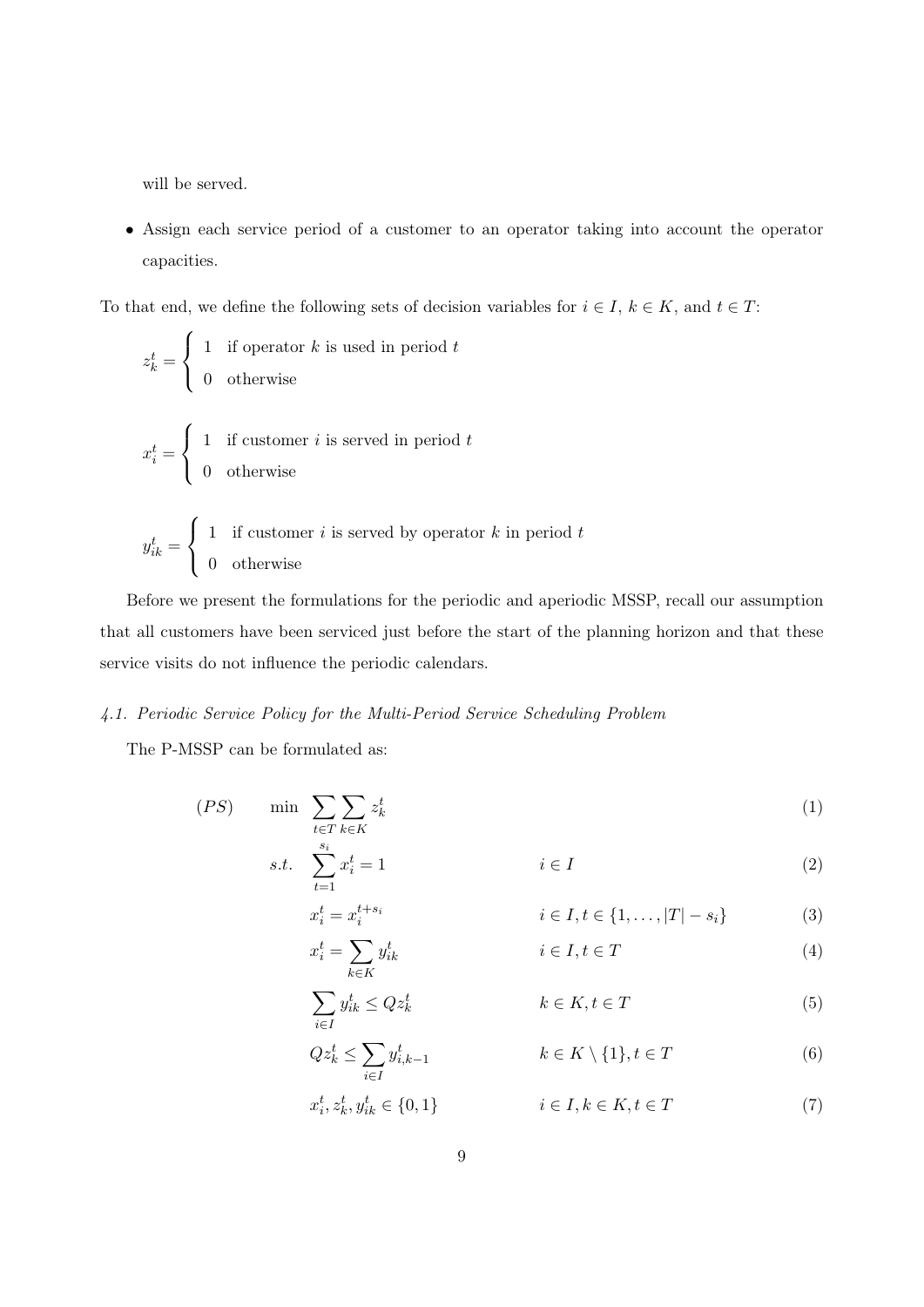will be served.

- Assign each service period of a customer to an operator taking into account the operator capacities.

To that end, we define the following sets of decision variables for $i \in I$, $k \in K$, and $t \in T$:

$$z_k^t = \begin{cases} 1 & \text{if operator } k \text{ is used in period } t \\ 0 & \text{otherwise} \end{cases}$$

$$x_i^t = \begin{cases} 1 & \text{if customer } i \text{ is served in period } t \\ 0 & \text{otherwise} \end{cases}$$

$$y_{ik}^t = \begin{cases} 1 & \text{if customer } i \text{ is served by operator } k \text{ in period } t \\ 0 & \text{otherwise} \end{cases}$$

Before we present the formulations for the periodic and aperiodic MSSP, recall our assumption that all customers have been serviced just before the start of the planning horizon and that these service visits do not influence the periodic calendars.

### 4.1. Periodic Service Policy for the Multi-Period Service Scheduling Problem

The P-MSSP can be formulated as:

$$(PS) \qquad \min \sum_{t \in T} \sum_{k \in K} z_k^t \tag{1}$$

$$s.t. \quad \sum_{t=1}^{s_i} x_i^t = 1 \qquad i \in I \tag{2}$$

$$x_i^t = x_i^{t+s_i} \qquad i \in I, t \in \{1, \ldots, |T| - s_i\} \tag{3}$$

$$x_i^t = \sum_{k \in K} y_{ik}^t \qquad i \in I, t \in T \tag{4}$$

$$\sum_{i \in I} y_{ik}^t \leq Q z_k^t \qquad k \in K, t \in T \tag{5}$$

$$Q z_k^t \leq \sum_{i \in I} y_{i,k-1}^t \qquad k \in K \setminus \{1\}, t \in T \tag{6}$$

$$x_i^t, z_k^t, y_{ik}^t \in \{0, 1\} \qquad i \in I, k \in K, t \in T \tag{7}$$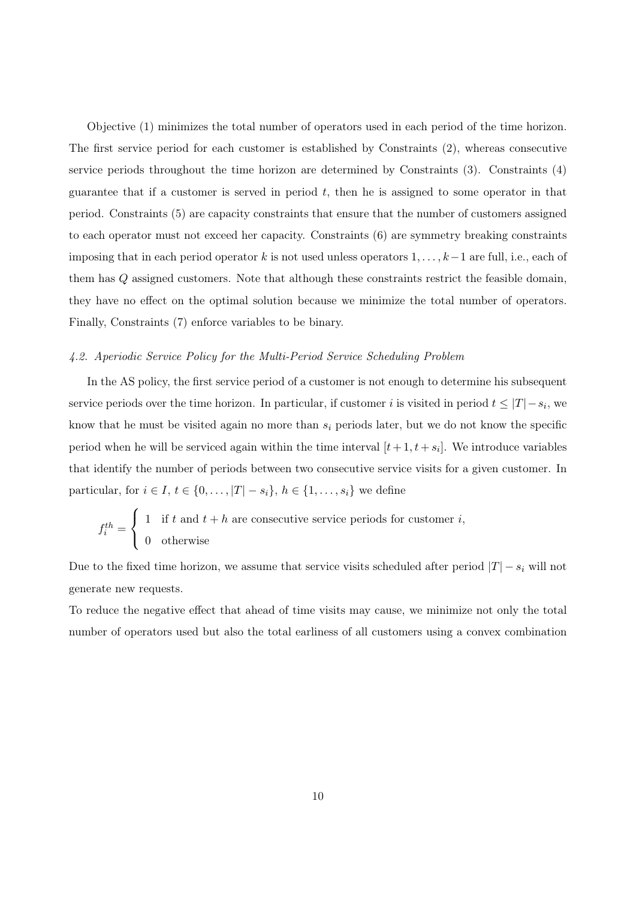Objective (1) minimizes the total number of operators used in each period of the time horizon. The first service period for each customer is established by Constraints (2), whereas consecutive service periods throughout the time horizon are determined by Constraints (3). Constraints (4) guarantee that if a customer is served in period $t$, then he is assigned to some operator in that period. Constraints (5) are capacity constraints that ensure that the number of customers assigned to each operator must not exceed her capacity. Constraints (6) are symmetry breaking constraints imposing that in each period operator $k$ is not used unless operators $1, \ldots, k-1$ are full, i.e., each of them has $Q$ assigned customers. Note that although these constraints restrict the feasible domain, they have no effect on the optimal solution because we minimize the total number of operators. Finally, Constraints (7) enforce variables to be binary.

### *4.2. Aperiodic Service Policy for the Multi-Period Service Scheduling Problem*

In the AS policy, the first service period of a customer is not enough to determine his subsequent service periods over the time horizon. In particular, if customer $i$ is visited in period $t \leq |T| - s_i$, we know that he must be visited again no more than $s_i$ periods later, but we do not know the specific period when he will be serviced again within the time interval $[t+1, t+s_i]$. We introduce variables that identify the number of periods between two consecutive service visits for a given customer. In particular, for $i \in I$, $t \in \{0, \ldots, |T| - s_i\}$, $h \in \{1, \ldots, s_i\}$ we define

$$
f_i^{th} = \begin{cases} 1 & \text{if } t \text{ and } t+h \text{ are consecutive service periods for customer } i, \\ 0 & \text{otherwise} \end{cases}
$$

Due to the fixed time horizon, we assume that service visits scheduled after period $|T| - s_i$ will not generate new requests.

To reduce the negative effect that ahead of time visits may cause, we minimize not only the total number of operators used but also the total earliness of all customers using a convex combination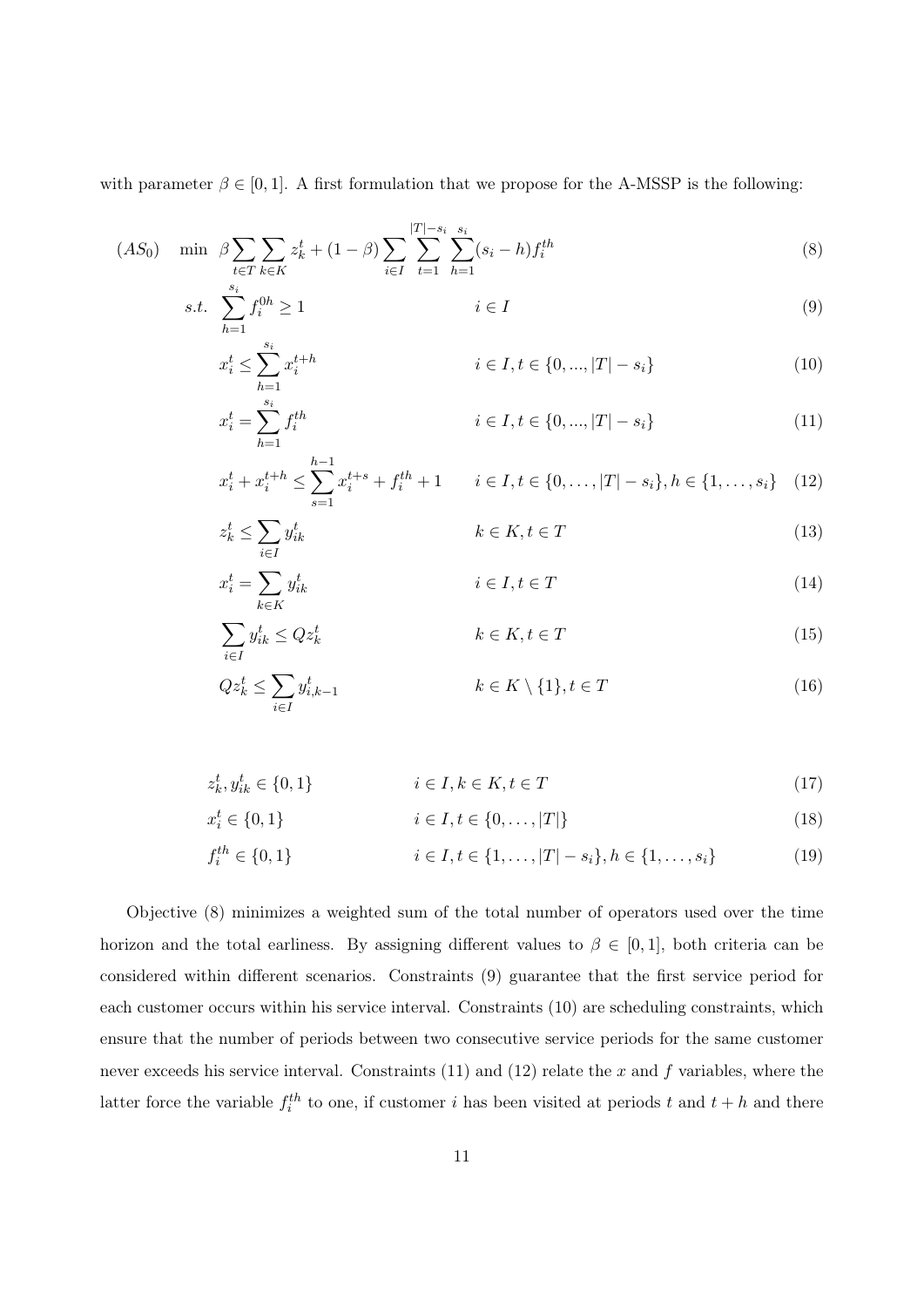with parameter $\beta \in [0, 1]$. A first formulation that we propose for the A-MSSP is the following:

$$(AS_0) \quad \min \; \beta \sum_{t \in T} \sum_{k \in K} z_k^t + (1-\beta) \sum_{i \in I} \sum_{t=1}^{|T|-s_i} \sum_{h=1}^{s_i} (s_i - h) f_i^{th} \tag{8}$$

$$s.t. \quad \sum_{h=1}^{s_i} f_i^{0h} \geq 1 \qquad i \in I \tag{9}$$

$$x_i^t \leq \sum_{h=1}^{s_i} x_i^{t+h} \qquad i \in I, t \in \{0, ..., |T| - s_i\} \tag{10}$$

$$x_i^t = \sum_{h=1}^{s_i} f_i^{th} \qquad i \in I, t \in \{0, ..., |T| - s_i\} \tag{11}$$

$$x_i^t + x_i^{t+h} \leq \sum_{s=1}^{h-1} x_i^{t+s} + f_i^{th} + 1 \qquad i \in I, t \in \{0, \ldots, |T| - s_i\}, h \in \{1, \ldots, s_i\} \tag{12}$$

$$z_k^t \leq \sum_{i \in I} y_{ik}^t \qquad k \in K, t \in T \tag{13}$$

$$x_i^t = \sum_{k \in K} y_{ik}^t \qquad i \in I, t \in T \tag{14}$$

$$\sum_{i \in I} y_{ik}^t \leq Q z_k^t \qquad k \in K, t \in T \tag{15}$$

$$Q z_k^t \leq \sum_{i \in I} y_{i,k-1}^t \qquad k \in K \setminus \{1\}, t \in T \tag{16}$$

$$z_k^t, y_{ik}^t \in \{0, 1\} \qquad i \in I, k \in K, t \in T \tag{17}$$

$$x_i^t \in \{0, 1\} \qquad i \in I, t \in \{0, \ldots, |T|\} \tag{18}$$

$$f_i^{th} \in \{0, 1\} \qquad i \in I, t \in \{1, \ldots, |T| - s_i\}, h \in \{1, \ldots, s_i\} \tag{19}$$

Objective (8) minimizes a weighted sum of the total number of operators used over the time horizon and the total earliness. By assigning different values to $\beta \in [0, 1]$, both criteria can be considered within different scenarios. Constraints (9) guarantee that the first service period for each customer occurs within his service interval. Constraints (10) are scheduling constraints, which ensure that the number of periods between two consecutive service periods for the same customer never exceeds his service interval. Constraints (11) and (12) relate the $x$ and $f$ variables, where the latter force the variable $f_i^{th}$ to one, if customer $i$ has been visited at periods $t$ and $t + h$ and there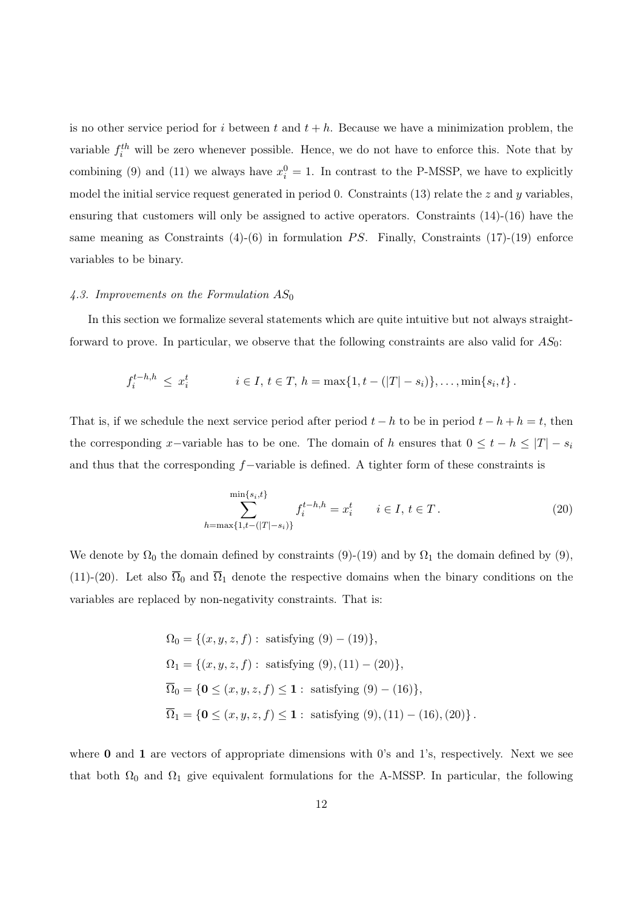is no other service period for $i$ between $t$ and $t+h$. Because we have a minimization problem, the variable $f_i^{th}$ will be zero whenever possible. Hence, we do not have to enforce this. Note that by combining (9) and (11) we always have $x_i^0 = 1$. In contrast to the P-MSSP, we have to explicitly model the initial service request generated in period 0. Constraints (13) relate the $z$ and $y$ variables, ensuring that customers will only be assigned to active operators. Constraints (14)-(16) have the same meaning as Constraints (4)-(6) in formulation $PS$. Finally, Constraints (17)-(19) enforce variables to be binary.

### *4.3. Improvements on the Formulation $AS_0$*

In this section we formalize several statements which are quite intuitive but not always straightforward to prove. In particular, we observe that the following constraints are also valid for $AS_0$:

$$f_i^{t-h,h} \leq x_i^t \qquad i \in I,\, t \in T,\, h = \max\{1, t-(|T|-s_i)\}, \ldots, \min\{s_i, t\}\,.$$

That is, if we schedule the next service period after period $t-h$ to be in period $t-h+h=t$, then the corresponding $x-$variable has to be one. The domain of $h$ ensures that $0 \leq t-h \leq |T|-s_i$ and thus that the corresponding $f-$variable is defined. A tighter form of these constraints is

$$\sum_{h=\max\{1,t-(|T|-s_i)\}}^{\min\{s_i,t\}} f_i^{t-h,h} = x_i^t \qquad i \in I,\, t \in T\,. \tag{20}$$

We denote by $\Omega_0$ the domain defined by constraints (9)-(19) and by $\Omega_1$ the domain defined by (9), (11)-(20). Let also $\overline{\Omega}_0$ and $\overline{\Omega}_1$ denote the respective domains when the binary conditions on the variables are replaced by non-negativity constraints. That is:

$$\begin{aligned}
\Omega_0 &= \{(x,y,z,f) : \text{ satisfying } (9)-(19)\},\\
\Omega_1 &= \{(x,y,z,f) : \text{ satisfying } (9),(11)-(20)\},\\
\overline{\Omega}_0 &= \{\mathbf{0} \leq (x,y,z,f) \leq \mathbf{1} : \text{ satisfying } (9)-(16)\},\\
\overline{\Omega}_1 &= \{\mathbf{0} \leq (x,y,z,f) \leq \mathbf{1} : \text{ satisfying } (9),(11)-(16),(20)\}\,.
\end{aligned}$$

where $\mathbf{0}$ and $\mathbf{1}$ are vectors of appropriate dimensions with 0's and 1's, respectively. Next we see that both $\Omega_0$ and $\Omega_1$ give equivalent formulations for the A-MSSP. In particular, the following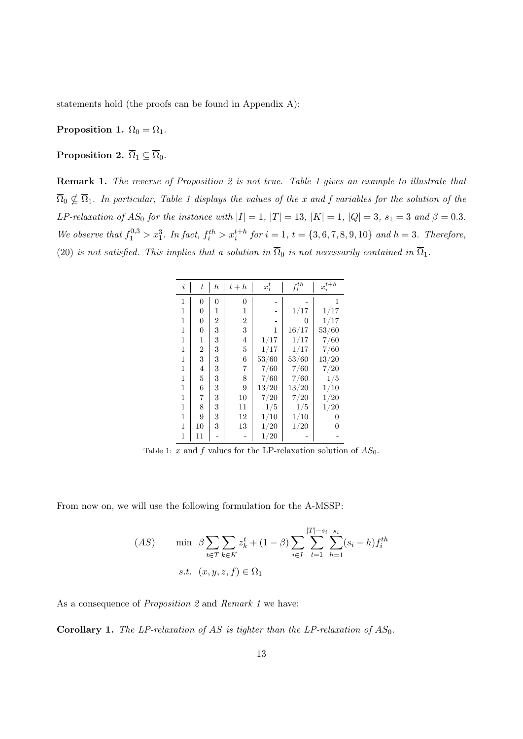statements hold (the proofs can be found in Appendix A):

**Proposition 1.** $\Omega_0 = \Omega_1$.

**Proposition 2.** $\overline{\Omega}_1 \subseteq \overline{\Omega}_0$.

**Remark 1.** *The reverse of Proposition 2 is not true. Table 1 gives an example to illustrate that $\overline{\Omega}_0 \nsubseteq \overline{\Omega}_1$. In particular, Table 1 displays the values of the x and f variables for the solution of the LP-relaxation of $AS_0$ for the instance with $|I| = 1$, $|T| = 13$, $|K| = 1$, $|Q| = 3$, $s_1 = 3$ and $\beta = 0.3$. We observe that $f_1^{0,3} > x_1^3$. In fact, $f_i^{th} > x_i^{t+h}$ for $i = 1$, $t = \{3, 6, 7, 8, 9, 10\}$ and $h = 3$. Therefore, (20) is not satisfied. This implies that a solution in $\overline{\Omega}_0$ is not necessarily contained in $\overline{\Omega}_1$.*

| $i$ | $t$ | $h$ | $t+h$ | $x_i^t$ | $f_i^{th}$ | $x_i^{t+h}$ |
|---|---|---|---|---|---|---|
| 1 | 0 | 0 | 0 | - | - | 1 |
| 1 | 0 | 1 | 1 | - | 1/17 | 1/17 |
| 1 | 0 | 2 | 2 | - | 0 | 1/17 |
| 1 | 0 | 3 | 3 | 1 | 16/17 | 53/60 |
| 1 | 1 | 3 | 4 | 1/17 | 1/17 | 7/60 |
| 1 | 2 | 3 | 5 | 1/17 | 1/17 | 7/60 |
| 1 | 3 | 3 | 6 | 53/60 | 53/60 | 13/20 |
| 1 | 4 | 3 | 7 | 7/60 | 7/60 | 7/20 |
| 1 | 5 | 3 | 8 | 7/60 | 7/60 | 1/5 |
| 1 | 6 | 3 | 9 | 13/20 | 13/20 | 1/10 |
| 1 | 7 | 3 | 10 | 7/20 | 7/20 | 1/20 |
| 1 | 8 | 3 | 11 | 1/5 | 1/5 | 1/20 |
| 1 | 9 | 3 | 12 | 1/10 | 1/10 | 0 |
| 1 | 10 | 3 | 13 | 1/20 | 1/20 | 0 |
| 1 | 11 | - | - | 1/20 | - | - |

Table 1: $x$ and $f$ values for the LP-relaxation solution of $AS_0$.

From now on, we will use the following formulation for the A-MSSP:

$$(AS) \qquad \min \;\; \beta \sum_{t \in T} \sum_{k \in K} z_k^t + (1-\beta) \sum_{i \in I} \sum_{t=1}^{|T|-s_i} \sum_{h=1}^{s_i} (s_i - h) f_i^{th}$$

$$s.t. \;\; (x, y, z, f) \in \Omega_1$$

As a consequence of *Proposition 2* and *Remark 1* we have:

**Corollary 1.** *The LP-relaxation of AS is tighter than the LP-relaxation of $AS_0$.*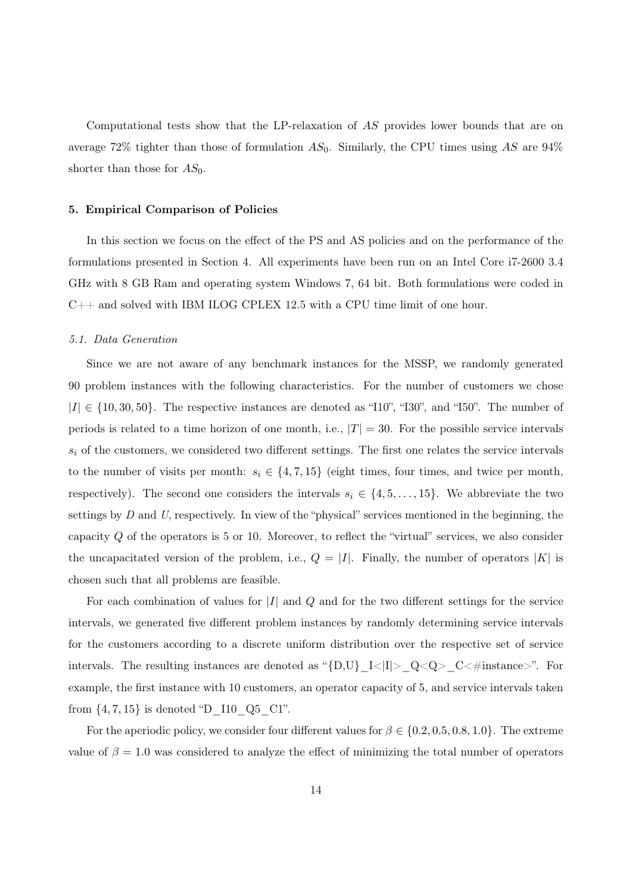Computational tests show that the LP-relaxation of $AS$ provides lower bounds that are on average 72% tighter than those of formulation $AS_0$. Similarly, the CPU times using $AS$ are 94% shorter than those for $AS_0$.

## 5. Empirical Comparison of Policies

In this section we focus on the effect of the PS and AS policies and on the performance of the formulations presented in Section 4. All experiments have been run on an Intel Core i7-2600 3.4 GHz with 8 GB Ram and operating system Windows 7, 64 bit. Both formulations were coded in C++ and solved with IBM ILOG CPLEX 12.5 with a CPU time limit of one hour.

### *5.1. Data Generation*

Since we are not aware of any benchmark instances for the MSSP, we randomly generated 90 problem instances with the following characteristics. For the number of customers we chose $|I| \in \{10, 30, 50\}$. The respective instances are denoted as "I10", "I30", and "I50". The number of periods is related to a time horizon of one month, i.e., $|T| = 30$. For the possible service intervals $s_i$ of the customers, we considered two different settings. The first one relates the service intervals to the number of visits per month: $s_i \in \{4, 7, 15\}$ (eight times, four times, and twice per month, respectively). The second one considers the intervals $s_i \in \{4, 5, \dots, 15\}$. We abbreviate the two settings by $D$ and $U$, respectively. In view of the "physical" services mentioned in the beginning, the capacity $Q$ of the operators is 5 or 10. Moreover, to reflect the "virtual" services, we also consider the uncapacitated version of the problem, i.e., $Q = |I|$. Finally, the number of operators $|K|$ is chosen such that all problems are feasible.

For each combination of values for $|I|$ and $Q$ and for the two different settings for the service intervals, we generated five different problem instances by randomly determining service intervals for the customers according to a discrete uniform distribution over the respective set of service intervals. The resulting instances are denoted as "{D,U}_I<|I|>_Q<Q>_C<#instance>". For example, the first instance with 10 customers, an operator capacity of 5, and service intervals taken from $\{4, 7, 15\}$ is denoted "D_I10_Q5_C1".

For the aperiodic policy, we consider four different values for $\beta \in \{0.2, 0.5, 0.8, 1.0\}$. The extreme value of $\beta = 1.0$ was considered to analyze the effect of minimizing the total number of operators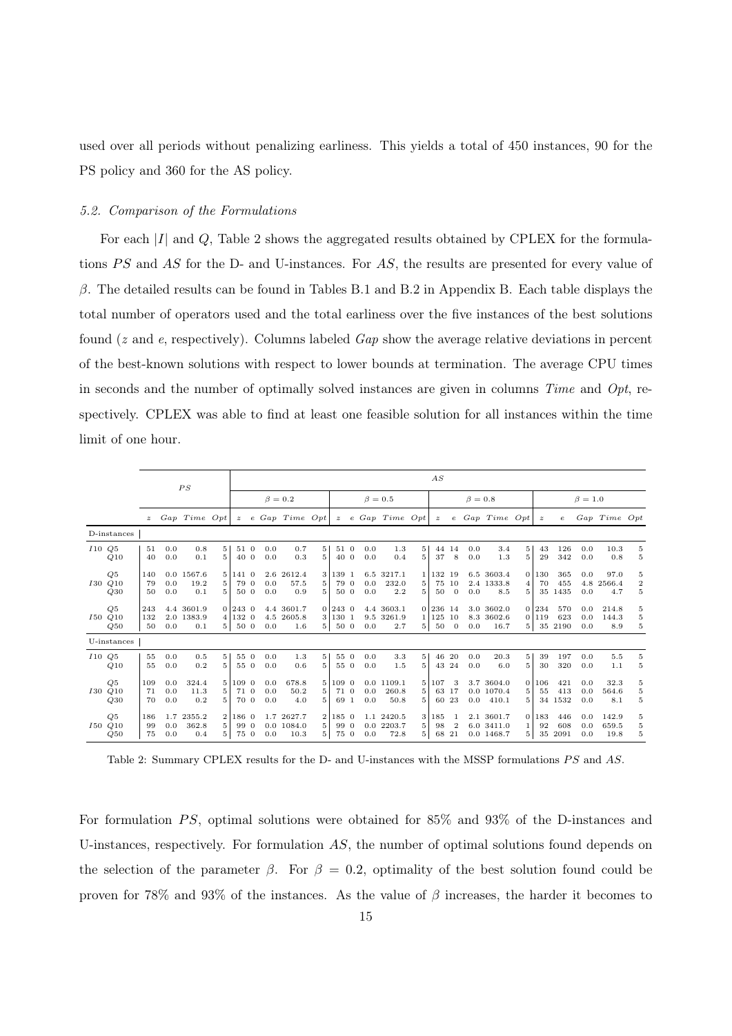used over all periods without penalizing earliness. This yields a total of 450 instances, 90 for the PS policy and 360 for the AS policy.

### 5.2. Comparison of the Formulations

For each $|I|$ and $Q$, Table 2 shows the aggregated results obtained by CPLEX for the formulations *PS* and *AS* for the D- and U-instances. For *AS*, the results are presented for every value of $\beta$. The detailed results can be found in Tables B.1 and B.2 in Appendix B. Each table displays the total number of operators used and the total earliness over the five instances of the best solutions found ($z$ and $e$, respectively). Columns labeled *Gap* show the average relative deviations in percent of the best-known solutions with respect to lower bounds at termination. The average CPU times in seconds and the number of optimally solved instances are given in columns *Time* and *Opt*, respectively. CPLEX was able to find at least one feasible solution for all instances within the time limit of one hour.

| | | *PS* | | | | *AS* | | | | | | | | | | | | | | | | | | | | |
|---|---|---|---|---|---|---|---|---|---|---|---|---|---|---|---|---|---|---|---|---|---|---|---|---|---|---|
| | | | | | | $\beta = 0.2$ | | | | | $\beta = 0.5$ | | | | | $\beta = 0.8$ | | | | | $\beta = 1.0$ | | | | | |
| | | $z$ | *Gap* | *Time* | *Opt* | $z$ | $e$ | *Gap* | *Time* | *Opt* | $z$ | $e$ | *Gap* | *Time* | *Opt* | $z$ | $e$ | *Gap* | *Time* | *Opt* | $z$ | $e$ | *Gap* | *Time* | *Opt* |
| D-instances | | | | | | | | | | | | | | | | | | | | | | | | | |
| $I10$ | $Q5$ | 51 | 0.0 | 0.8 | 5 | 51 | 0 | 0.0 | 0.7 | 5 | 51 | 0 | 0.0 | 1.3 | 5 | 44 | 14 | 0.0 | 3.4 | 5 | 43 | 126 | 0.0 | 10.3 | 5 |
| | $Q10$ | 40 | 0.0 | 0.1 | 5 | 40 | 0 | 0.0 | 0.3 | 5 | 40 | 0 | 0.0 | 0.4 | 5 | 37 | 8 | 0.0 | 1.3 | 5 | 29 | 342 | 0.0 | 0.8 | 5 |
| $I30$ | $Q5$ | 140 | 0.0 | 1567.6 | 5 | 141 | 0 | 2.6 | 2612.4 | 3 | 139 | 1 | 6.5 | 3217.1 | 1 | 132 | 19 | 6.5 | 3603.4 | 0 | 130 | 365 | 0.0 | 97.0 | 5 |
| | $Q10$ | 79 | 0.0 | 19.2 | 5 | 79 | 0 | 0.0 | 57.5 | 5 | 79 | 0 | 0.0 | 232.0 | 5 | 75 | 10 | 2.4 | 1333.8 | 4 | 70 | 455 | 4.8 | 2566.4 | 2 |
| | $Q30$ | 50 | 0.0 | 0.1 | 5 | 50 | 0 | 0.0 | 0.9 | 5 | 50 | 0 | 0.0 | 2.2 | 5 | 50 | 0 | 0.0 | 8.5 | 5 | 35 | 1435 | 0.0 | 4.7 | 5 |
| $I50$ | $Q5$ | 243 | 4.4 | 3601.9 | 0 | 243 | 0 | 4.4 | 3601.7 | 0 | 243 | 0 | 4.4 | 3603.1 | 0 | 236 | 14 | 3.0 | 3602.0 | 0 | 234 | 570 | 0.0 | 214.8 | 5 |
| | $Q10$ | 132 | 2.0 | 1383.9 | 4 | 132 | 0 | 4.5 | 2605.8 | 3 | 130 | 1 | 9.5 | 3261.9 | 1 | 125 | 10 | 8.3 | 3602.6 | 0 | 119 | 623 | 0.0 | 144.3 | 5 |
| | $Q50$ | 50 | 0.0 | 0.1 | 5 | 50 | 0 | 0.0 | 1.6 | 5 | 50 | 0 | 0.0 | 2.7 | 5 | 50 | 0 | 0.0 | 16.7 | 5 | 35 | 2190 | 0.0 | 8.9 | 5 |
| U-instances | | | | | | | | | | | | | | | | | | | | | | | | | |
| $I10$ | $Q5$ | 55 | 0.0 | 0.5 | 5 | 55 | 0 | 0.0 | 1.3 | 5 | 55 | 0 | 0.0 | 3.3 | 5 | 46 | 20 | 0.0 | 20.3 | 5 | 39 | 197 | 0.0 | 5.5 | 5 |
| | $Q10$ | 55 | 0.0 | 0.2 | 5 | 55 | 0 | 0.0 | 0.6 | 5 | 55 | 0 | 0.0 | 1.5 | 5 | 43 | 24 | 0.0 | 6.0 | 5 | 30 | 320 | 0.0 | 1.1 | 5 |
| $I30$ | $Q5$ | 109 | 0.0 | 324.4 | 5 | 109 | 0 | 0.0 | 678.8 | 5 | 109 | 0 | 0.0 | 1109.1 | 5 | 107 | 3 | 3.7 | 3604.0 | 0 | 106 | 421 | 0.0 | 32.3 | 5 |
| | $Q10$ | 71 | 0.0 | 11.3 | 5 | 71 | 0 | 0.0 | 50.2 | 5 | 71 | 0 | 0.0 | 260.8 | 5 | 63 | 17 | 0.0 | 1070.4 | 5 | 55 | 413 | 0.0 | 564.6 | 5 |
| | $Q30$ | 70 | 0.0 | 0.2 | 5 | 70 | 0 | 0.0 | 4.0 | 5 | 69 | 1 | 0.0 | 50.8 | 5 | 60 | 23 | 0.0 | 410.1 | 5 | 34 | 1532 | 0.0 | 8.1 | 5 |
| $I50$ | $Q5$ | 186 | 1.7 | 2355.2 | 2 | 186 | 0 | 1.7 | 2627.7 | 2 | 185 | 0 | 1.1 | 2420.5 | 3 | 185 | 1 | 2.1 | 3601.7 | 0 | 183 | 446 | 0.0 | 142.9 | 5 |
| | $Q10$ | 99 | 0.0 | 362.8 | 5 | 99 | 0 | 0.0 | 1084.0 | 5 | 99 | 0 | 0.0 | 2203.7 | 5 | 98 | 2 | 6.0 | 3411.0 | 1 | 92 | 608 | 0.0 | 659.5 | 5 |
| | $Q50$ | 75 | 0.0 | 0.4 | 5 | 75 | 0 | 0.0 | 10.3 | 5 | 75 | 0 | 0.0 | 72.8 | 5 | 68 | 21 | 0.0 | 1468.7 | 5 | 35 | 2091 | 0.0 | 19.8 | 5 |

Table 2: Summary CPLEX results for the D- and U-instances with the MSSP formulations *PS* and *AS*.

For formulation *PS*, optimal solutions were obtained for 85% and 93% of the D-instances and U-instances, respectively. For formulation *AS*, the number of optimal solutions found depends on the selection of the parameter $\beta$. For $\beta = 0.2$, optimality of the best solution found could be proven for 78% and 93% of the instances. As the value of $\beta$ increases, the harder it becomes to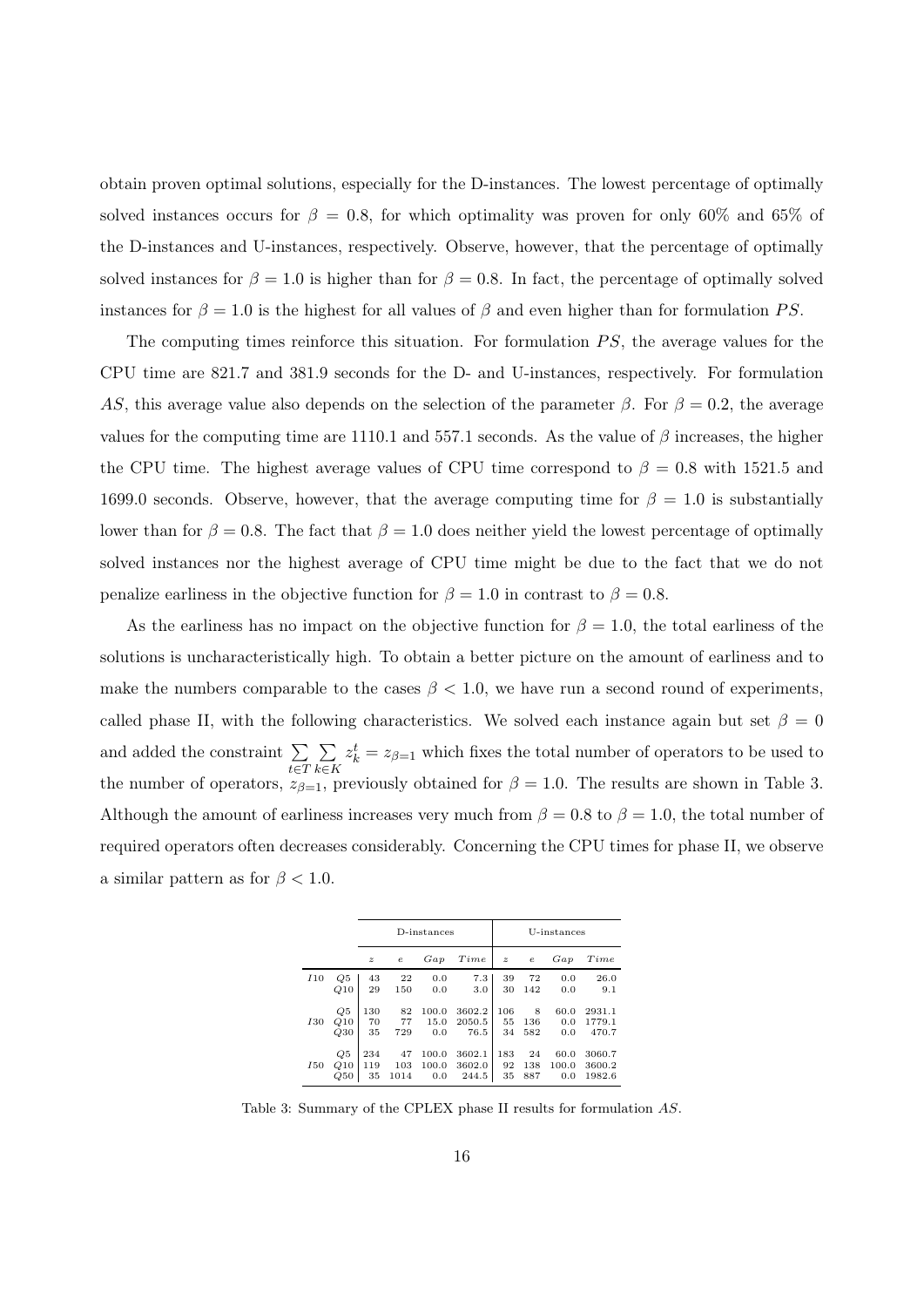obtain proven optimal solutions, especially for the D-instances. The lowest percentage of optimally solved instances occurs for $\beta = 0.8$, for which optimality was proven for only 60% and 65% of the D-instances and U-instances, respectively. Observe, however, that the percentage of optimally solved instances for $\beta = 1.0$ is higher than for $\beta = 0.8$. In fact, the percentage of optimally solved instances for $\beta = 1.0$ is the highest for all values of $\beta$ and even higher than for formulation $PS$.

The computing times reinforce this situation. For formulation $PS$, the average values for the CPU time are 821.7 and 381.9 seconds for the D- and U-instances, respectively. For formulation $AS$, this average value also depends on the selection of the parameter $\beta$. For $\beta = 0.2$, the average values for the computing time are 1110.1 and 557.1 seconds. As the value of $\beta$ increases, the higher the CPU time. The highest average values of CPU time correspond to $\beta = 0.8$ with 1521.5 and 1699.0 seconds. Observe, however, that the average computing time for $\beta = 1.0$ is substantially lower than for $\beta = 0.8$. The fact that $\beta = 1.0$ does neither yield the lowest percentage of optimally solved instances nor the highest average of CPU time might be due to the fact that we do not penalize earliness in the objective function for $\beta = 1.0$ in contrast to $\beta = 0.8$.

As the earliness has no impact on the objective function for $\beta = 1.0$, the total earliness of the solutions is uncharacteristically high. To obtain a better picture on the amount of earliness and to make the numbers comparable to the cases $\beta < 1.0$, we have run a second round of experiments, called phase II, with the following characteristics. We solved each instance again but set $\beta = 0$ and added the constraint $\sum_{t \in T} \sum_{k \in K} z_k^t = z_{\beta=1}$ which fixes the total number of operators to be used to the number of operators, $z_{\beta=1}$, previously obtained for $\beta = 1.0$. The results are shown in Table 3. Although the amount of earliness increases very much from $\beta = 0.8$ to $\beta = 1.0$, the total number of required operators often decreases considerably. Concerning the CPU times for phase II, we observe a similar pattern as for $\beta < 1.0$.

| | | D-instances | | | | U-instances | | | |
|---|---|---|---|---|---|---|---|---|---|
| | | $z$ | $e$ | $Gap$ | $Time$ | $z$ | $e$ | $Gap$ | $Time$ |
| $I10$ | $Q5$ | 43 | 22 | 0.0 | 7.3 | 39 | 72 | 0.0 | 26.0 |
| | $Q10$ | 29 | 150 | 0.0 | 3.0 | 30 | 142 | 0.0 | 9.1 |
| $I30$ | $Q5$ | 130 | 82 | 100.0 | 3602.2 | 106 | 8 | 60.0 | 2931.1 |
| | $Q10$ | 70 | 77 | 15.0 | 2050.5 | 55 | 136 | 0.0 | 1779.1 |
| | $Q30$ | 35 | 729 | 0.0 | 76.5 | 34 | 582 | 0.0 | 470.7 |
| $I50$ | $Q5$ | 234 | 47 | 100.0 | 3602.1 | 183 | 24 | 60.0 | 3060.7 |
| | $Q10$ | 119 | 103 | 100.0 | 3602.0 | 92 | 138 | 100.0 | 3600.2 |
| | $Q50$ | 35 | 1014 | 0.0 | 244.5 | 35 | 887 | 0.0 | 1982.6 |

Table 3: Summary of the CPLEX phase II results for formulation $AS$.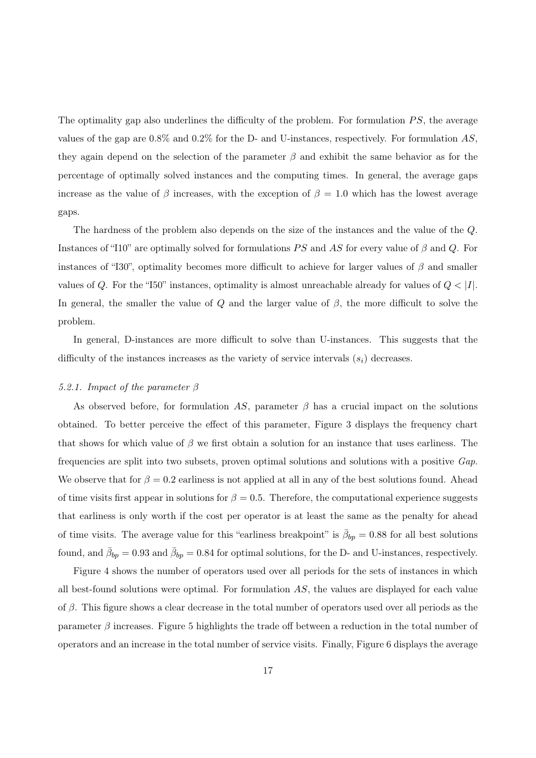The optimality gap also underlines the difficulty of the problem. For formulation $PS$, the average values of the gap are 0.8% and 0.2% for the D- and U-instances, respectively. For formulation $AS$, they again depend on the selection of the parameter $\beta$ and exhibit the same behavior as for the percentage of optimally solved instances and the computing times. In general, the average gaps increase as the value of $\beta$ increases, with the exception of $\beta = 1.0$ which has the lowest average gaps.

The hardness of the problem also depends on the size of the instances and the value of the $Q$. Instances of "I10" are optimally solved for formulations $PS$ and $AS$ for every value of $\beta$ and $Q$. For instances of "I30", optimality becomes more difficult to achieve for larger values of $\beta$ and smaller values of $Q$. For the "I50" instances, optimality is almost unreachable already for values of $Q < |I|$. In general, the smaller the value of $Q$ and the larger value of $\beta$, the more difficult to solve the problem.

In general, D-instances are more difficult to solve than U-instances. This suggests that the difficulty of the instances increases as the variety of service intervals ($s_i$) decreases.

### 5.2.1. Impact of the parameter $\beta$

As observed before, for formulation $AS$, parameter $\beta$ has a crucial impact on the solutions obtained. To better perceive the effect of this parameter, Figure 3 displays the frequency chart that shows for which value of $\beta$ we first obtain a solution for an instance that uses earliness. The frequencies are split into two subsets, proven optimal solutions and solutions with a positive *Gap*. We observe that for $\beta = 0.2$ earliness is not applied at all in any of the best solutions found. Ahead of time visits first appear in solutions for $\beta = 0.5$. Therefore, the computational experience suggests that earliness is only worth if the cost per operator is at least the same as the penalty for ahead of time visits. The average value for this "earliness breakpoint" is $\bar{\beta}_{bp} = 0.88$ for all best solutions found, and $\bar{\beta}_{bp} = 0.93$ and $\bar{\beta}_{bp} = 0.84$ for optimal solutions, for the D- and U-instances, respectively.

Figure 4 shows the number of operators used over all periods for the sets of instances in which all best-found solutions were optimal. For formulation $AS$, the values are displayed for each value of $\beta$. This figure shows a clear decrease in the total number of operators used over all periods as the parameter $\beta$ increases. Figure 5 highlights the trade off between a reduction in the total number of operators and an increase in the total number of service visits. Finally, Figure 6 displays the average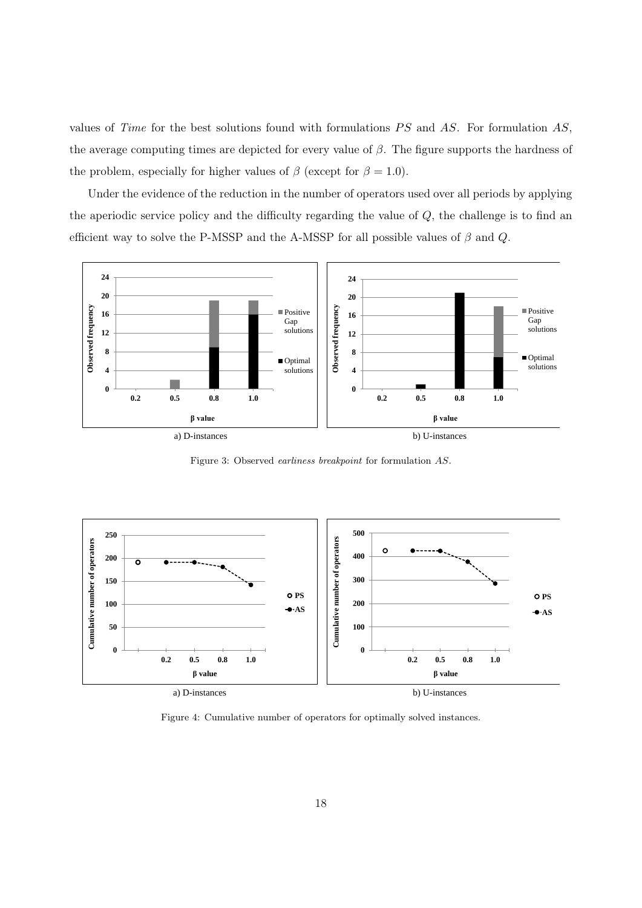values of *Time* for the best solutions found with formulations *PS* and *AS*. For formulation *AS*, the average computing times are depicted for every value of $\beta$. The figure supports the hardness of the problem, especially for higher values of $\beta$ (except for $\beta = 1.0$).

Under the evidence of the reduction in the number of operators used over all periods by applying the aperiodic service policy and the difficulty regarding the value of $Q$, the challenge is to find an efficient way to solve the P-MSSP and the A-MSSP for all possible values of $\beta$ and $Q$.

Figure 3: Observed *earliness breakpoint* for formulation *AS*.

Figure 4: Cumulative number of operators for optimally solved instances.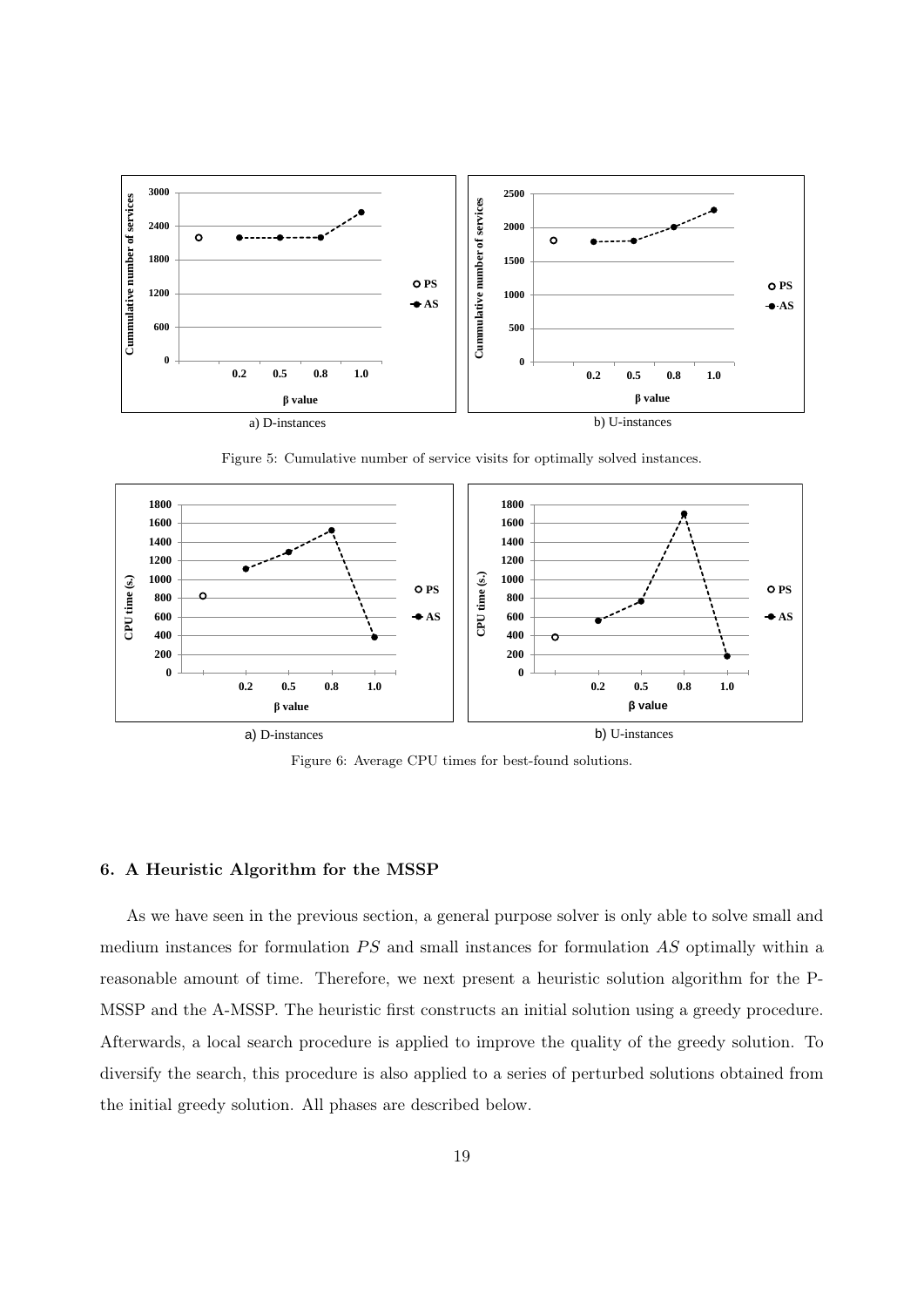Figure 5: Cumulative number of service visits for optimally solved instances.

Figure 6: Average CPU times for best-found solutions.

## 6. A Heuristic Algorithm for the MSSP

As we have seen in the previous section, a general purpose solver is only able to solve small and medium instances for formulation $PS$ and small instances for formulation $AS$ optimally within a reasonable amount of time. Therefore, we next present a heuristic solution algorithm for the P-MSSP and the A-MSSP. The heuristic first constructs an initial solution using a greedy procedure. Afterwards, a local search procedure is applied to improve the quality of the greedy solution. To diversify the search, this procedure is also applied to a series of perturbed solutions obtained from the initial greedy solution. All phases are described below.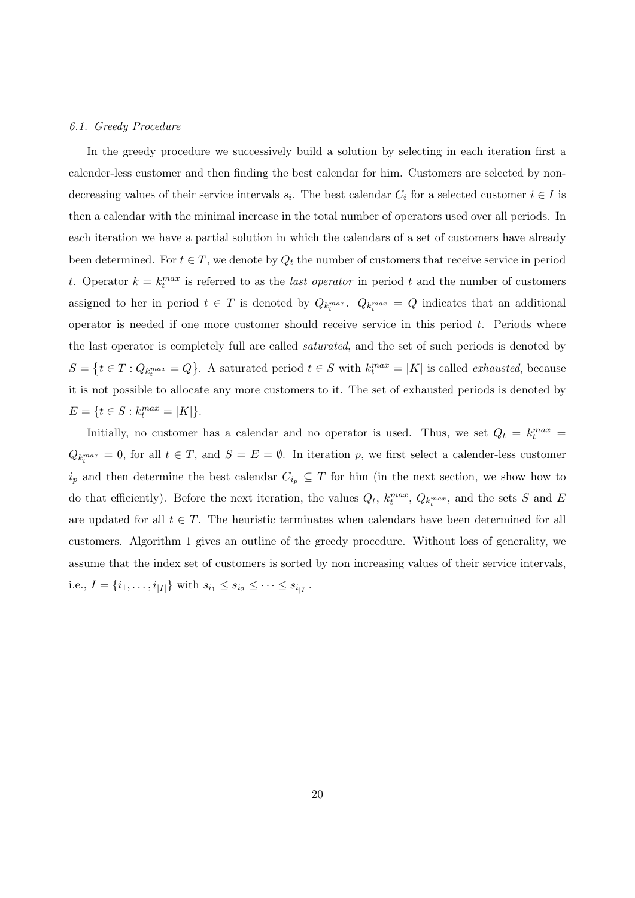### 6.1. Greedy Procedure

In the greedy procedure we successively build a solution by selecting in each iteration first a calender-less customer and then finding the best calendar for him. Customers are selected by non-decreasing values of their service intervals $s_i$. The best calendar $C_i$ for a selected customer $i \in I$ is then a calendar with the minimal increase in the total number of operators used over all periods. In each iteration we have a partial solution in which the calendars of a set of customers have already been determined. For $t \in T$, we denote by $Q_t$ the number of customers that receive service in period $t$. Operator $k = k_t^{max}$ is referred to as the *last operator* in period $t$ and the number of customers assigned to her in period $t \in T$ is denoted by $Q_{k_t^{max}}$. $Q_{k_t^{max}} = Q$ indicates that an additional operator is needed if one more customer should receive service in this period $t$. Periods where the last operator is completely full are called *saturated*, and the set of such periods is denoted by $S = \{t \in T : Q_{k_t^{max}} = Q\}$. A saturated period $t \in S$ with $k_t^{max} = |K|$ is called *exhausted*, because it is not possible to allocate any more customers to it. The set of exhausted periods is denoted by $E = \{t \in S : k_t^{max} = |K|\}$.

Initially, no customer has a calendar and no operator is used. Thus, we set $Q_t = k_t^{max} = Q_{k_t^{max}} = 0$, for all $t \in T$, and $S = E = \emptyset$. In iteration $p$, we first select a calender-less customer $i_p$ and then determine the best calendar $C_{i_p} \subseteq T$ for him (in the next section, we show how to do that efficiently). Before the next iteration, the values $Q_t$, $k_t^{max}$, $Q_{k_t^{max}}$, and the sets $S$ and $E$ are updated for all $t \in T$. The heuristic terminates when calendars have been determined for all customers. Algorithm 1 gives an outline of the greedy procedure. Without loss of generality, we assume that the index set of customers is sorted by non increasing values of their service intervals, i.e., $I = \{i_1, \ldots, i_{|I|}\}$ with $s_{i_1} \leq s_{i_2} \leq \cdots \leq s_{i_{|I|}}$.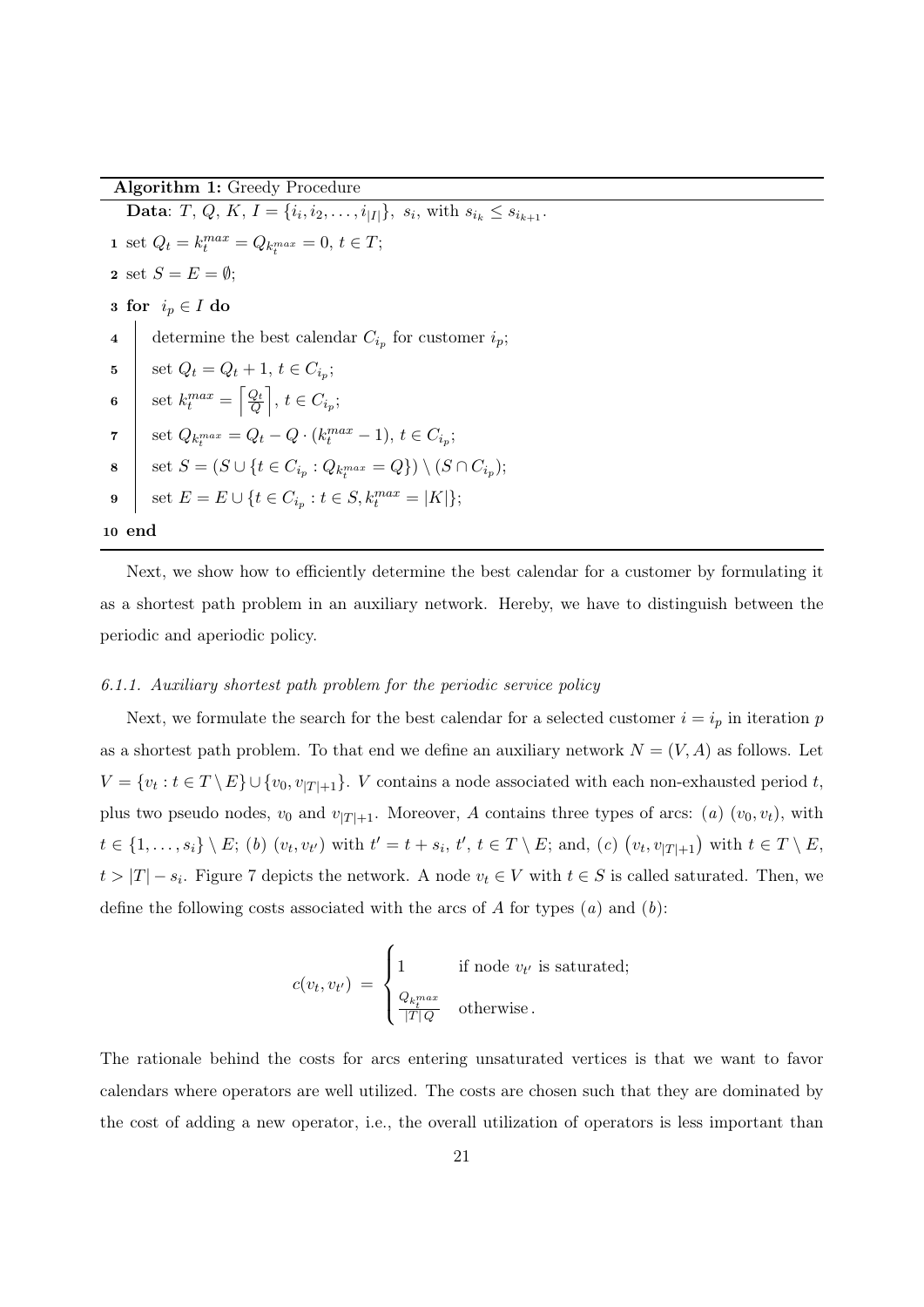**Algorithm 1:** Greedy Procedure

```
Data: T, Q, K, I = {i_i, i_2, ..., i_|I|}, s_i, with s_{i_k} ≤ s_{i_{k+1}}.
1  set Q_t = k_t^max = Q_{k_t^max} = 0, t ∈ T;
2  set S = E = ∅;
3  for i_p ∈ I do
4      determine the best calendar C_{i_p} for customer i_p;
5      set Q_t = Q_t + 1, t ∈ C_{i_p};
6      set k_t^max = ⌈Q_t / Q⌉, t ∈ C_{i_p};
7      set Q_{k_t^max} = Q_t − Q · (k_t^max − 1), t ∈ C_{i_p};
8      set S = (S ∪ {t ∈ C_{i_p} : Q_{k_t^max} = Q}) \ (S ∩ C_{i_p});
9      set E = E ∪ {t ∈ C_{i_p} : t ∈ S, k_t^max = |K|};
10 end
```

Next, we show how to efficiently determine the best calendar for a customer by formulating it as a shortest path problem in an auxiliary network. Hereby, we have to distinguish between the periodic and aperiodic policy.

#### *6.1.1. Auxiliary shortest path problem for the periodic service policy*

Next, we formulate the search for the best calendar for a selected customer $i = i_p$ in iteration $p$ as a shortest path problem. To that end we define an auxiliary network $N = (V, A)$ as follows. Let $V = \{v_t : t \in T \setminus E\} \cup \{v_0, v_{|T|+1}\}$. $V$ contains a node associated with each non-exhausted period $t$, plus two pseudo nodes, $v_0$ and $v_{|T|+1}$. Moreover, $A$ contains three types of arcs: $(a)$ $(v_0, v_t)$, with $t \in \{1, \ldots, s_i\} \setminus E$; $(b)$ $(v_t, v_{t'})$ with $t' = t + s_i$, $t'$, $t \in T \setminus E$; and, $(c)$ $(v_t, v_{|T|+1})$ with $t \in T \setminus E$, $t > |T| - s_i$. Figure 7 depicts the network. A node $v_t \in V$ with $t \in S$ is called saturated. Then, we define the following costs associated with the arcs of $A$ for types $(a)$ and $(b)$:

$$c(v_t, v_{t'}) = \begin{cases} 1 & \text{if node } v_{t'} \text{ is saturated;} \\ \frac{Q_{k_t^{max}}}{|T|Q} & \text{otherwise}. \end{cases}$$

The rationale behind the costs for arcs entering unsaturated vertices is that we want to favor calendars where operators are well utilized. The costs are chosen such that they are dominated by the cost of adding a new operator, i.e., the overall utilization of operators is less important than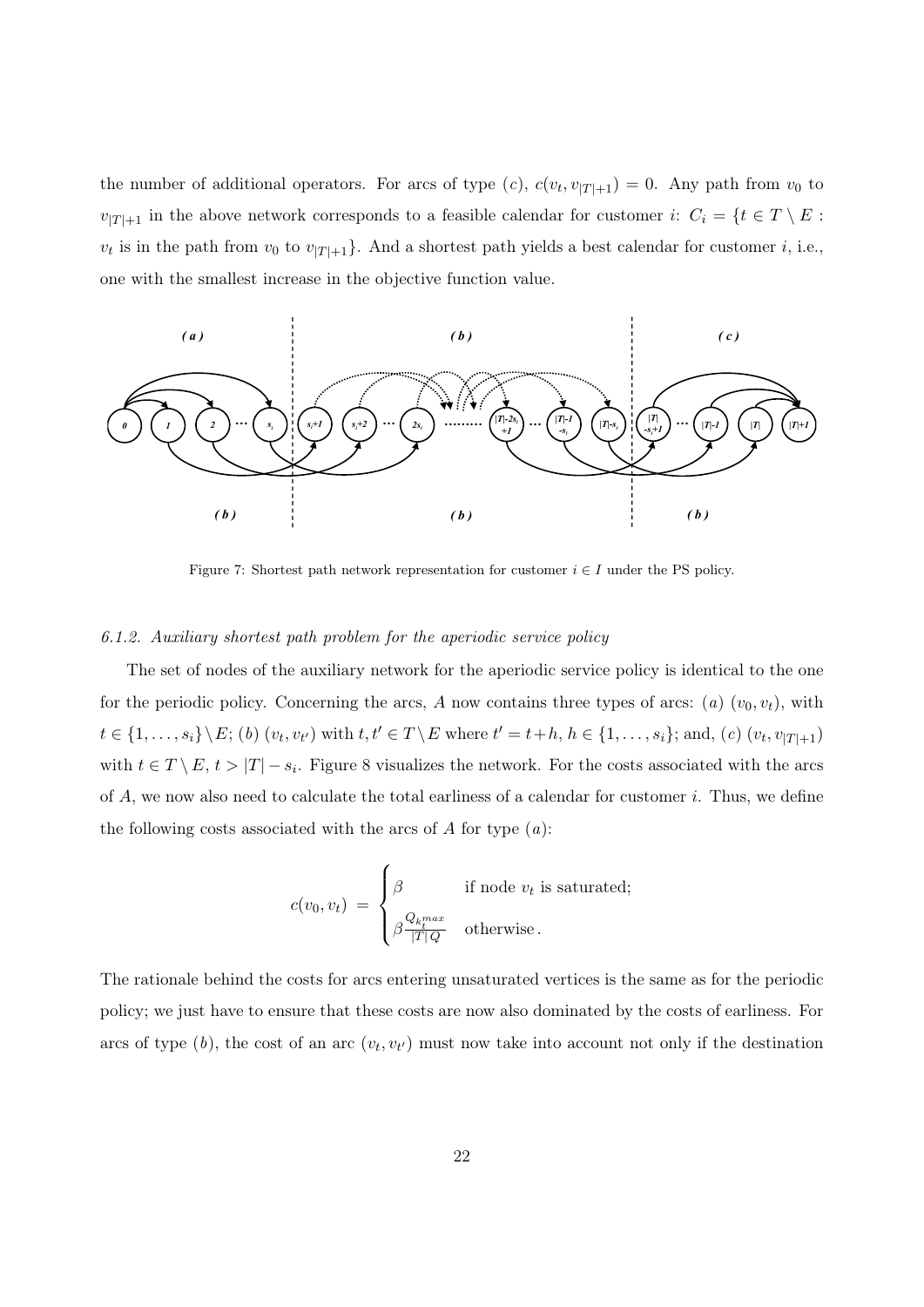the number of additional operators. For arcs of type $(c)$, $c(v_t, v_{|T|+1}) = 0$. Any path from $v_0$ to $v_{|T|+1}$ in the above network corresponds to a feasible calendar for customer $i$: $C_i = \{t \in T \setminus E : v_t \text{ is in the path from } v_0 \text{ to } v_{|T|+1}\}$. And a shortest path yields a best calendar for customer $i$, i.e., one with the smallest increase in the objective function value.

Figure 7: Shortest path network representation for customer $i \in I$ under the PS policy.

### 6.1.2. Auxiliary shortest path problem for the aperiodic service policy

The set of nodes of the auxiliary network for the aperiodic service policy is identical to the one for the periodic policy. Concerning the arcs, $A$ now contains three types of arcs: $(a)$ $(v_0, v_t)$, with $t \in \{1, \ldots, s_i\} \setminus E$; $(b)$ $(v_t, v_{t'})$ with $t, t' \in T \setminus E$ where $t' = t + h$, $h \in \{1, \ldots, s_i\}$; and, $(c)$ $(v_t, v_{|T|+1})$ with $t \in T \setminus E$, $t > |T| - s_i$. Figure 8 visualizes the network. For the costs associated with the arcs of $A$, we now also need to calculate the total earliness of a calendar for customer $i$. Thus, we define the following costs associated with the arcs of $A$ for type $(a)$:

$$c(v_0, v_t) = \begin{cases} \beta & \text{if node } v_t \text{ is saturated;} \\ \beta \frac{Q_{k_t^{max}}}{|T|Q} & \text{otherwise}. \end{cases}$$

The rationale behind the costs for arcs entering unsaturated vertices is the same as for the periodic policy; we just have to ensure that these costs are now also dominated by the costs of earliness. For arcs of type $(b)$, the cost of an arc $(v_t, v_{t'})$ must now take into account not only if the destination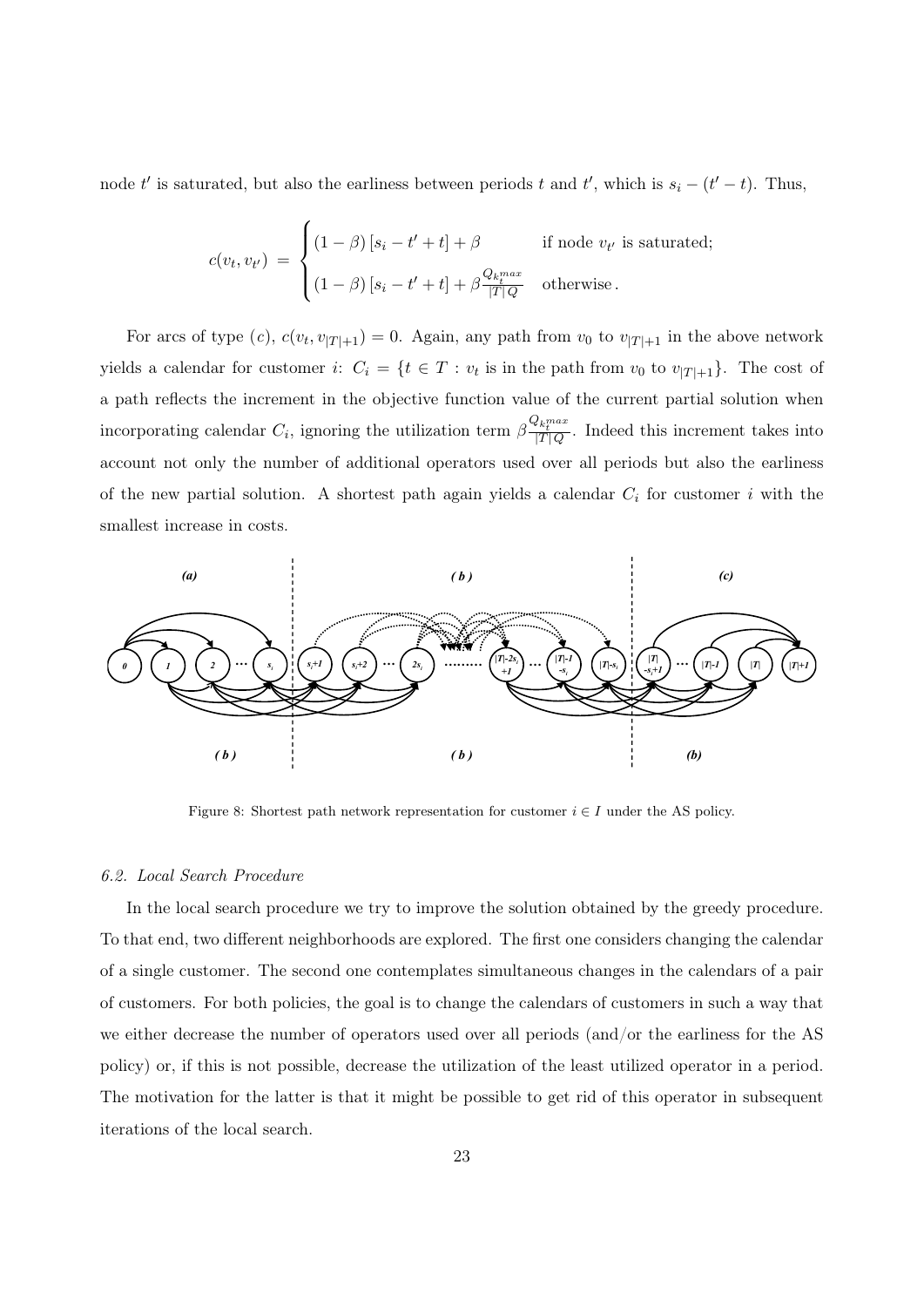node $t'$ is saturated, but also the earliness between periods $t$ and $t'$, which is $s_i - (t' - t)$. Thus,

$$c(v_t, v_{t'}) = \begin{cases} (1-\beta)\left[s_i - t' + t\right] + \beta & \text{if node } v_{t'} \text{ is saturated;} \\ (1-\beta)\left[s_i - t' + t\right] + \beta \frac{Q_{k_t^{max}}}{|T|Q} & \text{otherwise}. \end{cases}$$

For arcs of type $(c)$, $c(v_t, v_{|T|+1}) = 0$. Again, any path from $v_0$ to $v_{|T|+1}$ in the above network yields a calendar for customer $i$: $C_i = \{t \in T : v_t \text{ is in the path from } v_0 \text{ to } v_{|T|+1}\}$. The cost of a path reflects the increment in the objective function value of the current partial solution when incorporating calendar $C_i$, ignoring the utilization term $\beta \frac{Q_{k_t^{max}}}{|T|Q}$. Indeed this increment takes into account not only the number of additional operators used over all periods but also the earliness of the new partial solution. A shortest path again yields a calendar $C_i$ for customer $i$ with the smallest increase in costs.

Figure 8: Shortest path network representation for customer $i \in I$ under the AS policy.

### 6.2. Local Search Procedure

In the local search procedure we try to improve the solution obtained by the greedy procedure. To that end, two different neighborhoods are explored. The first one considers changing the calendar of a single customer. The second one contemplates simultaneous changes in the calendars of a pair of customers. For both policies, the goal is to change the calendars of customers in such a way that we either decrease the number of operators used over all periods (and/or the earliness for the AS policy) or, if this is not possible, decrease the utilization of the least utilized operator in a period. The motivation for the latter is that it might be possible to get rid of this operator in subsequent iterations of the local search.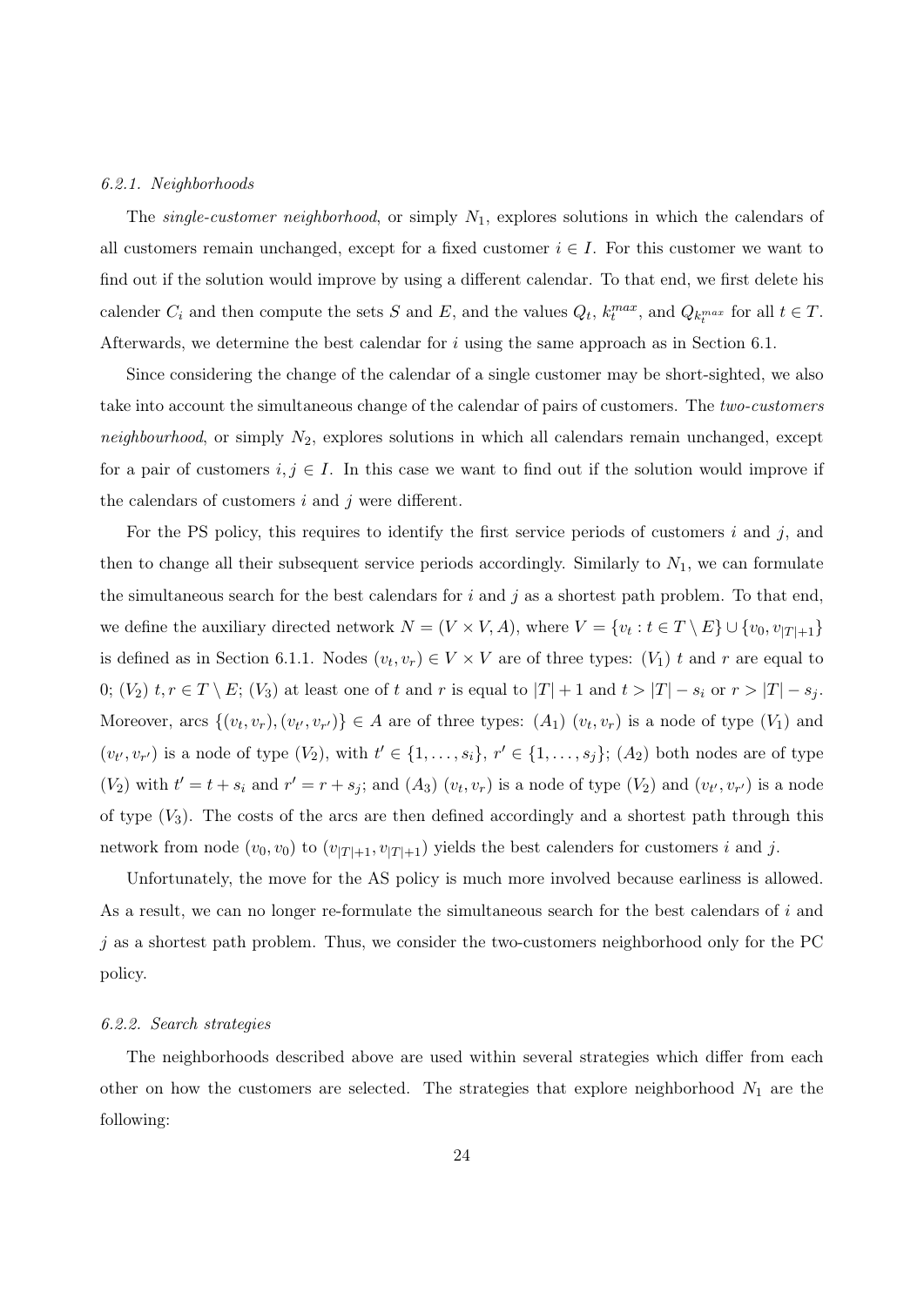#### 6.2.1. Neighborhoods

The *single-customer neighborhood*, or simply $N_1$, explores solutions in which the calendars of all customers remain unchanged, except for a fixed customer $i \in I$. For this customer we want to find out if the solution would improve by using a different calendar. To that end, we first delete his calender $C_i$ and then compute the sets $S$ and $E$, and the values $Q_t$, $k_t^{max}$, and $Q_{k_t^{max}}$ for all $t \in T$. Afterwards, we determine the best calendar for $i$ using the same approach as in Section 6.1.

Since considering the change of the calendar of a single customer may be short-sighted, we also take into account the simultaneous change of the calendar of pairs of customers. The *two-customers neighbourhood*, or simply $N_2$, explores solutions in which all calendars remain unchanged, except for a pair of customers $i, j \in I$. In this case we want to find out if the solution would improve if the calendars of customers $i$ and $j$ were different.

For the PS policy, this requires to identify the first service periods of customers $i$ and $j$, and then to change all their subsequent service periods accordingly. Similarly to $N_1$, we can formulate the simultaneous search for the best calendars for $i$ and $j$ as a shortest path problem. To that end, we define the auxiliary directed network $N = (V \times V, A)$, where $V = \{v_t : t \in T \setminus E\} \cup \{v_0, v_{|T|+1}\}$ is defined as in Section 6.1.1. Nodes $(v_t, v_r) \in V \times V$ are of three types: $(V_1)$ $t$ and $r$ are equal to 0; $(V_2)$ $t, r \in T \setminus E$; $(V_3)$ at least one of $t$ and $r$ is equal to $|T| + 1$ and $t > |T| - s_i$ or $r > |T| - s_j$. Moreover, arcs $\{(v_t, v_r), (v_{t'}, v_{r'})\} \in A$ are of three types: $(A_1)$ $(v_t, v_r)$ is a node of type $(V_1)$ and $(v_{t'}, v_{r'})$ is a node of type $(V_2)$, with $t' \in \{1, \ldots, s_i\}$, $r' \in \{1, \ldots, s_j\}$; $(A_2)$ both nodes are of type $(V_2)$ with $t' = t + s_i$ and $r' = r + s_j$; and $(A_3)$ $(v_t, v_r)$ is a node of type $(V_2)$ and $(v_{t'}, v_{r'})$ is a node of type $(V_3)$. The costs of the arcs are then defined accordingly and a shortest path through this network from node $(v_0, v_0)$ to $(v_{|T|+1}, v_{|T|+1})$ yields the best calenders for customers $i$ and $j$.

Unfortunately, the move for the AS policy is much more involved because earliness is allowed. As a result, we can no longer re-formulate the simultaneous search for the best calendars of $i$ and $j$ as a shortest path problem. Thus, we consider the two-customers neighborhood only for the PC policy.

#### 6.2.2. Search strategies

The neighborhoods described above are used within several strategies which differ from each other on how the customers are selected. The strategies that explore neighborhood $N_1$ are the following: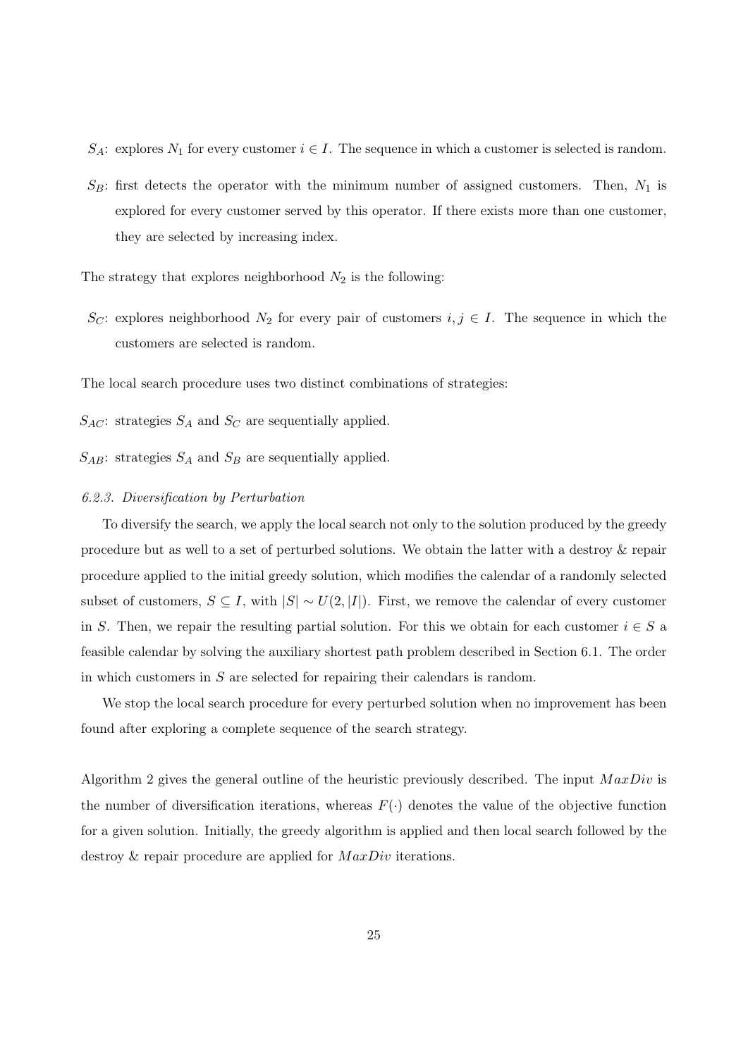- $S_A$: explores $N_1$ for every customer $i \in I$. The sequence in which a customer is selected is random.
- $S_B$: first detects the operator with the minimum number of assigned customers. Then, $N_1$ is explored for every customer served by this operator. If there exists more than one customer, they are selected by increasing index.

The strategy that explores neighborhood $N_2$ is the following:

- $S_C$: explores neighborhood $N_2$ for every pair of customers $i, j \in I$. The sequence in which the customers are selected is random.

The local search procedure uses two distinct combinations of strategies:

$S_{AC}$: strategies $S_A$ and $S_C$ are sequentially applied.

$S_{AB}$: strategies $S_A$ and $S_B$ are sequentially applied.

#### *6.2.3. Diversification by Perturbation*

To diversify the search, we apply the local search not only to the solution produced by the greedy procedure but as well to a set of perturbed solutions. We obtain the latter with a destroy & repair procedure applied to the initial greedy solution, which modifies the calendar of a randomly selected subset of customers, $S \subseteq I$, with $|S| \sim U(2, |I|)$. First, we remove the calendar of every customer in $S$. Then, we repair the resulting partial solution. For this we obtain for each customer $i \in S$ a feasible calendar by solving the auxiliary shortest path problem described in Section 6.1. The order in which customers in $S$ are selected for repairing their calendars is random.

We stop the local search procedure for every perturbed solution when no improvement has been found after exploring a complete sequence of the search strategy.

Algorithm 2 gives the general outline of the heuristic previously described. The input $MaxDiv$ is the number of diversification iterations, whereas $F(\cdot)$ denotes the value of the objective function for a given solution. Initially, the greedy algorithm is applied and then local search followed by the destroy & repair procedure are applied for $MaxDiv$ iterations.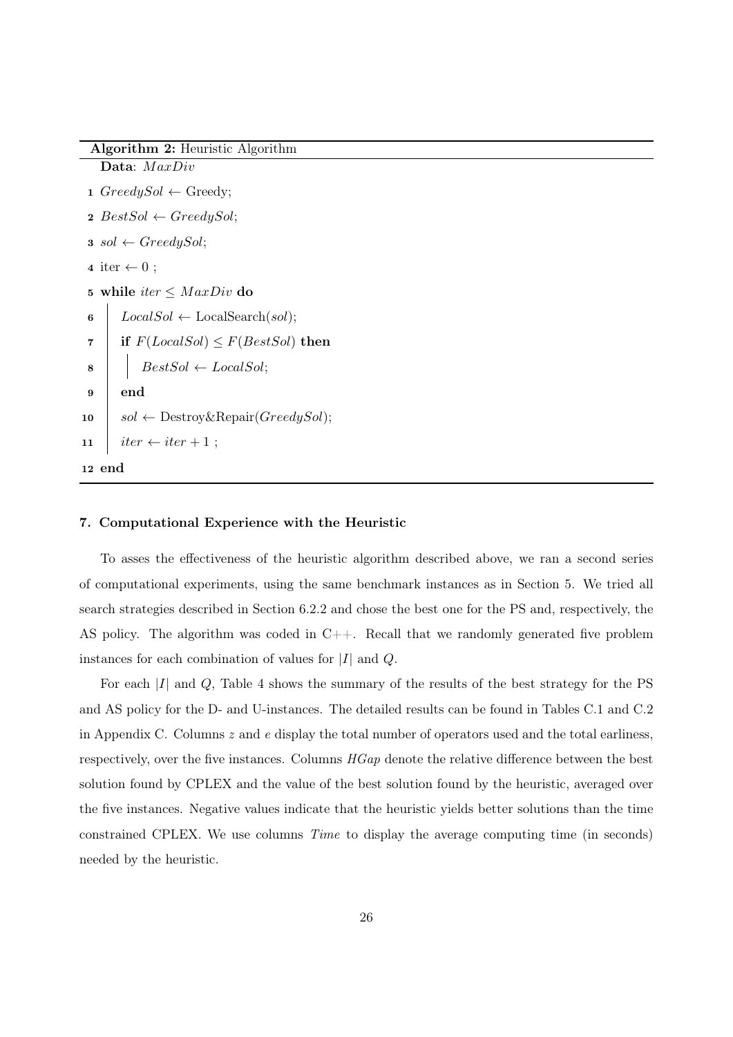**Algorithm 2:** Heuristic Algorithm

```
   Data: MaxDiv
 1 GreedySol ← Greedy;
 2 BestSol ← GreedySol;
 3 sol ← GreedySol;
 4 iter ← 0 ;
 5 while iter ≤ MaxDiv do
 6     LocalSol ← LocalSearch(sol);
 7     if F(LocalSol) ≤ F(BestSol) then
 8         BestSol ← LocalSol;
 9     end
10     sol ← Destroy&Repair(GreedySol);
11     iter ← iter + 1 ;
12 end
```

## 7. Computational Experience with the Heuristic

To asses the effectiveness of the heuristic algorithm described above, we ran a second series of computational experiments, using the same benchmark instances as in Section 5. We tried all search strategies described in Section 6.2.2 and chose the best one for the PS and, respectively, the AS policy. The algorithm was coded in C++. Recall that we randomly generated five problem instances for each combination of values for $|I|$ and $Q$.

For each $|I|$ and $Q$, Table 4 shows the summary of the results of the best strategy for the PS and AS policy for the D- and U-instances. The detailed results can be found in Tables C.1 and C.2 in Appendix C. Columns $z$ and $e$ display the total number of operators used and the total earliness, respectively, over the five instances. Columns *HGap* denote the relative difference between the best solution found by CPLEX and the value of the best solution found by the heuristic, averaged over the five instances. Negative values indicate that the heuristic yields better solutions than the time constrained CPLEX. We use columns *Time* to display the average computing time (in seconds) needed by the heuristic.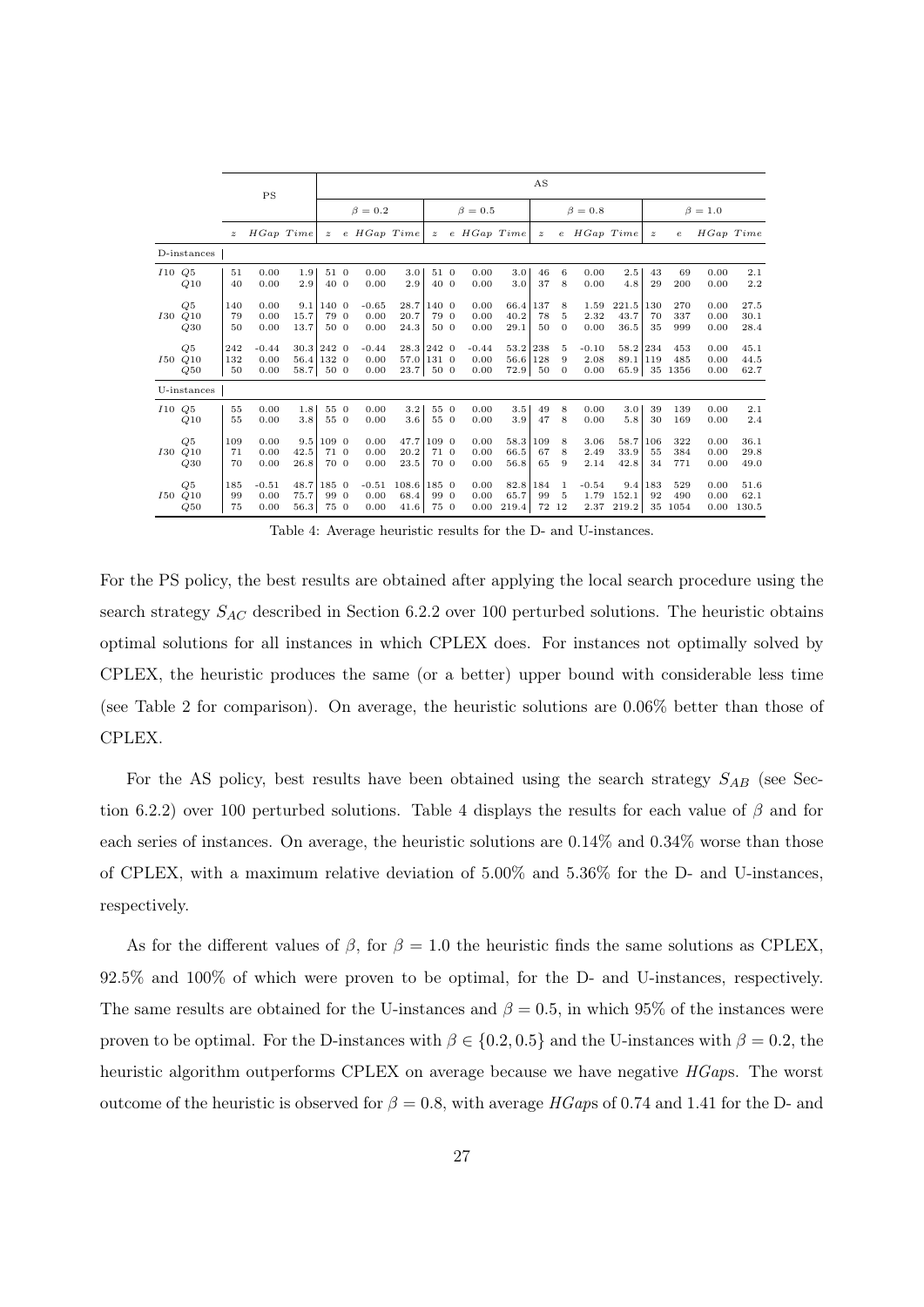| | | PS | | | AS | | | | | | | | | | | | | | | |
|---|---|---|---|---|---|---|---|---|---|---|---|---|---|---|---|---|---|---|---|---|
| | | | | | $\beta = 0.2$ | | | | $\beta = 0.5$ | | | | $\beta = 0.8$ | | | | $\beta = 1.0$ | | | |
| | | $z$ | $HGap$ | $Time$ | $z$ | $e$ | $HGap$ | $Time$ | $z$ | $e$ | $HGap$ | $Time$ | $z$ | $e$ | $HGap$ | $Time$ | $z$ | $e$ | $HGap$ | $Time$ |
| D-instances | | | | | | | | | | | | | | | | | | | | |
| $I10$ | $Q5$ | 51 | 0.00 | 1.9 | 51 | 0 | 0.00 | 3.0 | 51 | 0 | 0.00 | 3.0 | 46 | 6 | 0.00 | 2.5 | 43 | 69 | 0.00 | 2.1 |
| | $Q10$ | 40 | 0.00 | 2.9 | 40 | 0 | 0.00 | 2.9 | 40 | 0 | 0.00 | 3.0 | 37 | 8 | 0.00 | 4.8 | 29 | 200 | 0.00 | 2.2 |
| | $Q5$ | 140 | 0.00 | 9.1 | 140 | 0 | -0.65 | 28.7 | 140 | 0 | 0.00 | 66.4 | 137 | 8 | 1.59 | 221.5 | 130 | 270 | 0.00 | 27.5 |
| $I30$ | $Q10$ | 79 | 0.00 | 15.7 | 79 | 0 | 0.00 | 20.7 | 79 | 0 | 0.00 | 40.2 | 78 | 5 | 2.32 | 43.7 | 70 | 337 | 0.00 | 30.1 |
| | $Q30$ | 50 | 0.00 | 13.7 | 50 | 0 | 0.00 | 24.3 | 50 | 0 | 0.00 | 29.1 | 50 | 0 | 0.00 | 36.5 | 35 | 999 | 0.00 | 28.4 |
| | $Q5$ | 242 | -0.44 | 30.3 | 242 | 0 | -0.44 | 28.3 | 242 | 0 | -0.44 | 53.2 | 238 | 5 | -0.10 | 58.2 | 234 | 453 | 0.00 | 45.1 |
| $I50$ | $Q10$ | 132 | 0.00 | 56.4 | 132 | 0 | 0.00 | 57.0 | 131 | 0 | 0.00 | 56.6 | 128 | 9 | 2.08 | 89.1 | 119 | 485 | 0.00 | 44.5 |
| | $Q50$ | 50 | 0.00 | 58.7 | 50 | 0 | 0.00 | 23.7 | 50 | 0 | 0.00 | 72.9 | 50 | 0 | 0.00 | 65.9 | 35 | 1356 | 0.00 | 62.7 |
| U-instances | | | | | | | | | | | | | | | | | | | | |
| $I10$ | $Q5$ | 55 | 0.00 | 1.8 | 55 | 0 | 0.00 | 3.2 | 55 | 0 | 0.00 | 3.5 | 49 | 8 | 0.00 | 3.0 | 39 | 139 | 0.00 | 2.1 |
| | $Q10$ | 55 | 0.00 | 3.8 | 55 | 0 | 0.00 | 3.6 | 55 | 0 | 0.00 | 3.9 | 47 | 8 | 0.00 | 5.8 | 30 | 169 | 0.00 | 2.4 |
| | $Q5$ | 109 | 0.00 | 9.5 | 109 | 0 | 0.00 | 47.7 | 109 | 0 | 0.00 | 58.3 | 109 | 8 | 3.06 | 58.7 | 106 | 322 | 0.00 | 36.1 |
| $I30$ | $Q10$ | 71 | 0.00 | 42.5 | 71 | 0 | 0.00 | 20.2 | 71 | 0 | 0.00 | 66.5 | 67 | 8 | 2.49 | 33.9 | 55 | 384 | 0.00 | 29.8 |
| | $Q30$ | 70 | 0.00 | 26.8 | 70 | 0 | 0.00 | 23.5 | 70 | 0 | 0.00 | 56.8 | 65 | 9 | 2.14 | 42.8 | 34 | 771 | 0.00 | 49.0 |
| | $Q5$ | 185 | -0.51 | 48.7 | 185 | 0 | -0.51 | 108.6 | 185 | 0 | 0.00 | 82.8 | 184 | 1 | -0.54 | 9.4 | 183 | 529 | 0.00 | 51.6 |
| $I50$ | $Q10$ | 99 | 0.00 | 75.7 | 99 | 0 | 0.00 | 68.4 | 99 | 0 | 0.00 | 65.7 | 99 | 5 | 1.79 | 152.1 | 92 | 490 | 0.00 | 62.1 |
| | $Q50$ | 75 | 0.00 | 56.3 | 75 | 0 | 0.00 | 41.6 | 75 | 0 | 0.00 | 219.4 | 72 | 12 | 2.37 | 219.2 | 35 | 1054 | 0.00 | 130.5 |

Table 4: Average heuristic results for the D- and U-instances.

For the PS policy, the best results are obtained after applying the local search procedure using the search strategy $S_{AC}$ described in Section 6.2.2 over 100 perturbed solutions. The heuristic obtains optimal solutions for all instances in which CPLEX does. For instances not optimally solved by CPLEX, the heuristic produces the same (or a better) upper bound with considerable less time (see Table 2 for comparison). On average, the heuristic solutions are 0.06% better than those of CPLEX.

For the AS policy, best results have been obtained using the search strategy $S_{AB}$ (see Section 6.2.2) over 100 perturbed solutions. Table 4 displays the results for each value of $\beta$ and for each series of instances. On average, the heuristic solutions are 0.14% and 0.34% worse than those of CPLEX, with a maximum relative deviation of 5.00% and 5.36% for the D- and U-instances, respectively.

As for the different values of $\beta$, for $\beta = 1.0$ the heuristic finds the same solutions as CPLEX, 92.5% and 100% of which were proven to be optimal, for the D- and U-instances, respectively. The same results are obtained for the U-instances and $\beta = 0.5$, in which 95% of the instances were proven to be optimal. For the D-instances with $\beta \in \{0.2, 0.5\}$ and the U-instances with $\beta = 0.2$, the heuristic algorithm outperforms CPLEX on average because we have negative *HGap*s. The worst outcome of the heuristic is observed for $\beta = 0.8$, with average *HGap*s of 0.74 and 1.41 for the D- and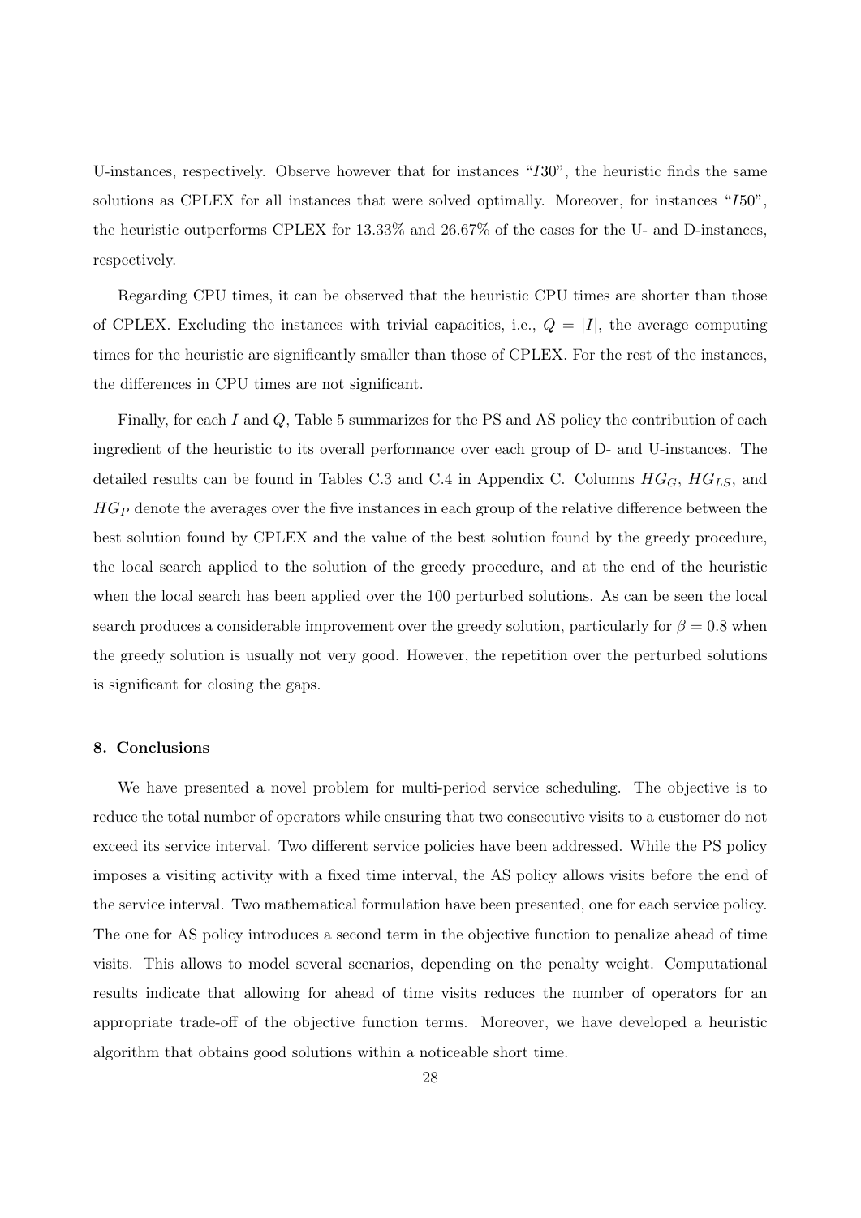U-instances, respectively. Observe however that for instances "$I30$", the heuristic finds the same solutions as CPLEX for all instances that were solved optimally. Moreover, for instances "$I50$", the heuristic outperforms CPLEX for 13.33% and 26.67% of the cases for the U- and D-instances, respectively.

Regarding CPU times, it can be observed that the heuristic CPU times are shorter than those of CPLEX. Excluding the instances with trivial capacities, i.e., $Q = |I|$, the average computing times for the heuristic are significantly smaller than those of CPLEX. For the rest of the instances, the differences in CPU times are not significant.

Finally, for each $I$ and $Q$, Table 5 summarizes for the PS and AS policy the contribution of each ingredient of the heuristic to its overall performance over each group of D- and U-instances. The detailed results can be found in Tables C.3 and C.4 in Appendix C. Columns $HG_G$, $HG_{LS}$, and $HG_P$ denote the averages over the five instances in each group of the relative difference between the best solution found by CPLEX and the value of the best solution found by the greedy procedure, the local search applied to the solution of the greedy procedure, and at the end of the heuristic when the local search has been applied over the 100 perturbed solutions. As can be seen the local search produces a considerable improvement over the greedy solution, particularly for $\beta = 0.8$ when the greedy solution is usually not very good. However, the repetition over the perturbed solutions is significant for closing the gaps.

## 8. Conclusions

We have presented a novel problem for multi-period service scheduling. The objective is to reduce the total number of operators while ensuring that two consecutive visits to a customer do not exceed its service interval. Two different service policies have been addressed. While the PS policy imposes a visiting activity with a fixed time interval, the AS policy allows visits before the end of the service interval. Two mathematical formulation have been presented, one for each service policy. The one for AS policy introduces a second term in the objective function to penalize ahead of time visits. This allows to model several scenarios, depending on the penalty weight. Computational results indicate that allowing for ahead of time visits reduces the number of operators for an appropriate trade-off of the objective function terms. Moreover, we have developed a heuristic algorithm that obtains good solutions within a noticeable short time.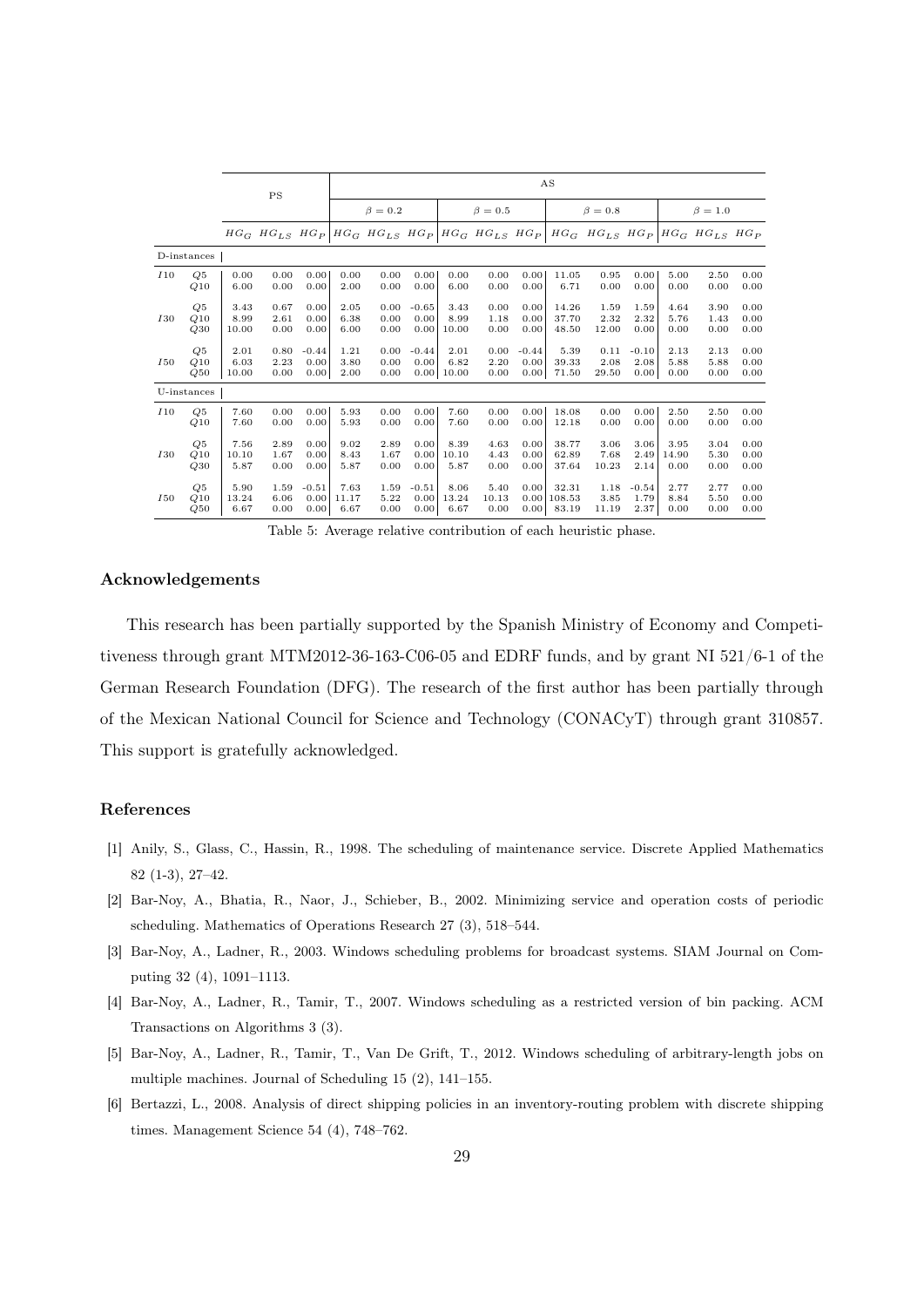| | | PS | | | AS | | | | | | | | | | | |
|---|---|---|---|---|---|---|---|---|---|---|---|---|---|---|---|---|
| | | | | | $\beta = 0.2$ | | | $\beta = 0.5$ | | | $\beta = 0.8$ | | | $\beta = 1.0$ | | |
| | | $HG_G$ | $HG_{LS}$ | $HG_P$ | $HG_G$ | $HG_{LS}$ | $HG_P$ | $HG_G$ | $HG_{LS}$ | $HG_P$ | $HG_G$ | $HG_{LS}$ | $HG_P$ | $HG_G$ | $HG_{LS}$ | $HG_P$ |
| D-instances | | | | | | | | | | | | | | | | |
| $I10$ | $Q5$ | 0.00 | 0.00 | 0.00 | 0.00 | 0.00 | 0.00 | 0.00 | 0.00 | 0.00 | 11.05 | 0.95 | 0.00 | 5.00 | 2.50 | 0.00 |
| | $Q10$ | 6.00 | 0.00 | 0.00 | 2.00 | 0.00 | 0.00 | 6.00 | 0.00 | 0.00 | 6.71 | 0.00 | 0.00 | 0.00 | 0.00 | 0.00 |
| $I30$ | $Q5$ | 3.43 | 0.67 | 0.00 | 2.05 | 0.00 | -0.65 | 3.43 | 0.00 | 0.00 | 14.26 | 1.59 | 1.59 | 4.64 | 3.90 | 0.00 |
| | $Q10$ | 8.99 | 2.61 | 0.00 | 6.38 | 0.00 | 0.00 | 8.99 | 1.18 | 0.00 | 37.70 | 2.32 | 2.32 | 5.76 | 1.43 | 0.00 |
| | $Q30$ | 10.00 | 0.00 | 0.00 | 6.00 | 0.00 | 0.00 | 10.00 | 0.00 | 0.00 | 48.50 | 12.00 | 0.00 | 0.00 | 0.00 | 0.00 |
| $I50$ | $Q5$ | 2.01 | 0.80 | -0.44 | 1.21 | 0.00 | -0.44 | 2.01 | 0.00 | -0.44 | 5.39 | 0.11 | -0.10 | 2.13 | 2.13 | 0.00 |
| | $Q10$ | 6.03 | 2.23 | 0.00 | 3.80 | 0.00 | 0.00 | 6.82 | 2.20 | 0.00 | 39.33 | 2.08 | 2.08 | 5.88 | 5.88 | 0.00 |
| | $Q50$ | 10.00 | 0.00 | 0.00 | 2.00 | 0.00 | 0.00 | 10.00 | 0.00 | 0.00 | 71.50 | 29.50 | 0.00 | 0.00 | 0.00 | 0.00 |
| U-instances | | | | | | | | | | | | | | | | |
| $I10$ | $Q5$ | 7.60 | 0.00 | 0.00 | 5.93 | 0.00 | 0.00 | 7.60 | 0.00 | 0.00 | 18.08 | 0.00 | 0.00 | 2.50 | 2.50 | 0.00 |
| | $Q10$ | 7.60 | 0.00 | 0.00 | 5.93 | 0.00 | 0.00 | 7.60 | 0.00 | 0.00 | 12.18 | 0.00 | 0.00 | 0.00 | 0.00 | 0.00 |
| $I30$ | $Q5$ | 7.56 | 2.89 | 0.00 | 9.02 | 2.89 | 0.00 | 8.39 | 4.63 | 0.00 | 38.77 | 3.06 | 3.06 | 3.95 | 3.04 | 0.00 |
| | $Q10$ | 10.10 | 1.67 | 0.00 | 8.43 | 1.67 | 0.00 | 10.10 | 4.43 | 0.00 | 62.89 | 7.68 | 2.49 | 14.90 | 5.30 | 0.00 |
| | $Q30$ | 5.87 | 0.00 | 0.00 | 5.87 | 0.00 | 0.00 | 5.87 | 0.00 | 0.00 | 37.64 | 10.23 | 2.14 | 0.00 | 0.00 | 0.00 |
| $I50$ | $Q5$ | 5.90 | 1.59 | -0.51 | 7.63 | 1.59 | -0.51 | 8.06 | 5.40 | 0.00 | 32.31 | 1.18 | -0.54 | 2.77 | 2.77 | 0.00 |
| | $Q10$ | 13.24 | 6.06 | 0.00 | 11.17 | 5.22 | 0.00 | 13.24 | 10.13 | 0.00 | 108.53 | 3.85 | 1.79 | 8.84 | 5.50 | 0.00 |
| | $Q50$ | 6.67 | 0.00 | 0.00 | 6.67 | 0.00 | 0.00 | 6.67 | 0.00 | 0.00 | 83.19 | 11.19 | 2.37 | 0.00 | 0.00 | 0.00 |

Table 5: Average relative contribution of each heuristic phase.

## Acknowledgements

This research has been partially supported by the Spanish Ministry of Economy and Competitiveness through grant MTM2012-36-163-C06-05 and EDRF funds, and by grant NI 521/6-1 of the German Research Foundation (DFG). The research of the first author has been partially through of the Mexican National Council for Science and Technology (CONACyT) through grant 310857. This support is gratefully acknowledged.

## References

[1] Anily, S., Glass, C., Hassin, R., 1998. The scheduling of maintenance service. Discrete Applied Mathematics 82 (1-3), 27–42.

[2] Bar-Noy, A., Bhatia, R., Naor, J., Schieber, B., 2002. Minimizing service and operation costs of periodic scheduling. Mathematics of Operations Research 27 (3), 518–544.

[3] Bar-Noy, A., Ladner, R., 2003. Windows scheduling problems for broadcast systems. SIAM Journal on Computing 32 (4), 1091–1113.

[4] Bar-Noy, A., Ladner, R., Tamir, T., 2007. Windows scheduling as a restricted version of bin packing. ACM Transactions on Algorithms 3 (3).

[5] Bar-Noy, A., Ladner, R., Tamir, T., Van De Grift, T., 2012. Windows scheduling of arbitrary-length jobs on multiple machines. Journal of Scheduling 15 (2), 141–155.

[6] Bertazzi, L., 2008. Analysis of direct shipping policies in an inventory-routing problem with discrete shipping times. Management Science 54 (4), 748–762.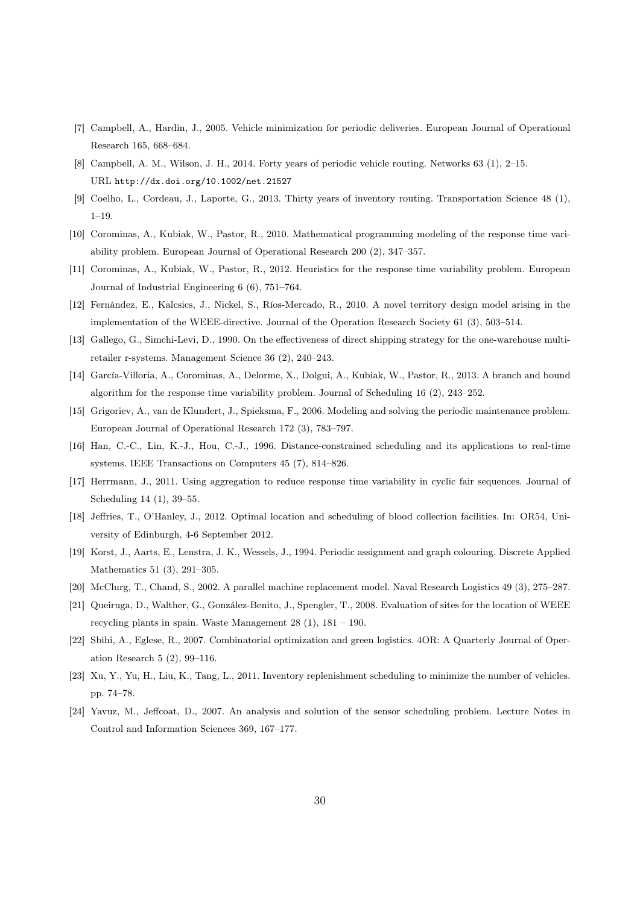[7] Campbell, A., Hardin, J., 2005. Vehicle minimization for periodic deliveries. European Journal of Operational Research 165, 668–684.

[8] Campbell, A. M., Wilson, J. H., 2014. Forty years of periodic vehicle routing. Networks 63 (1), 2–15. URL http://dx.doi.org/10.1002/net.21527

[9] Coelho, L., Cordeau, J., Laporte, G., 2013. Thirty years of inventory routing. Transportation Science 48 (1), 1–19.

[10] Corominas, A., Kubiak, W., Pastor, R., 2010. Mathematical programming modeling of the response time variability problem. European Journal of Operational Research 200 (2), 347–357.

[11] Corominas, A., Kubiak, W., Pastor, R., 2012. Heuristics for the response time variability problem. European Journal of Industrial Engineering 6 (6), 751–764.

[12] Fernández, E., Kalcsics, J., Nickel, S., Ríos-Mercado, R., 2010. A novel territory design model arising in the implementation of the WEEE-directive. Journal of the Operation Research Society 61 (3), 503–514.

[13] Gallego, G., Simchi-Levi, D., 1990. On the effectiveness of direct shipping strategy for the one-warehouse multi-retailer r-systems. Management Science 36 (2), 240–243.

[14] García-Villoria, A., Corominas, A., Delorme, X., Dolgui, A., Kubiak, W., Pastor, R., 2013. A branch and bound algorithm for the response time variability problem. Journal of Scheduling 16 (2), 243–252.

[15] Grigoriev, A., van de Klundert, J., Spieksma, F., 2006. Modeling and solving the periodic maintenance problem. European Journal of Operational Research 172 (3), 783–797.

[16] Han, C.-C., Lin, K.-J., Hou, C.-J., 1996. Distance-constrained scheduling and its applications to real-time systems. IEEE Transactions on Computers 45 (7), 814–826.

[17] Herrmann, J., 2011. Using aggregation to reduce response time variability in cyclic fair sequences. Journal of Scheduling 14 (1), 39–55.

[18] Jeffries, T., O'Hanley, J., 2012. Optimal location and scheduling of blood collection facilities. In: OR54, University of Edinburgh, 4-6 September 2012.

[19] Korst, J., Aarts, E., Lenstra, J. K., Wessels, J., 1994. Periodic assignment and graph colouring. Discrete Applied Mathematics 51 (3), 291–305.

[20] McClurg, T., Chand, S., 2002. A parallel machine replacement model. Naval Research Logistics 49 (3), 275–287.

[21] Queiruga, D., Walther, G., González-Benito, J., Spengler, T., 2008. Evaluation of sites for the location of WEEE recycling plants in spain. Waste Management 28 (1), 181 – 190.

[22] Sbihi, A., Eglese, R., 2007. Combinatorial optimization and green logistics. 4OR: A Quarterly Journal of Operation Research 5 (2), 99–116.

[23] Xu, Y., Yu, H., Liu, K., Tang, L., 2011. Inventory replenishment scheduling to minimize the number of vehicles. pp. 74–78.

[24] Yavuz, M., Jeffcoat, D., 2007. An analysis and solution of the sensor scheduling problem. Lecture Notes in Control and Information Sciences 369, 167–177.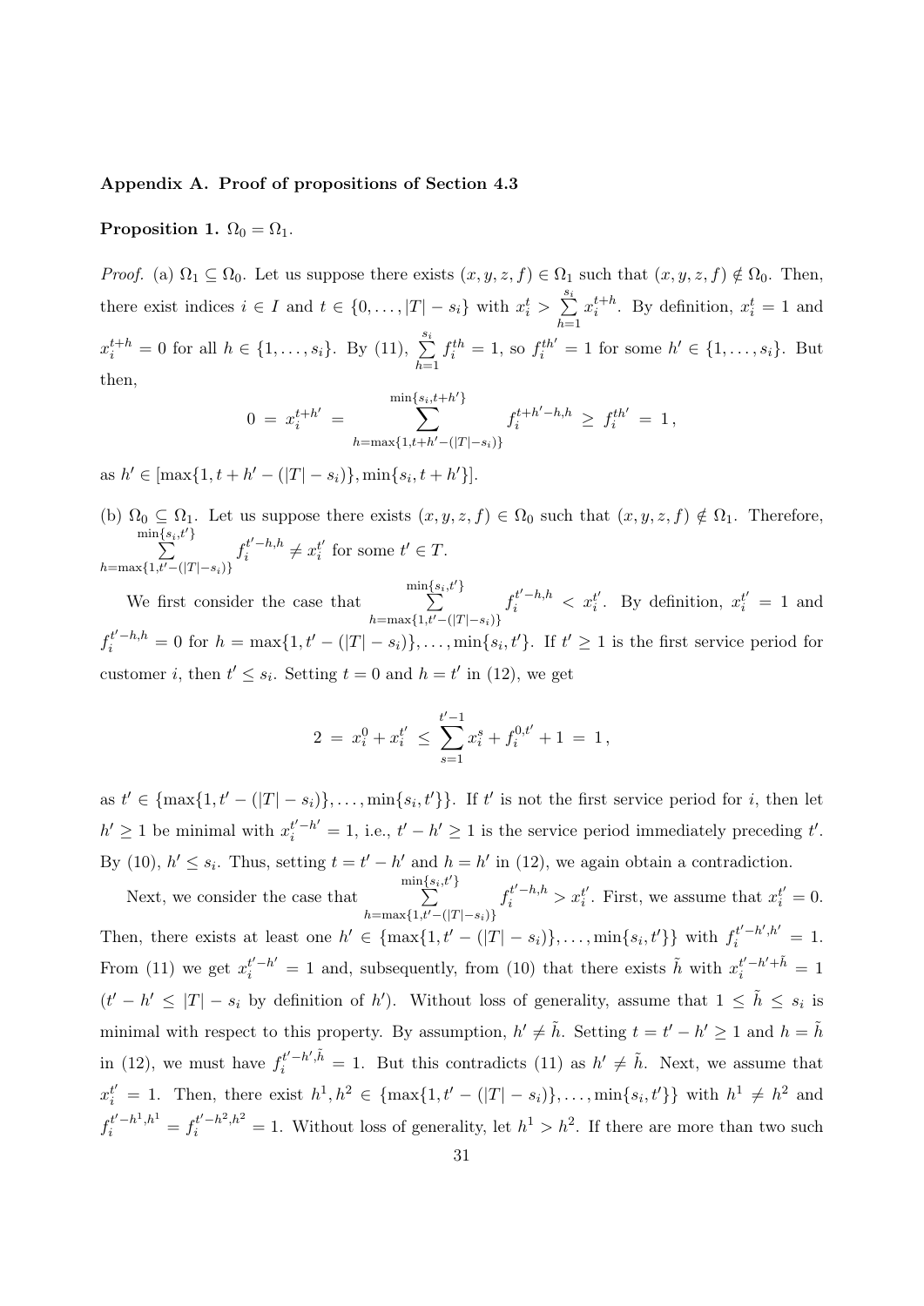**Appendix A. Proof of propositions of Section 4.3**

**Proposition 1.** $\Omega_0 = \Omega_1$.

*Proof.* (a) $\Omega_1 \subseteq \Omega_0$. Let us suppose there exists $(x, y, z, f) \in \Omega_1$ such that $(x, y, z, f) \notin \Omega_0$. Then, there exist indices $i \in I$ and $t \in \{0, \dots, |T| - s_i\}$ with $x_i^t > \sum_{h=1}^{s_i} x_i^{t+h}$. By definition, $x_i^t = 1$ and $x_i^{t+h} = 0$ for all $h \in \{1, \dots, s_i\}$. By (11), $\sum_{h=1}^{s_i} f_i^{th} = 1$, so $f_i^{th'} = 1$ for some $h' \in \{1, \dots, s_i\}$. But then,

$$0 \;=\; x_i^{t+h'} \;=\; \sum_{h=\max\{1, t+h'-(|T|-s_i)\}}^{\min\{s_i, t+h'\}} f_i^{t+h'-h,h} \;\geq\; f_i^{th'} \;=\; 1\,,$$

as $h' \in [\max\{1, t + h' - (|T| - s_i)\}, \min\{s_i, t + h'\}]$.

(b) $\Omega_0 \subseteq \Omega_1$. Let us suppose there exists $(x, y, z, f) \in \Omega_0$ such that $(x, y, z, f) \notin \Omega_1$. Therefore, $\sum_{h=\max\{1, t'-(|T|-s_i)\}}^{\min\{s_i, t'\}} f_i^{t'-h,h} \neq x_i^{t'}$ for some $t' \in T$.

We first consider the case that $\sum_{h=\max\{1, t'-(|T|-s_i)\}}^{\min\{s_i, t'\}} f_i^{t'-h,h} < x_i^{t'}$. By definition, $x_i^{t'} = 1$ and $f_i^{t'-h,h} = 0$ for $h = \max\{1, t' - (|T| - s_i)\}, \dots, \min\{s_i, t'\}$. If $t' \geq 1$ is the first service period for customer $i$, then $t' \leq s_i$. Setting $t = 0$ and $h = t'$ in (12), we get

$$2 \;=\; x_i^0 + x_i^{t'} \;\leq\; \sum_{s=1}^{t'-1} x_i^s + f_i^{0,t'} + 1 \;=\; 1\,,$$

as $t' \in \{\max\{1, t' - (|T| - s_i)\}, \dots, \min\{s_i, t'\}\}$. If $t'$ is not the first service period for $i$, then let $h' \geq 1$ be minimal with $x_i^{t'-h'} = 1$, i.e., $t' - h' \geq 1$ is the service period immediately preceding $t'$. By (10), $h' \leq s_i$. Thus, setting $t = t' - h'$ and $h = h'$ in (12), we again obtain a contradiction.

Next, we consider the case that $\sum_{h=\max\{1, t'-(|T|-s_i)\}}^{\min\{s_i, t'\}} f_i^{t'-h,h} > x_i^{t'}$. First, we assume that $x_i^{t'} = 0$. Then, there exists at least one $h' \in \{\max\{1, t' - (|T| - s_i)\}, \dots, \min\{s_i, t'\}\}$ with $f_i^{t'-h',h'} = 1$. From (11) we get $x_i^{t'-h'} = 1$ and, subsequently, from (10) that there exists $\tilde{h}$ with $x_i^{t'-h'+\tilde{h}} = 1$ ($t' - h' \leq |T| - s_i$ by definition of $h'$). Without loss of generality, assume that $1 \leq \tilde{h} \leq s_i$ is minimal with respect to this property. By assumption, $h' \neq \tilde{h}$. Setting $t = t' - h' \geq 1$ and $h = \tilde{h}$ in (12), we must have $f_i^{t'-h',\tilde{h}} = 1$. But this contradicts (11) as $h' \neq \tilde{h}$. Next, we assume that $x_i^{t'} = 1$. Then, there exist $h^1, h^2 \in \{\max\{1, t' - (|T| - s_i)\}, \dots, \min\{s_i, t'\}\}$ with $h^1 \neq h^2$ and $f_i^{t'-h^1,h^1} = f_i^{t'-h^2,h^2} = 1$. Without loss of generality, let $h^1 > h^2$. If there are more than two such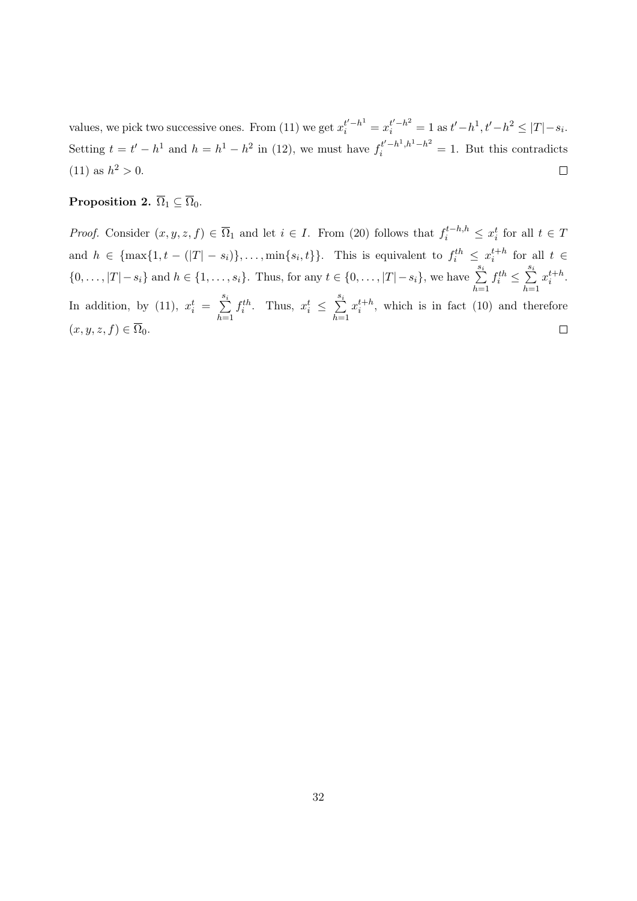values, we pick two successive ones. From (11) we get $x_i^{t'-h^1} = x_i^{t'-h^2} = 1$ as $t'-h^1, t'-h^2 \leq |T|-s_i$. Setting $t = t'-h^1$ and $h = h^1 - h^2$ in (12), we must have $f_i^{t'-h^1, h^1-h^2} = 1$. But this contradicts (11) as $h^2 > 0$. □

**Proposition 2.** $\overline{\Omega}_1 \subseteq \overline{\Omega}_0$.

*Proof.* Consider $(x, y, z, f) \in \overline{\Omega}_1$ and let $i \in I$. From (20) follows that $f_i^{t-h,h} \leq x_i^t$ for all $t \in T$ and $h \in \{\max\{1, t-(|T|-s_i)\}, \ldots, \min\{s_i, t\}\}$. This is equivalent to $f_i^{th} \leq x_i^{t+h}$ for all $t \in \{0, \ldots, |T|-s_i\}$ and $h \in \{1, \ldots, s_i\}$. Thus, for any $t \in \{0, \ldots, |T|-s_i\}$, we have $\sum_{h=1}^{s_i} f_i^{th} \leq \sum_{h=1}^{s_i} x_i^{t+h}$. In addition, by (11), $x_i^t = \sum_{h=1}^{s_i} f_i^{th}$. Thus, $x_i^t \leq \sum_{h=1}^{s_i} x_i^{t+h}$, which is in fact (10) and therefore $(x, y, z, f) \in \overline{\Omega}_0$. □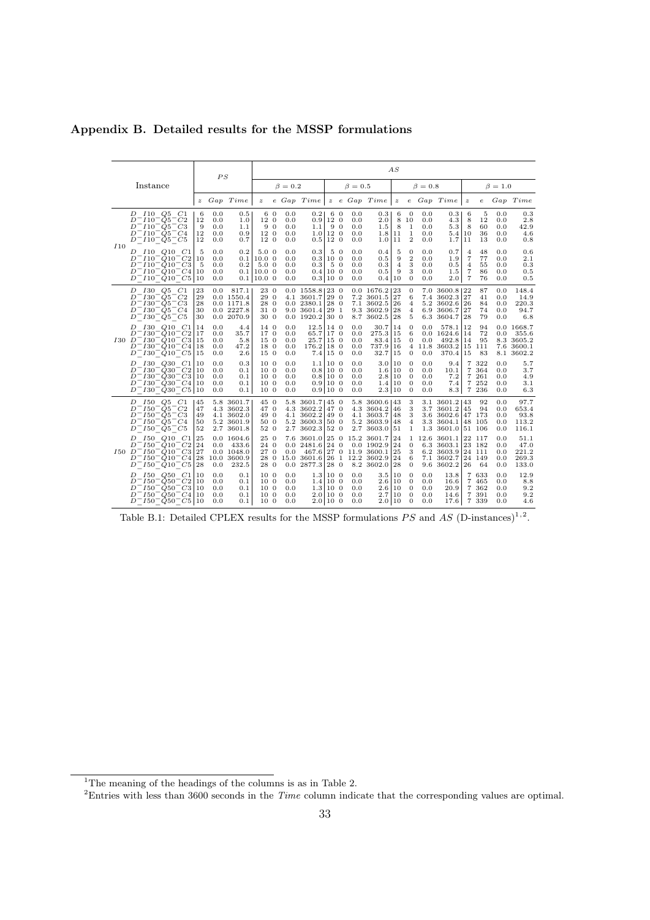## Appendix B. Detailed results for the MSSP formulations

| | Instance | PS | | | AS | | | | | | | | | | | | | | | | | | | |
|---|---|---|---|---|---|---|---|---|---|---|---|---|---|---|---|---|---|---|---|---|---|---|---|---|
| | | | | | $\beta = 0.2$ | | | | | $\beta = 0.5$ | | | | | $\beta = 0.8$ | | | | | $\beta = 1.0$ | | | | |
| | | $z$ | $Gap$ | $Time$ | $z$ | $e$ | $Gap$ | $Time$ | | $z$ | $e$ | $Gap$ | $Time$ | | $z$ | $e$ | $Gap$ | $Time$ | | $z$ | $e$ | $Gap$ | $Time$ | |
| $I10$ | $D\_I10\_Q5\_C1$ | 6 | 0.0 | 0.5 | 6 | 0 | 0.0 | 0.2 | | 6 | 0 | 0.0 | 0.3 | | 6 | 0 | 0.0 | 0.3 | | 6 | 5 | 0.0 | 0.3 | |
| | $D\_I10\_Q5\_C2$ | 12 | 0.0 | 1.0 | 12 | 0 | 0.0 | 0.9 | | 12 | 0 | 0.0 | 2.0 | | 8 | 10 | 0.0 | 4.3 | | 8 | 12 | 0.0 | 2.8 | |
| | $D\_I10\_Q5\_C3$ | 9 | 0.0 | 1.1 | 9 | 0 | 0.0 | 1.1 | | 9 | 0 | 0.0 | 1.5 | | 8 | 1 | 0.0 | 5.3 | | 8 | 60 | 0.0 | 42.9 | |
| | $D\_I10\_Q5\_C4$ | 12 | 0.0 | 0.9 | 12 | 0 | 0.0 | 1.0 | | 12 | 0 | 0.0 | 1.8 | | 11 | 1 | 0.0 | 5.4 | | 10 | 36 | 0.0 | 4.6 | |
| | $D\_I10\_Q5\_C5$ | 12 | 0.0 | 0.7 | 12 | 0 | 0.0 | 0.5 | | 12 | 0 | 0.0 | 1.0 | | 11 | 2 | 0.0 | 1.7 | | 11 | 13 | 0.0 | 0.8 | |
| | $D\_I10\_Q10\_C1$ | 5 | 0.0 | 0.2 | 5.0 | 0 | 0.0 | 0.3 | | 5 | 0 | 0.0 | 0.4 | | 5 | 0 | 0.0 | 0.7 | | 4 | 48 | 0.0 | 0.6 | |
| | $D\_I10\_Q10\_C2$ | 10 | 0.0 | 0.1 | 10.0 | 0 | 0.0 | 0.3 | | 10 | 0 | 0.0 | 0.5 | | 9 | 2 | 0.0 | 1.9 | | 7 | 77 | 0.0 | 2.1 | |
| | $D\_I10\_Q10\_C3$ | 5 | 0.0 | 0.2 | 5.0 | 0 | 0.0 | 0.3 | | 5 | 0 | 0.0 | 0.3 | | 4 | 3 | 0.0 | 0.5 | | 4 | 55 | 0.0 | 0.3 | |
| | $D\_I10\_Q10\_C4$ | 10 | 0.0 | 0.1 | 10.0 | 0 | 0.0 | 0.4 | | 10 | 0 | 0.0 | 0.5 | | 9 | 3 | 0.0 | 1.5 | | 7 | 86 | 0.0 | 0.5 | |
| | $D\_I10\_Q10\_C5$ | 10 | 0.0 | 0.1 | 10.0 | 0 | 0.0 | 0.3 | | 10 | 0 | 0.0 | 0.4 | | 10 | 0 | 0.0 | 2.0 | | 7 | 76 | 0.0 | 0.5 | |
| $I30$ | $D\_I30\_Q5\_C1$ | 23 | 0.0 | 817.1 | 23 | 0 | 0.0 | 1558.8 | | 23 | 0 | 0.0 | 1676.2 | | 23 | 0 | 7.0 | 3600.8 | | 22 | 87 | 0.0 | 148.4 | |
| | $D\_I30\_Q5\_C2$ | 29 | 0.0 | 1550.4 | 29 | 0 | 4.1 | 3601.7 | | 29 | 0 | 7.2 | 3601.5 | | 27 | 6 | 7.4 | 3602.3 | | 27 | 41 | 0.0 | 14.9 | |
| | $D\_I30\_Q5\_C3$ | 28 | 0.0 | 1171.8 | 28 | 0 | 0.0 | 2380.1 | | 28 | 0 | 7.1 | 3602.5 | | 26 | 4 | 5.2 | 3602.6 | | 26 | 84 | 0.0 | 220.3 | |
| | $D\_I30\_Q5\_C4$ | 30 | 0.0 | 2227.8 | 31 | 0 | 9.0 | 3601.4 | | 29 | 1 | 9.3 | 3602.9 | | 28 | 4 | 6.9 | 3606.7 | | 27 | 74 | 0.0 | 94.7 | |
| | $D\_I30\_Q5\_C5$ | 30 | 0.0 | 2070.9 | 30 | 0 | 0.0 | 1920.2 | | 30 | 0 | 8.7 | 3602.5 | | 28 | 5 | 6.3 | 3604.7 | | 28 | 79 | 0.0 | 6.8 | |
| | $D\_I30\_Q10\_C1$ | 14 | 0.0 | 4.4 | 14 | 0 | 0.0 | 12.5 | | 14 | 0 | 0.0 | 30.7 | | 14 | 0 | 0.0 | 578.1 | | 12 | 94 | 0.0 | 1668.7 | |
| | $D\_I30\_Q10\_C2$ | 17 | 0.0 | 35.7 | 17 | 0 | 0.0 | 65.7 | | 17 | 0 | 0.0 | 275.3 | | 15 | 6 | 0.0 | 1624.6 | | 14 | 72 | 0.0 | 355.6 | |
| | $D\_I30\_Q10\_C3$ | 15 | 0.0 | 5.8 | 15 | 0 | 0.0 | 25.7 | | 15 | 0 | 0.0 | 83.4 | | 15 | 0 | 0.0 | 492.8 | | 14 | 95 | 8.3 | 3605.2 | |
| | $D\_I30\_Q10\_C4$ | 18 | 0.0 | 47.2 | 18 | 0 | 0.0 | 176.2 | | 18 | 0 | 0.0 | 737.9 | | 16 | 4 | 11.8 | 3603.2 | | 15 | 111 | 7.6 | 3600.1 | |
| | $D\_I30\_Q10\_C5$ | 15 | 0.0 | 2.6 | 15 | 0 | 0.0 | 7.4 | | 15 | 0 | 0.0 | 32.7 | | 15 | 0 | 0.0 | 370.4 | | 15 | 83 | 8.1 | 3602.2 | |
| | $D\_I30\_Q30\_C1$ | 10 | 0.0 | 0.3 | 10 | 0 | 0.0 | 1.1 | | 10 | 0 | 0.0 | 3.0 | | 10 | 0 | 0.0 | 9.4 | | 7 | 322 | 0.0 | 5.7 | |
| | $D\_I30\_Q30\_C2$ | 10 | 0.0 | 0.1 | 10 | 0 | 0.0 | 0.8 | | 10 | 0 | 0.0 | 1.6 | | 10 | 0 | 0.0 | 10.1 | | 7 | 364 | 0.0 | 3.7 | |
| | $D\_I30\_Q30\_C3$ | 10 | 0.0 | 0.1 | 10 | 0 | 0.0 | 0.8 | | 10 | 0 | 0.0 | 2.8 | | 10 | 0 | 0.0 | 7.2 | | 7 | 261 | 0.0 | 4.9 | |
| | $D\_I30\_Q30\_C4$ | 10 | 0.0 | 0.1 | 10 | 0 | 0.0 | 0.9 | | 10 | 0 | 0.0 | 1.4 | | 10 | 0 | 0.0 | 7.4 | | 7 | 252 | 0.0 | 3.1 | |
| | $D\_I30\_Q30\_C5$ | 10 | 0.0 | 0.1 | 10 | 0 | 0.0 | 0.9 | | 10 | 0 | 0.0 | 2.3 | | 10 | 0 | 0.0 | 8.3 | | 7 | 236 | 0.0 | 6.3 | |
| $I50$ | $D\_I50\_Q5\_C1$ | 45 | 5.8 | 3601.7 | 45 | 0 | 5.8 | 3601.7 | | 45 | 0 | 5.8 | 3600.6 | | 43 | 3 | 3.1 | 3601.2 | | 43 | 92 | 0.0 | 97.7 | |
| | $D\_I50\_Q5\_C2$ | 47 | 4.3 | 3602.3 | 47 | 0 | 4.3 | 3602.2 | | 47 | 0 | 4.3 | 3604.2 | | 46 | 3 | 3.7 | 3601.2 | | 45 | 94 | 0.0 | 653.4 | |
| | $D\_I50\_Q5\_C3$ | 49 | 4.1 | 3602.0 | 49 | 0 | 4.1 | 3602.2 | | 49 | 0 | 4.1 | 3603.7 | | 48 | 3 | 3.6 | 3602.6 | | 47 | 173 | 0.0 | 93.8 | |
| | $D\_I50\_Q5\_C4$ | 50 | 5.2 | 3601.9 | 50 | 0 | 5.2 | 3600.3 | | 50 | 0 | 5.2 | 3603.9 | | 48 | 4 | 3.3 | 3604.1 | | 48 | 105 | 0.0 | 113.2 | |
| | $D\_I50\_Q5\_C5$ | 52 | 2.7 | 3601.8 | 52 | 0 | 2.7 | 3602.3 | | 52 | 0 | 2.7 | 3603.0 | | 51 | 1 | 1.3 | 3601.0 | | 51 | 106 | 0.0 | 116.1 | |
| | $D\_I50\_Q10\_C1$ | 25 | 0.0 | 1604.6 | 25 | 0 | 7.6 | 3601.0 | | 25 | 0 | 15.2 | 3601.7 | | 24 | 1 | 12.6 | 3601.1 | | 22 | 117 | 0.0 | 51.1 | |
| | $D\_I50\_Q10\_C2$ | 24 | 0.0 | 433.6 | 24 | 0 | 0.0 | 2481.6 | | 24 | 0 | 0.0 | 1902.9 | | 24 | 0 | 6.3 | 3603.1 | | 23 | 182 | 0.0 | 47.0 | |
| | $D\_I50\_Q10\_C3$ | 27 | 0.0 | 1048.0 | 27 | 0 | 0.0 | 467.6 | | 27 | 0 | 11.9 | 3600.1 | | 25 | 3 | 6.2 | 3603.9 | | 24 | 111 | 0.0 | 221.2 | |
| | $D\_I50\_Q10\_C4$ | 28 | 10.0 | 3600.9 | 28 | 0 | 15.0 | 3601.6 | | 26 | 1 | 12.2 | 3602.9 | | 24 | 6 | 7.1 | 3602.7 | | 24 | 149 | 0.0 | 269.3 | |
| | $D\_I50\_Q10\_C5$ | 28 | 0.0 | 232.5 | 28 | 0 | 0.0 | 2877.3 | | 28 | 0 | 8.2 | 3602.0 | | 28 | 0 | 9.6 | 3602.2 | | 26 | 64 | 0.0 | 133.0 | |
| | $D\_I50\_Q50\_C1$ | 10 | 0.0 | 0.1 | 10 | 0 | 0.0 | 1.3 | | 10 | 0 | 0.0 | 3.5 | | 10 | 0 | 0.0 | 13.8 | | 7 | 633 | 0.0 | 12.9 | |
| | $D\_I50\_Q50\_C2$ | 10 | 0.0 | 0.1 | 10 | 0 | 0.0 | 1.4 | | 10 | 0 | 0.0 | 2.6 | | 10 | 0 | 0.0 | 16.6 | | 7 | 465 | 0.0 | 8.8 | |
| | $D\_I50\_Q50\_C3$ | 10 | 0.0 | 0.1 | 10 | 0 | 0.0 | 1.3 | | 10 | 0 | 0.0 | 2.6 | | 10 | 0 | 0.0 | 20.9 | | 7 | 362 | 0.0 | 9.2 | |
| | $D\_I50\_Q50\_C4$ | 10 | 0.0 | 0.1 | 10 | 0 | 0.0 | 2.0 | | 10 | 0 | 0.0 | 2.7 | | 10 | 0 | 0.0 | 14.6 | | 7 | 391 | 0.0 | 9.2 | |
| | $D\_I50\_Q50\_C5$ | 10 | 0.0 | 0.1 | 10 | 0 | 0.0 | 2.0 | | 10 | 0 | 0.0 | 2.0 | | 10 | 0 | 0.0 | 17.6 | | 7 | 339 | 0.0 | 4.6 | |

Table B.1: Detailed CPLEX results for the MSSP formulations $PS$ and $AS$ (D-instances)[1,2].

[1] The meaning of the headings of the columns is as in Table 2.

[2] Entries with less than 3600 seconds in the *Time* column indicate that the corresponding values are optimal.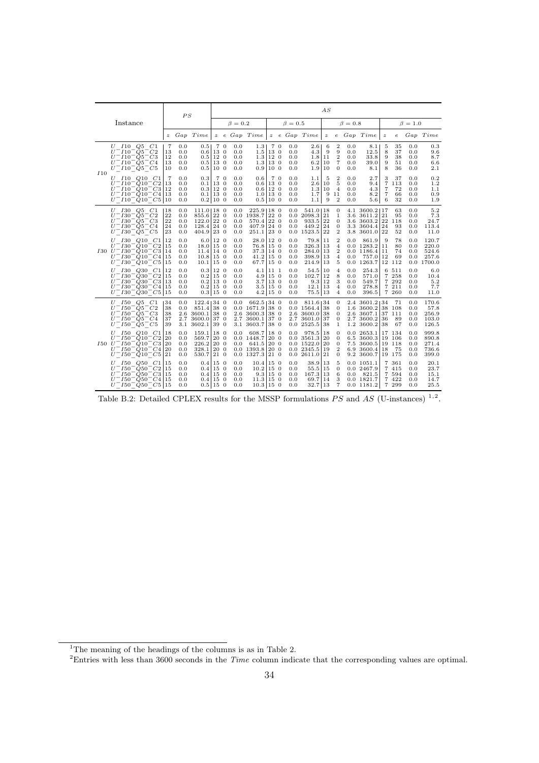| | Instance | PS | | | AS | | | | | | | | | | | | | | | |
|---|---|---|---|---|---|---|---|---|---|---|---|---|---|---|---|---|---|---|---|---|
| | | | | | $\beta = 0.2$ | | | | $\beta = 0.5$ | | | | $\beta = 0.8$ | | | | $\beta = 1.0$ | | | |
| | | $z$ | $Gap$ | $Time$ | $z$ | $e$ | $Gap$ | $Time$ | $z$ | $e$ | $Gap$ | $Time$ | $z$ | $e$ | $Gap$ | $Time$ | $z$ | $e$ | $Gap$ | $Time$ |
| $I10$ | $U\_I10\_Q5\_C1$ | 7 | 0.0 | 0.5 | 7 | 0 | 0.0 | 1.3 | 7 | 0 | 0.0 | 2.6 | 6 | 2 | 0.0 | 8.1 | 5 | 35 | 0.0 | 0.3 |
| | $U\_I10\_Q5\_C2$ | 13 | 0.0 | 0.6 | 13 | 0 | 0.0 | 1.5 | 13 | 0 | 0.0 | 4.3 | 9 | 9 | 0.0 | 12.5 | 8 | 37 | 0.0 | 9.6 |
| | $U\_I10\_Q5\_C3$ | 12 | 0.0 | 0.5 | 12 | 0 | 0.0 | 1.3 | 12 | 0 | 0.0 | 1.8 | 11 | 2 | 0.0 | 33.8 | 9 | 38 | 0.0 | 8.7 |
| | $U\_I10\_Q5\_C4$ | 13 | 0.0 | 0.5 | 13 | 0 | 0.0 | 1.3 | 13 | 0 | 0.0 | 6.2 | 10 | 7 | 0.0 | 39.0 | 9 | 51 | 0.0 | 6.6 |
| | $U\_I10\_Q5\_C5$ | 10 | 0.0 | 0.5 | 10 | 0 | 0.0 | 0.9 | 10 | 0 | 0.0 | 1.9 | 10 | 0 | 0.0 | 8.1 | 8 | 36 | 0.0 | 2.1 |
| | $U\_I10\_Q10\_C1$ | 7 | 0.0 | 0.3 | 7 | 0 | 0.0 | 0.6 | 7 | 0 | 0.0 | 1.1 | 5 | 2 | 0.0 | 2.7 | 3 | 37 | 0.0 | 0.2 |
| | $U\_I10\_Q10\_C2$ | 13 | 0.0 | 0.1 | 13 | 0 | 0.0 | 0.6 | 13 | 0 | 0.0 | 2.6 | 10 | 5 | 0.0 | 9.4 | 7 | 113 | 0.0 | 1.2 |
| | $U\_I10\_Q10\_C3$ | 12 | 0.0 | 0.3 | 12 | 0 | 0.0 | 0.6 | 12 | 0 | 0.0 | 1.3 | 10 | 4 | 0.0 | 4.3 | 7 | 72 | 0.0 | 1.1 |
| | $U\_I10\_Q10\_C4$ | 13 | 0.0 | 0.1 | 13 | 0 | 0.0 | 1.0 | 13 | 0 | 0.0 | 1.7 | 9 | 11 | 0.0 | 8.2 | 7 | 66 | 0.0 | 0.9 |
| | $U\_I10\_Q10\_C5$ | 10 | 0.0 | 0.2 | 10 | 0 | 0.0 | 0.5 | 10 | 0 | 0.0 | 1.1 | 9 | 2 | 0.0 | 5.6 | 6 | 32 | 0.0 | 1.9 |
| $I30$ | $U\_I30\_Q5\_C1$ | 18 | 0.0 | 111.0 | 18 | 0 | 0.0 | 225.9 | 18 | 0 | 0.0 | 541.0 | 18 | 0 | 4.1 | 3600.2 | 17 | 63 | 0.0 | 5.2 |
| | $U\_I30\_Q5\_C2$ | 22 | 0.0 | 855.6 | 22 | 0 | 0.0 | 1938.7 | 22 | 0 | 0.0 | 2098.3 | 21 | 1 | 3.6 | 3611.2 | 21 | 95 | 0.0 | 7.3 |
| | $U\_I30\_Q5\_C3$ | 22 | 0.0 | 122.0 | 22 | 0 | 0.0 | 570.4 | 22 | 0 | 0.0 | 933.5 | 22 | 0 | 3.6 | 3603.2 | 22 | 118 | 0.0 | 24.7 |
| | $U\_I30\_Q5\_C4$ | 24 | 0.0 | 128.4 | 24 | 0 | 0.0 | 407.9 | 24 | 0 | 0.0 | 449.2 | 24 | 0 | 3.3 | 3604.4 | 24 | 93 | 0.0 | 113.4 |
| | $U\_I30\_Q5\_C5$ | 23 | 0.0 | 404.9 | 23 | 0 | 0.0 | 251.1 | 23 | 0 | 0.0 | 1523.5 | 22 | 2 | 3.8 | 3601.0 | 22 | 52 | 0.0 | 11.0 |
| | $U\_I30\_Q10\_C1$ | 12 | 0.0 | 6.0 | 12 | 0 | 0.0 | 28.0 | 12 | 0 | 0.0 | 79.8 | 11 | 2 | 0.0 | 861.9 | 9 | 78 | 0.0 | 120.7 |
| | $U\_I30\_Q10\_C2$ | 15 | 0.0 | 18.0 | 15 | 0 | 0.0 | 76.8 | 15 | 0 | 0.0 | 326.3 | 13 | 4 | 0.0 | 1283.2 | 11 | 80 | 0.0 | 220.0 |
| | $U\_I30\_Q10\_C3$ | 14 | 0.0 | 11.4 | 14 | 0 | 0.0 | 37.3 | 14 | 0 | 0.0 | 284.0 | 13 | 2 | 0.0 | 1186.4 | 11 | 74 | 0.0 | 524.6 |
| | $U\_I30\_Q10\_C4$ | 15 | 0.0 | 10.8 | 15 | 0 | 0.0 | 41.2 | 15 | 0 | 0.0 | 398.9 | 13 | 4 | 0.0 | 757.0 | 12 | 69 | 0.0 | 257.6 |
| | $U\_I30\_Q10\_C5$ | 15 | 0.0 | 10.1 | 15 | 0 | 0.0 | 67.7 | 15 | 0 | 0.0 | 214.9 | 13 | 5 | 0.0 | 1263.7 | 12 | 112 | 0.0 | 1700.0 |
| | $U\_I30\_Q30\_C1$ | 12 | 0.0 | 0.3 | 12 | 0 | 0.0 | 4.1 | 11 | 1 | 0.0 | 54.5 | 10 | 4 | 0.0 | 254.3 | 6 | 511 | 0.0 | 6.0 |
| | $U\_I30\_Q30\_C2$ | 15 | 0.0 | 0.2 | 15 | 0 | 0.0 | 4.9 | 15 | 0 | 0.0 | 102.7 | 12 | 8 | 0.0 | 571.0 | 7 | 258 | 0.0 | 10.4 |
| | $U\_I30\_Q30\_C3$ | 13 | 0.0 | 0.2 | 13 | 0 | 0.0 | 3.7 | 13 | 0 | 0.0 | 9.3 | 12 | 3 | 0.0 | 549.7 | 7 | 292 | 0.0 | 5.2 |
| | $U\_I30\_Q30\_C4$ | 15 | 0.0 | 0.2 | 15 | 0 | 0.0 | 3.5 | 15 | 0 | 0.0 | 12.1 | 13 | 4 | 0.0 | 278.8 | 7 | 211 | 0.0 | 7.7 |
| | $U\_I30\_Q30\_C5$ | 15 | 0.0 | 0.3 | 15 | 0 | 0.0 | 4.2 | 15 | 0 | 0.0 | 75.5 | 13 | 4 | 0.0 | 396.5 | 7 | 260 | 0.0 | 11.0 |
| $I50$ | $U\_I50\_Q5\_C1$ | 34 | 0.0 | 122.4 | 34 | 0 | 0.0 | 662.5 | 34 | 0 | 0.0 | 811.6 | 34 | 0 | 2.4 | 3601.2 | 34 | 71 | 0.0 | 170.6 |
| | $U\_I50\_Q5\_C2$ | 38 | 0.0 | 851.4 | 38 | 0 | 0.0 | 1671.9 | 38 | 0 | 0.0 | 1564.4 | 38 | 0 | 1.6 | 3600.2 | 38 | 108 | 0.0 | 57.8 |
| | $U\_I50\_Q5\_C3$ | 38 | 2.6 | 3600.1 | 38 | 0 | 2.6 | 3600.3 | 38 | 0 | 2.6 | 3600.0 | 38 | 0 | 2.6 | 3607.1 | 37 | 111 | 0.0 | 256.9 |
| | $U\_I50\_Q5\_C4$ | 37 | 2.7 | 3600.0 | 37 | 0 | 2.7 | 3600.1 | 37 | 0 | 2.7 | 3601.0 | 37 | 0 | 2.7 | 3600.2 | 36 | 89 | 0.0 | 103.0 |
| | $U\_I50\_Q5\_C5$ | 39 | 3.1 | 3602.1 | 39 | 0 | 3.1 | 3603.7 | 38 | 0 | 0.0 | 2525.5 | 38 | 1 | 1.2 | 3600.2 | 38 | 67 | 0.0 | 126.5 |
| | $U\_I50\_Q10\_C1$ | 18 | 0.0 | 159.1 | 18 | 0 | 0.0 | 608.7 | 18 | 0 | 0.0 | 978.5 | 18 | 0 | 0.0 | 2653.1 | 17 | 134 | 0.0 | 999.8 |
| | $U\_I50\_Q10\_C2$ | 20 | 0.0 | 569.7 | 20 | 0 | 0.0 | 1448.7 | 20 | 0 | 0.0 | 3561.3 | 20 | 0 | 6.5 | 3600.3 | 19 | 106 | 0.0 | 890.8 |
| | $U\_I50\_Q10\_C3$ | 20 | 0.0 | 226.2 | 20 | 0 | 0.0 | 641.5 | 20 | 0 | 0.0 | 1522.0 | 20 | 0 | 7.5 | 3600.5 | 19 | 118 | 0.0 | 271.4 |
| | $U\_I50\_Q10\_C4$ | 20 | 0.0 | 328.1 | 20 | 0 | 0.0 | 1393.8 | 20 | 0 | 0.0 | 2345.5 | 19 | 2 | 6.9 | 3600.4 | 18 | 75 | 0.0 | 736.6 |
| | $U\_I50\_Q10\_C5$ | 21 | 0.0 | 530.7 | 21 | 0 | 0.0 | 1327.3 | 21 | 0 | 0.0 | 2611.0 | 21 | 0 | 9.2 | 3600.7 | 19 | 175 | 0.0 | 399.0 |
| | $U\_I50\_Q50\_C1$ | 15 | 0.0 | 0.4 | 15 | 0 | 0.0 | 10.4 | 15 | 0 | 0.0 | 38.9 | 13 | 5 | 0.0 | 1051.1 | 7 | 361 | 0.0 | 20.1 |
| | $U\_I50\_Q50\_C2$ | 15 | 0.0 | 0.4 | 15 | 0 | 0.0 | 10.2 | 15 | 0 | 0.0 | 55.5 | 15 | 0 | 0.0 | 2467.9 | 7 | 415 | 0.0 | 23.7 |
| | $U\_I50\_Q50\_C3$ | 15 | 0.0 | 0.4 | 15 | 0 | 0.0 | 9.3 | 15 | 0 | 0.0 | 167.3 | 13 | 6 | 0.0 | 821.5 | 7 | 594 | 0.0 | 15.1 |
| | $U\_I50\_Q50\_C4$ | 15 | 0.0 | 0.4 | 15 | 0 | 0.0 | 11.3 | 15 | 0 | 0.0 | 69.7 | 14 | 3 | 0.0 | 1821.7 | 7 | 422 | 0.0 | 14.7 |
| | $U\_I50\_Q50\_C5$ | 15 | 0.0 | 0.5 | 15 | 0 | 0.0 | 10.3 | 15 | 0 | 0.0 | 32.7 | 13 | 7 | 0.0 | 1181.2 | 7 | 299 | 0.0 | 25.5 |

Table B.2: Detailed CPLEX results for the MSSP formulations $PS$ and $AS$ (U-instances) [1,2].

[1] The meaning of the headings of the columns is as in Table 2.

[2] Entries with less than 3600 seconds in the *Time* column indicate that the corresponding values are optimal.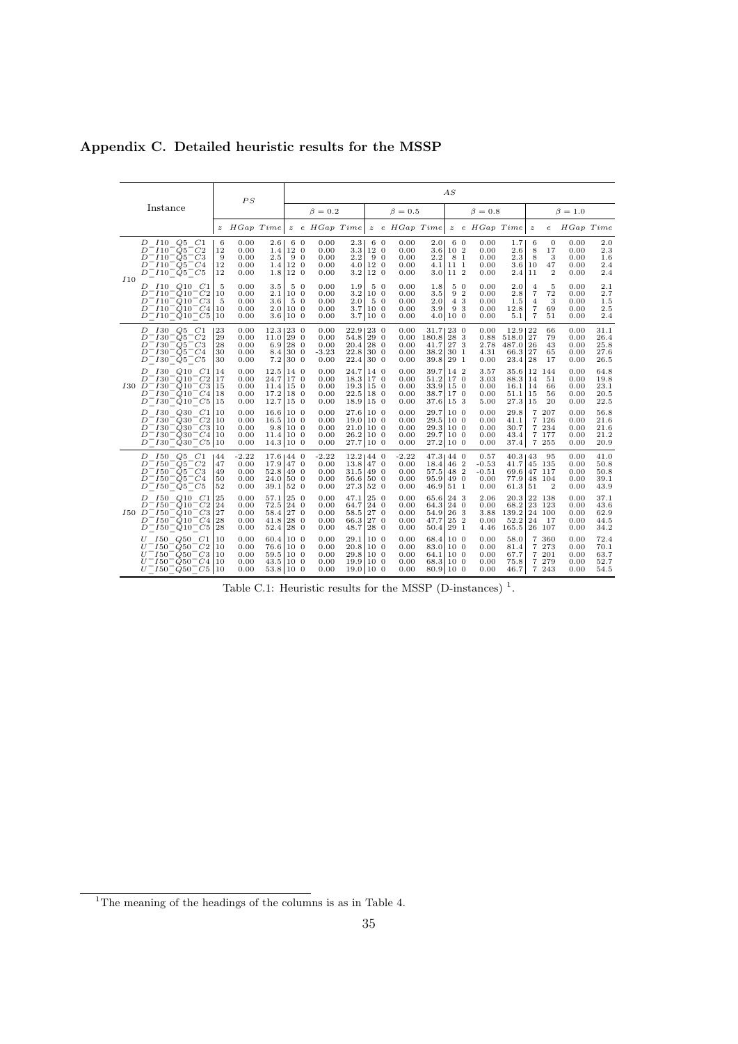## Appendix C. Detailed heuristic results for the MSSP

| | Instance | PS | | | AS | | | | | | | | | | | | | | | |
|---|---|---|---|---|---|---|---|---|---|---|---|---|---|---|---|---|---|---|---|---|
| | | | | | $\beta = 0.2$ | | | | $\beta = 0.5$ | | | | $\beta = 0.8$ | | | | $\beta = 1.0$ | | | |
| | | $z$ | $HGap$ | $Time$ | $z$ | $e$ | $HGap$ | $Time$ | $z$ | $e$ | $HGap$ | $Time$ | $z$ | $e$ | $HGap$ | $Time$ | $z$ | $e$ | $HGap$ | $Time$ |
| I10 | D_I10_Q5_C1 | 6 | 0.00 | 2.6 | 6 | 0 | 0.00 | 2.3 | 6 | 0 | 0.00 | 2.0 | 6 | 0 | 0.00 | 1.7 | 6 | 0 | 0.00 | 2.0 |
| | D_I10_Q5_C2 | 12 | 0.00 | 1.4 | 12 | 0 | 0.00 | 3.3 | 12 | 0 | 0.00 | 3.6 | 10 | 2 | 0.00 | 2.6 | 8 | 17 | 0.00 | 2.3 |
| | D_I10_Q5_C3 | 9 | 0.00 | 2.5 | 9 | 0 | 0.00 | 2.2 | 9 | 0 | 0.00 | 2.2 | 8 | 1 | 0.00 | 2.3 | 8 | 3 | 0.00 | 1.6 |
| | D_I10_Q5_C4 | 12 | 0.00 | 1.4 | 12 | 0 | 0.00 | 4.0 | 12 | 0 | 0.00 | 4.1 | 11 | 1 | 0.00 | 3.6 | 10 | 47 | 0.00 | 2.4 |
| | D_I10_Q5_C5 | 12 | 0.00 | 1.8 | 12 | 0 | 0.00 | 3.2 | 12 | 0 | 0.00 | 3.0 | 11 | 2 | 0.00 | 2.4 | 11 | 2 | 0.00 | 2.4 |
| | D_I10_Q10_C1 | 5 | 0.00 | 3.5 | 5 | 0 | 0.00 | 1.9 | 5 | 0 | 0.00 | 1.8 | 5 | 0 | 0.00 | 2.0 | 4 | 5 | 0.00 | 2.1 |
| | D_I10_Q10_C2 | 10 | 0.00 | 2.1 | 10 | 0 | 0.00 | 3.2 | 10 | 0 | 0.00 | 3.5 | 9 | 2 | 0.00 | 2.8 | 7 | 72 | 0.00 | 2.7 |
| | D_I10_Q10_C3 | 5 | 0.00 | 3.6 | 5 | 0 | 0.00 | 2.0 | 5 | 0 | 0.00 | 2.0 | 4 | 3 | 0.00 | 1.5 | 4 | 3 | 0.00 | 1.5 |
| | D_I10_Q10_C4 | 10 | 0.00 | 2.0 | 10 | 0 | 0.00 | 3.7 | 10 | 0 | 0.00 | 3.9 | 9 | 3 | 0.00 | 12.8 | 7 | 69 | 0.00 | 2.5 |
| | D_I10_Q10_C5 | 10 | 0.00 | 3.6 | 10 | 0 | 0.00 | 3.7 | 10 | 0 | 0.00 | 4.0 | 10 | 0 | 0.00 | 5.1 | 7 | 51 | 0.00 | 2.4 |
| I30 | D_I30_Q5_C1 | 23 | 0.00 | 12.3 | 23 | 0 | 0.00 | 22.9 | 23 | 0 | 0.00 | 31.7 | 23 | 0 | 0.00 | 12.9 | 22 | 66 | 0.00 | 31.1 |
| | D_I30_Q5_C2 | 29 | 0.00 | 11.0 | 29 | 0 | 0.00 | 54.8 | 29 | 0 | 0.00 | 180.8 | 28 | 3 | 0.88 | 518.0 | 27 | 79 | 0.00 | 26.4 |
| | D_I30_Q5_C3 | 28 | 0.00 | 6.9 | 28 | 0 | 0.00 | 20.4 | 28 | 0 | 0.00 | 41.7 | 27 | 3 | 2.78 | 487.0 | 26 | 43 | 0.00 | 25.8 |
| | D_I30_Q5_C4 | 30 | 0.00 | 8.4 | 30 | 0 | -3.23 | 22.8 | 30 | 0 | 0.00 | 38.2 | 30 | 1 | 4.31 | 66.3 | 27 | 65 | 0.00 | 27.6 |
| | D_I30_Q5_C5 | 30 | 0.00 | 7.2 | 30 | 0 | 0.00 | 22.4 | 30 | 0 | 0.00 | 39.8 | 29 | 1 | 0.00 | 23.4 | 28 | 17 | 0.00 | 26.5 |
| | D_I30_Q10_C1 | 14 | 0.00 | 12.5 | 14 | 0 | 0.00 | 24.7 | 14 | 0 | 0.00 | 39.7 | 14 | 2 | 3.57 | 35.6 | 12 | 144 | 0.00 | 64.8 |
| | D_I30_Q10_C2 | 17 | 0.00 | 24.7 | 17 | 0 | 0.00 | 18.3 | 17 | 0 | 0.00 | 51.2 | 17 | 0 | 3.03 | 88.3 | 14 | 51 | 0.00 | 19.8 |
| | D_I30_Q10_C3 | 15 | 0.00 | 11.4 | 15 | 0 | 0.00 | 19.3 | 15 | 0 | 0.00 | 33.9 | 15 | 0 | 0.00 | 16.1 | 14 | 66 | 0.00 | 23.1 |
| | D_I30_Q10_C4 | 18 | 0.00 | 17.2 | 18 | 0 | 0.00 | 22.5 | 18 | 0 | 0.00 | 38.7 | 17 | 0 | 0.00 | 51.1 | 15 | 56 | 0.00 | 20.5 |
| | D_I30_Q10_C5 | 15 | 0.00 | 12.7 | 15 | 0 | 0.00 | 18.9 | 15 | 0 | 0.00 | 37.6 | 15 | 3 | 5.00 | 27.3 | 15 | 20 | 0.00 | 22.5 |
| | D_I30_Q30_C1 | 10 | 0.00 | 16.6 | 10 | 0 | 0.00 | 27.6 | 10 | 0 | 0.00 | 29.7 | 10 | 0 | 0.00 | 29.8 | 7 | 207 | 0.00 | 56.8 |
| | D_I30_Q30_C2 | 10 | 0.00 | 16.5 | 10 | 0 | 0.00 | 19.0 | 10 | 0 | 0.00 | 29.5 | 10 | 0 | 0.00 | 41.1 | 7 | 126 | 0.00 | 21.6 |
| | D_I30_Q30_C3 | 10 | 0.00 | 9.8 | 10 | 0 | 0.00 | 21.0 | 10 | 0 | 0.00 | 29.3 | 10 | 0 | 0.00 | 30.7 | 7 | 234 | 0.00 | 21.6 |
| | D_I30_Q30_C4 | 10 | 0.00 | 11.4 | 10 | 0 | 0.00 | 26.2 | 10 | 0 | 0.00 | 29.7 | 10 | 0 | 0.00 | 43.4 | 7 | 177 | 0.00 | 21.2 |
| | D_I30_Q30_C5 | 10 | 0.00 | 14.3 | 10 | 0 | 0.00 | 27.7 | 10 | 0 | 0.00 | 27.2 | 10 | 0 | 0.00 | 37.4 | 7 | 255 | 0.00 | 20.9 |
| I50 | D_I50_Q5_C1 | 44 | -2.22 | 17.6 | 44 | 0 | -2.22 | 12.2 | 44 | 0 | -2.22 | 47.3 | 44 | 0 | 0.57 | 40.3 | 43 | 95 | 0.00 | 41.0 |
| | D_I50_Q5_C2 | 47 | 0.00 | 17.9 | 47 | 0 | 0.00 | 13.8 | 47 | 0 | 0.00 | 18.4 | 46 | 2 | -0.53 | 41.7 | 45 | 135 | 0.00 | 50.8 |
| | D_I50_Q5_C3 | 49 | 0.00 | 52.8 | 49 | 0 | 0.00 | 31.5 | 49 | 0 | 0.00 | 57.5 | 48 | 2 | -0.51 | 69.6 | 47 | 117 | 0.00 | 50.8 |
| | D_I50_Q5_C4 | 50 | 0.00 | 24.0 | 50 | 0 | 0.00 | 56.6 | 50 | 0 | 0.00 | 95.9 | 49 | 0 | 0.00 | 77.9 | 48 | 104 | 0.00 | 39.1 |
| | D_I50_Q5_C5 | 52 | 0.00 | 39.1 | 52 | 0 | 0.00 | 27.3 | 52 | 0 | 0.00 | 46.9 | 51 | 1 | 0.00 | 61.3 | 51 | 2 | 0.00 | 43.9 |
| | D_I50_Q10_C1 | 25 | 0.00 | 57.1 | 25 | 0 | 0.00 | 47.1 | 25 | 0 | 0.00 | 65.6 | 24 | 3 | 2.06 | 20.3 | 22 | 138 | 0.00 | 37.1 |
| | D_I50_Q10_C2 | 24 | 0.00 | 72.5 | 24 | 0 | 0.00 | 64.7 | 24 | 0 | 0.00 | 64.3 | 24 | 0 | 0.00 | 68.2 | 23 | 123 | 0.00 | 43.6 |
| | D_I50_Q10_C3 | 27 | 0.00 | 58.4 | 27 | 0 | 0.00 | 58.5 | 27 | 0 | 0.00 | 54.9 | 26 | 3 | 3.88 | 139.2 | 24 | 100 | 0.00 | 62.9 |
| | D_I50_Q10_C4 | 28 | 0.00 | 41.8 | 28 | 0 | 0.00 | 66.3 | 27 | 0 | 0.00 | 47.7 | 25 | 2 | 0.00 | 52.2 | 24 | 17 | 0.00 | 44.5 |
| | D_I50_Q10_C5 | 28 | 0.00 | 52.4 | 28 | 0 | 0.00 | 48.7 | 28 | 0 | 0.00 | 50.4 | 29 | 1 | 4.46 | 165.5 | 26 | 107 | 0.00 | 34.2 |
| | U_I50_Q50_C1 | 10 | 0.00 | 60.4 | 10 | 0 | 0.00 | 29.1 | 10 | 0 | 0.00 | 68.4 | 10 | 0 | 0.00 | 58.0 | 7 | 360 | 0.00 | 72.4 |
| | U_I50_Q50_C2 | 10 | 0.00 | 76.6 | 10 | 0 | 0.00 | 20.8 | 10 | 0 | 0.00 | 83.0 | 10 | 0 | 0.00 | 81.4 | 7 | 273 | 0.00 | 70.1 |
| | U_I50_Q50_C3 | 10 | 0.00 | 59.5 | 10 | 0 | 0.00 | 29.8 | 10 | 0 | 0.00 | 64.1 | 10 | 0 | 0.00 | 67.7 | 7 | 201 | 0.00 | 63.7 |
| | U_I50_Q50_C4 | 10 | 0.00 | 43.5 | 10 | 0 | 0.00 | 19.9 | 10 | 0 | 0.00 | 68.3 | 10 | 0 | 0.00 | 75.8 | 7 | 279 | 0.00 | 52.7 |
| | U_I50_Q50_C5 | 10 | 0.00 | 53.8 | 10 | 0 | 0.00 | 19.0 | 10 | 0 | 0.00 | 80.9 | 10 | 0 | 0.00 | 46.7 | 7 | 243 | 0.00 | 54.5 |

Table C.1: Heuristic results for the MSSP (D-instances) [1].

[1] The meaning of the headings of the columns is as in Table 4.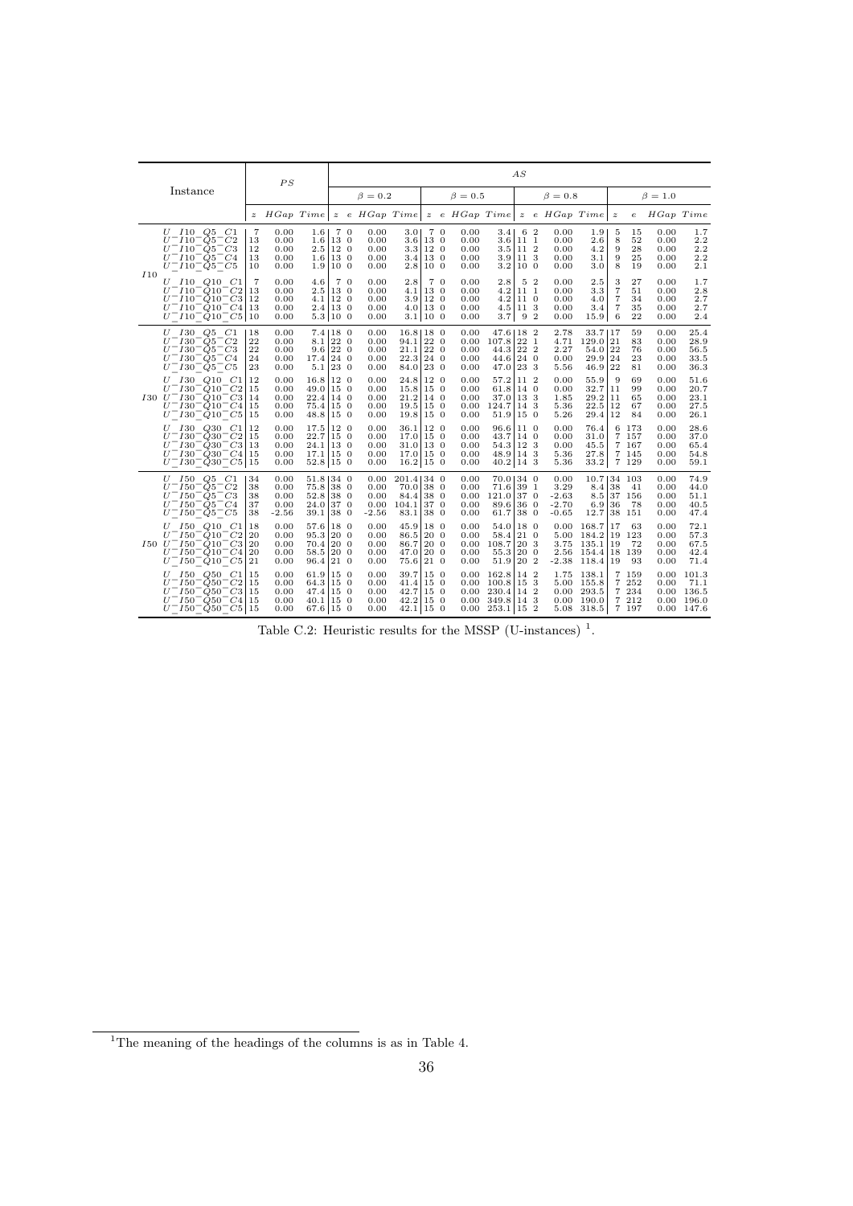| Instance | | PS | | | AS | | | | | | | | | | | | | | | |
|---|---|---|---|---|---|---|---|---|---|---|---|---|---|---|---|---|---|---|---|---|
| | | | | | $\beta = 0.2$ | | | | $\beta = 0.5$ | | | | $\beta = 0.8$ | | | | $\beta = 1.0$ | | | |
| | | $z$ | $HGap$ | $Time$ | $z$ | $e$ | $HGap$ | $Time$ | $z$ | $e$ | $HGap$ | $Time$ | $z$ | $e$ | $HGap$ | $Time$ | $z$ | $e$ | $HGap$ | $Time$ |
| I10 | U_I10_Q5_C1 | 7 | 0.00 | 1.6 | 7 | 0 | 0.00 | 3.0 | 7 | 0 | 0.00 | 3.4 | 6 | 2 | 0.00 | 1.9 | 5 | 15 | 0.00 | 1.7 |
| | U_I10_Q5_C2 | 13 | 0.00 | 1.6 | 13 | 0 | 0.00 | 3.6 | 13 | 0 | 0.00 | 3.6 | 11 | 1 | 0.00 | 2.6 | 8 | 52 | 0.00 | 2.2 |
| | U_I10_Q5_C3 | 12 | 0.00 | 2.5 | 12 | 0 | 0.00 | 3.3 | 12 | 0 | 0.00 | 3.5 | 11 | 2 | 0.00 | 4.2 | 9 | 28 | 0.00 | 2.2 |
| | U_I10_Q5_C4 | 13 | 0.00 | 1.6 | 13 | 0 | 0.00 | 3.4 | 13 | 0 | 0.00 | 3.9 | 11 | 3 | 0.00 | 3.1 | 9 | 25 | 0.00 | 2.2 |
| | U_I10_Q5_C5 | 10 | 0.00 | 1.9 | 10 | 0 | 0.00 | 2.8 | 10 | 0 | 0.00 | 3.2 | 10 | 0 | 0.00 | 3.0 | 8 | 19 | 0.00 | 2.1 |
| | U_I10_Q10_C1 | 7 | 0.00 | 4.6 | 7 | 0 | 0.00 | 2.8 | 7 | 0 | 0.00 | 2.8 | 5 | 2 | 0.00 | 2.5 | 3 | 27 | 0.00 | 1.7 |
| | U_I10_Q10_C2 | 13 | 0.00 | 2.5 | 13 | 0 | 0.00 | 4.1 | 13 | 0 | 0.00 | 4.2 | 11 | 1 | 0.00 | 3.3 | 7 | 51 | 0.00 | 2.8 |
| | U_I10_Q10_C3 | 12 | 0.00 | 4.1 | 12 | 0 | 0.00 | 3.9 | 12 | 0 | 0.00 | 4.2 | 11 | 0 | 0.00 | 4.0 | 7 | 34 | 0.00 | 2.7 |
| | U_I10_Q10_C4 | 13 | 0.00 | 2.4 | 13 | 0 | 0.00 | 4.0 | 13 | 0 | 0.00 | 4.5 | 11 | 3 | 0.00 | 3.4 | 7 | 35 | 0.00 | 2.7 |
| | U_I10_Q10_C5 | 10 | 0.00 | 5.3 | 10 | 0 | 0.00 | 3.1 | 10 | 0 | 0.00 | 3.7 | 9 | 2 | 0.00 | 15.9 | 6 | 22 | 0.00 | 2.4 |
| I30 | U_I30_Q5_C1 | 18 | 0.00 | 7.4 | 18 | 0 | 0.00 | 16.8 | 18 | 0 | 0.00 | 47.6 | 18 | 2 | 2.78 | 33.7 | 17 | 59 | 0.00 | 25.4 |
| | U_I30_Q5_C2 | 22 | 0.00 | 8.1 | 22 | 0 | 0.00 | 94.1 | 22 | 0 | 0.00 | 107.8 | 22 | 1 | 4.71 | 129.0 | 21 | 83 | 0.00 | 28.9 |
| | U_I30_Q5_C3 | 22 | 0.00 | 9.6 | 22 | 0 | 0.00 | 21.1 | 22 | 0 | 0.00 | 44.3 | 22 | 2 | 2.27 | 54.0 | 22 | 76 | 0.00 | 56.5 |
| | U_I30_Q5_C4 | 24 | 0.00 | 17.4 | 24 | 0 | 0.00 | 22.3 | 24 | 0 | 0.00 | 44.6 | 24 | 0 | 0.00 | 29.9 | 24 | 23 | 0.00 | 33.5 |
| | U_I30_Q5_C5 | 23 | 0.00 | 5.1 | 23 | 0 | 0.00 | 84.0 | 23 | 0 | 0.00 | 47.0 | 23 | 3 | 5.56 | 46.9 | 22 | 81 | 0.00 | 36.3 |
| | U_I30_Q10_C1 | 12 | 0.00 | 16.8 | 12 | 0 | 0.00 | 24.8 | 12 | 0 | 0.00 | 57.2 | 11 | 2 | 0.00 | 55.9 | 9 | 69 | 0.00 | 51.6 |
| | U_I30_Q10_C2 | 15 | 0.00 | 49.0 | 15 | 0 | 0.00 | 15.8 | 15 | 0 | 0.00 | 61.8 | 14 | 0 | 0.00 | 32.7 | 11 | 99 | 0.00 | 20.7 |
| | U_I30_Q10_C3 | 14 | 0.00 | 22.4 | 14 | 0 | 0.00 | 21.2 | 14 | 0 | 0.00 | 37.0 | 13 | 3 | 1.85 | 29.2 | 11 | 65 | 0.00 | 23.1 |
| | U_I30_Q10_C4 | 15 | 0.00 | 75.4 | 15 | 0 | 0.00 | 19.5 | 15 | 0 | 0.00 | 124.7 | 14 | 3 | 5.36 | 22.5 | 12 | 67 | 0.00 | 27.5 |
| | U_I30_Q10_C5 | 15 | 0.00 | 48.8 | 15 | 0 | 0.00 | 19.8 | 15 | 0 | 0.00 | 51.9 | 15 | 0 | 5.26 | 29.4 | 12 | 84 | 0.00 | 26.1 |
| | U_I30_Q30_C1 | 12 | 0.00 | 17.5 | 12 | 0 | 0.00 | 36.1 | 12 | 0 | 0.00 | 96.6 | 11 | 0 | 0.00 | 76.4 | 6 | 173 | 0.00 | 28.6 |
| | U_I30_Q30_C2 | 15 | 0.00 | 22.7 | 15 | 0 | 0.00 | 17.0 | 15 | 0 | 0.00 | 43.7 | 14 | 0 | 0.00 | 31.0 | 7 | 157 | 0.00 | 37.0 |
| | U_I30_Q30_C3 | 13 | 0.00 | 24.1 | 13 | 0 | 0.00 | 31.0 | 13 | 0 | 0.00 | 54.3 | 12 | 3 | 0.00 | 45.5 | 7 | 167 | 0.00 | 65.4 |
| | U_I30_Q30_C4 | 15 | 0.00 | 17.1 | 15 | 0 | 0.00 | 17.0 | 15 | 0 | 0.00 | 48.9 | 14 | 3 | 5.36 | 27.8 | 7 | 145 | 0.00 | 54.8 |
| | U_I30_Q30_C5 | 15 | 0.00 | 52.8 | 15 | 0 | 0.00 | 16.2 | 15 | 0 | 0.00 | 40.2 | 14 | 3 | 5.36 | 33.2 | 7 | 129 | 0.00 | 59.1 |
| I50 | U_I50_Q5_C1 | 34 | 0.00 | 51.8 | 34 | 0 | 0.00 | 201.4 | 34 | 0 | 0.00 | 70.0 | 34 | 0 | 0.00 | 10.7 | 34 | 103 | 0.00 | 74.9 |
| | U_I50_Q5_C2 | 38 | 0.00 | 75.8 | 38 | 0 | 0.00 | 70.0 | 38 | 0 | 0.00 | 71.6 | 39 | 1 | 3.29 | 8.4 | 38 | 41 | 0.00 | 44.0 |
| | U_I50_Q5_C3 | 38 | 0.00 | 52.8 | 38 | 0 | 0.00 | 84.4 | 38 | 0 | 0.00 | 121.0 | 37 | 0 | -2.63 | 8.5 | 37 | 156 | 0.00 | 51.1 |
| | U_I50_Q5_C4 | 37 | 0.00 | 24.0 | 37 | 0 | 0.00 | 104.1 | 37 | 0 | 0.00 | 89.6 | 36 | 0 | -2.70 | 6.9 | 36 | 78 | 0.00 | 40.5 |
| | U_I50_Q5_C5 | 38 | -2.56 | 39.1 | 38 | 0 | -2.56 | 83.1 | 38 | 0 | 0.00 | 61.7 | 38 | 0 | -0.65 | 12.7 | 38 | 151 | 0.00 | 47.4 |
| | U_I50_Q10_C1 | 18 | 0.00 | 57.6 | 18 | 0 | 0.00 | 45.9 | 18 | 0 | 0.00 | 54.0 | 18 | 0 | 0.00 | 168.7 | 17 | 63 | 0.00 | 72.1 |
| | U_I50_Q10_C2 | 20 | 0.00 | 95.3 | 20 | 0 | 0.00 | 86.5 | 20 | 0 | 0.00 | 58.4 | 21 | 0 | 5.00 | 184.2 | 19 | 123 | 0.00 | 57.3 |
| | U_I50_Q10_C3 | 20 | 0.00 | 70.4 | 20 | 0 | 0.00 | 86.7 | 20 | 0 | 0.00 | 108.7 | 20 | 3 | 3.75 | 135.1 | 19 | 72 | 0.00 | 67.5 |
| | U_I50_Q10_C4 | 20 | 0.00 | 58.5 | 20 | 0 | 0.00 | 47.0 | 20 | 0 | 0.00 | 55.3 | 20 | 0 | 2.56 | 154.4 | 18 | 139 | 0.00 | 42.4 |
| | U_I50_Q10_C5 | 21 | 0.00 | 96.4 | 21 | 0 | 0.00 | 75.6 | 21 | 0 | 0.00 | 51.9 | 20 | 2 | -2.38 | 118.4 | 19 | 93 | 0.00 | 71.4 |
| | U_I50_Q50_C1 | 15 | 0.00 | 61.9 | 15 | 0 | 0.00 | 39.7 | 15 | 0 | 0.00 | 162.8 | 14 | 2 | 1.75 | 138.1 | 7 | 159 | 0.00 | 101.3 |
| | U_I50_Q50_C2 | 15 | 0.00 | 64.3 | 15 | 0 | 0.00 | 41.4 | 15 | 0 | 0.00 | 100.8 | 15 | 3 | 5.00 | 155.8 | 7 | 252 | 0.00 | 71.1 |
| | U_I50_Q50_C3 | 15 | 0.00 | 47.4 | 15 | 0 | 0.00 | 42.7 | 15 | 0 | 0.00 | 230.4 | 14 | 2 | 0.00 | 293.5 | 7 | 234 | 0.00 | 136.5 |
| | U_I50_Q50_C4 | 15 | 0.00 | 40.1 | 15 | 0 | 0.00 | 42.2 | 15 | 0 | 0.00 | 349.8 | 14 | 3 | 0.00 | 190.0 | 7 | 212 | 0.00 | 196.0 |
| | U_I50_Q50_C5 | 15 | 0.00 | 67.6 | 15 | 0 | 0.00 | 42.1 | 15 | 0 | 0.00 | 253.1 | 15 | 2 | 5.08 | 318.5 | 7 | 197 | 0.00 | 147.6 |

Table C.2: Heuristic results for the MSSP (U-instances) [1].

[1] The meaning of the headings of the columns is as in Table 4.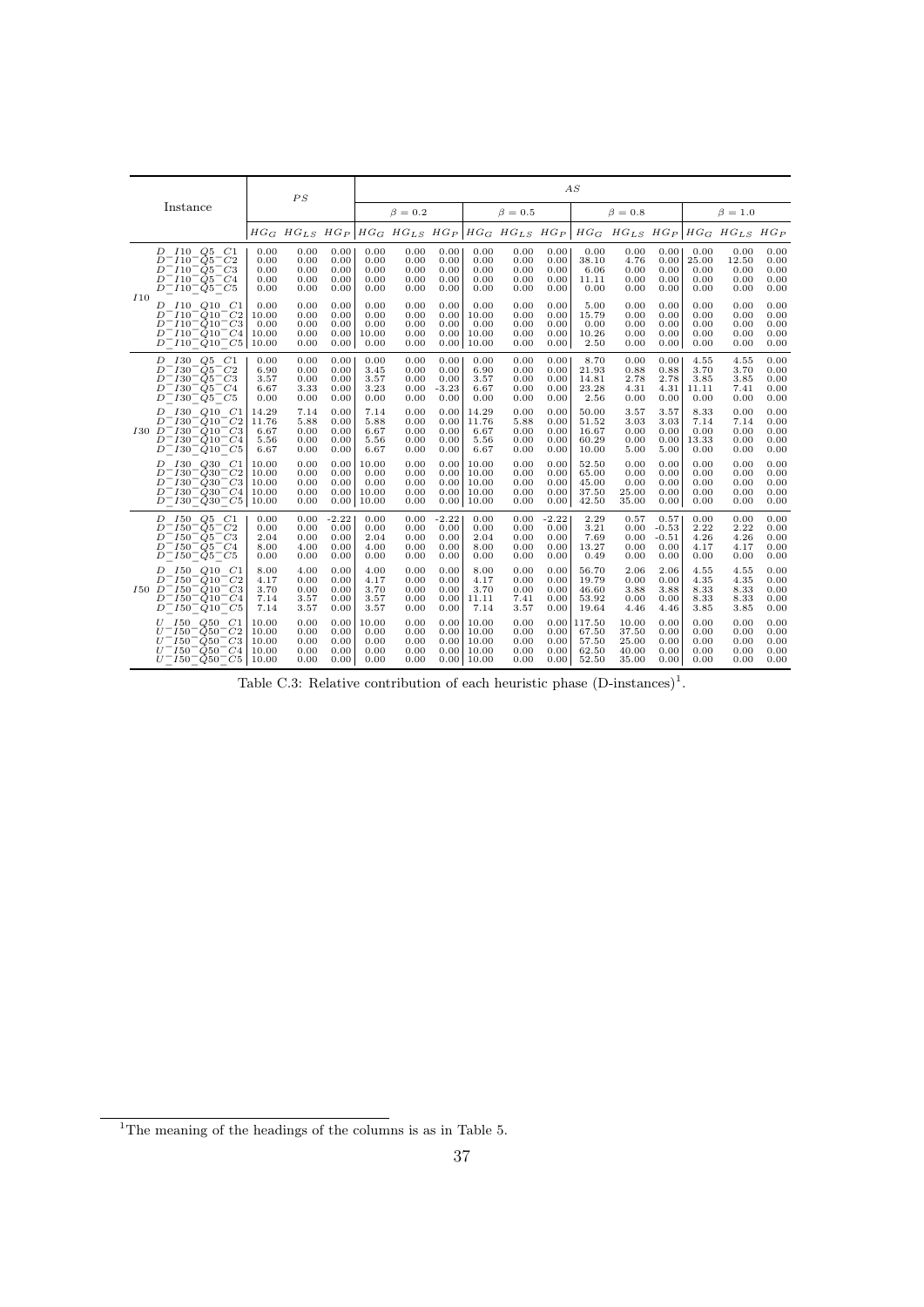| | Instance | PS | | | AS | | | | | | | | | | | |
|---|---|---|---|---|---|---|---|---|---|---|---|---|---|---|---|---|
| | | | | | $\beta = 0.2$ | | | $\beta = 0.5$ | | | $\beta = 0.8$ | | | $\beta = 1.0$ | | |
| | | $HG_G$ | $HG_{LS}$ | $HG_P$ | $HG_G$ | $HG_{LS}$ | $HG_P$ | $HG_G$ | $HG_{LS}$ | $HG_P$ | $HG_G$ | $HG_{LS}$ | $HG_P$ | $HG_G$ | $HG_{LS}$ | $HG_P$ |
| $I10$ | D_I10_Q5_C1 | 0.00 | 0.00 | 0.00 | 0.00 | 0.00 | 0.00 | 0.00 | 0.00 | 0.00 | 0.00 | 0.00 | 0.00 | 0.00 | 0.00 | 0.00 |
| | D_I10_Q5_C2 | 0.00 | 0.00 | 0.00 | 0.00 | 0.00 | 0.00 | 0.00 | 0.00 | 0.00 | 38.10 | 4.76 | 0.00 | 25.00 | 12.50 | 0.00 |
| | D_I10_Q5_C3 | 0.00 | 0.00 | 0.00 | 0.00 | 0.00 | 0.00 | 0.00 | 0.00 | 0.00 | 6.06 | 0.00 | 0.00 | 0.00 | 0.00 | 0.00 |
| | D_I10_Q5_C4 | 0.00 | 0.00 | 0.00 | 0.00 | 0.00 | 0.00 | 0.00 | 0.00 | 0.00 | 11.11 | 0.00 | 0.00 | 0.00 | 0.00 | 0.00 |
| | D_I10_Q5_C5 | 0.00 | 0.00 | 0.00 | 0.00 | 0.00 | 0.00 | 0.00 | 0.00 | 0.00 | 0.00 | 0.00 | 0.00 | 0.00 | 0.00 | 0.00 |
| | D_I10_Q10_C1 | 0.00 | 0.00 | 0.00 | 0.00 | 0.00 | 0.00 | 0.00 | 0.00 | 0.00 | 5.00 | 0.00 | 0.00 | 0.00 | 0.00 | 0.00 |
| | D_I10_Q10_C2 | 10.00 | 0.00 | 0.00 | 0.00 | 0.00 | 0.00 | 10.00 | 0.00 | 0.00 | 15.79 | 0.00 | 0.00 | 0.00 | 0.00 | 0.00 |
| | D_I10_Q10_C3 | 0.00 | 0.00 | 0.00 | 0.00 | 0.00 | 0.00 | 0.00 | 0.00 | 0.00 | 0.00 | 0.00 | 0.00 | 0.00 | 0.00 | 0.00 |
| | D_I10_Q10_C4 | 10.00 | 0.00 | 0.00 | 10.00 | 0.00 | 0.00 | 10.00 | 0.00 | 0.00 | 10.26 | 0.00 | 0.00 | 0.00 | 0.00 | 0.00 |
| | D_I10_Q10_C5 | 10.00 | 0.00 | 0.00 | 0.00 | 0.00 | 0.00 | 10.00 | 0.00 | 0.00 | 2.50 | 0.00 | 0.00 | 0.00 | 0.00 | 0.00 |
| $I30$ | D_I30_Q5_C1 | 0.00 | 0.00 | 0.00 | 0.00 | 0.00 | 0.00 | 0.00 | 0.00 | 0.00 | 8.70 | 0.00 | 0.00 | 4.55 | 4.55 | 0.00 |
| | D_I30_Q5_C2 | 6.90 | 0.00 | 0.00 | 3.45 | 0.00 | 0.00 | 6.90 | 0.00 | 0.00 | 21.93 | 0.88 | 0.88 | 3.70 | 3.70 | 0.00 |
| | D_I30_Q5_C3 | 3.57 | 0.00 | 0.00 | 3.57 | 0.00 | 0.00 | 3.57 | 0.00 | 0.00 | 14.81 | 2.78 | 2.78 | 3.85 | 3.85 | 0.00 |
| | D_I30_Q5_C4 | 6.67 | 3.33 | 0.00 | 3.23 | 0.00 | -3.23 | 6.67 | 0.00 | 0.00 | 23.28 | 4.31 | 4.31 | 11.11 | 7.41 | 0.00 |
| | D_I30_Q5_C5 | 0.00 | 0.00 | 0.00 | 0.00 | 0.00 | 0.00 | 0.00 | 0.00 | 0.00 | 2.56 | 0.00 | 0.00 | 0.00 | 0.00 | 0.00 |
| | D_I30_Q10_C1 | 14.29 | 7.14 | 0.00 | 7.14 | 0.00 | 0.00 | 14.29 | 0.00 | 0.00 | 50.00 | 3.57 | 3.57 | 8.33 | 0.00 | 0.00 |
| | D_I30_Q10_C2 | 11.76 | 5.88 | 0.00 | 5.88 | 0.00 | 0.00 | 11.76 | 5.88 | 0.00 | 51.52 | 3.03 | 3.03 | 7.14 | 7.14 | 0.00 |
| | D_I30_Q10_C3 | 6.67 | 0.00 | 0.00 | 6.67 | 0.00 | 0.00 | 6.67 | 0.00 | 0.00 | 16.67 | 0.00 | 0.00 | 0.00 | 0.00 | 0.00 |
| | D_I30_Q10_C4 | 5.56 | 0.00 | 0.00 | 5.56 | 0.00 | 0.00 | 5.56 | 0.00 | 0.00 | 60.29 | 0.00 | 0.00 | 13.33 | 0.00 | 0.00 |
| | D_I30_Q10_C5 | 6.67 | 0.00 | 0.00 | 6.67 | 0.00 | 0.00 | 6.67 | 0.00 | 0.00 | 10.00 | 5.00 | 5.00 | 0.00 | 0.00 | 0.00 |
| | D_I30_Q30_C1 | 10.00 | 0.00 | 0.00 | 10.00 | 0.00 | 0.00 | 10.00 | 0.00 | 0.00 | 52.50 | 0.00 | 0.00 | 0.00 | 0.00 | 0.00 |
| | D_I30_Q30_C2 | 10.00 | 0.00 | 0.00 | 0.00 | 0.00 | 0.00 | 10.00 | 0.00 | 0.00 | 65.00 | 0.00 | 0.00 | 0.00 | 0.00 | 0.00 |
| | D_I30_Q30_C3 | 10.00 | 0.00 | 0.00 | 0.00 | 0.00 | 0.00 | 10.00 | 0.00 | 0.00 | 45.00 | 0.00 | 0.00 | 0.00 | 0.00 | 0.00 |
| | D_I30_Q30_C4 | 10.00 | 0.00 | 0.00 | 10.00 | 0.00 | 0.00 | 10.00 | 0.00 | 0.00 | 37.50 | 25.00 | 0.00 | 0.00 | 0.00 | 0.00 |
| | D_I30_Q30_C5 | 10.00 | 0.00 | 0.00 | 10.00 | 0.00 | 0.00 | 10.00 | 0.00 | 0.00 | 42.50 | 35.00 | 0.00 | 0.00 | 0.00 | 0.00 |
| $I50$ | D_I50_Q5_C1 | 0.00 | 0.00 | -2.22 | 0.00 | 0.00 | -2.22 | 0.00 | 0.00 | -2.22 | 2.29 | 0.57 | 0.57 | 0.00 | 0.00 | 0.00 |
| | D_I50_Q5_C2 | 0.00 | 0.00 | 0.00 | 0.00 | 0.00 | 0.00 | 0.00 | 0.00 | 0.00 | 3.21 | 0.00 | -0.53 | 2.22 | 2.22 | 0.00 |
| | D_I50_Q5_C3 | 2.04 | 0.00 | 0.00 | 2.04 | 0.00 | 0.00 | 2.04 | 0.00 | 0.00 | 7.69 | 0.00 | -0.51 | 4.26 | 4.26 | 0.00 |
| | D_I50_Q5_C4 | 8.00 | 4.00 | 0.00 | 4.00 | 0.00 | 0.00 | 8.00 | 0.00 | 0.00 | 13.27 | 0.00 | 0.00 | 4.17 | 4.17 | 0.00 |
| | D_I50_Q5_C5 | 0.00 | 0.00 | 0.00 | 0.00 | 0.00 | 0.00 | 0.00 | 0.00 | 0.00 | 0.49 | 0.00 | 0.00 | 0.00 | 0.00 | 0.00 |
| | D_I50_Q10_C1 | 8.00 | 4.00 | 0.00 | 4.00 | 0.00 | 0.00 | 8.00 | 0.00 | 0.00 | 56.70 | 2.06 | 2.06 | 4.55 | 4.55 | 0.00 |
| | D_I50_Q10_C2 | 4.17 | 0.00 | 0.00 | 4.17 | 0.00 | 0.00 | 4.17 | 0.00 | 0.00 | 19.79 | 0.00 | 0.00 | 4.35 | 4.35 | 0.00 |
| | D_I50_Q10_C3 | 3.70 | 0.00 | 0.00 | 3.70 | 0.00 | 0.00 | 3.70 | 0.00 | 0.00 | 46.60 | 3.88 | 3.88 | 8.33 | 8.33 | 0.00 |
| | D_I50_Q10_C4 | 7.14 | 3.57 | 0.00 | 3.57 | 0.00 | 0.00 | 11.11 | 7.41 | 0.00 | 53.92 | 0.00 | 0.00 | 8.33 | 8.33 | 0.00 |
| | D_I50_Q10_C5 | 7.14 | 3.57 | 0.00 | 3.57 | 0.00 | 0.00 | 7.14 | 3.57 | 0.00 | 19.64 | 4.46 | 4.46 | 3.85 | 3.85 | 0.00 |
| | U_I50_Q50_C1 | 10.00 | 0.00 | 0.00 | 10.00 | 0.00 | 0.00 | 10.00 | 0.00 | 0.00 | 117.50 | 10.00 | 0.00 | 0.00 | 0.00 | 0.00 |
| | U_I50_Q50_C2 | 10.00 | 0.00 | 0.00 | 0.00 | 0.00 | 0.00 | 10.00 | 0.00 | 0.00 | 67.50 | 37.50 | 0.00 | 0.00 | 0.00 | 0.00 |
| | U_I50_Q50_C3 | 10.00 | 0.00 | 0.00 | 0.00 | 0.00 | 0.00 | 10.00 | 0.00 | 0.00 | 57.50 | 25.00 | 0.00 | 0.00 | 0.00 | 0.00 |
| | U_I50_Q50_C4 | 10.00 | 0.00 | 0.00 | 0.00 | 0.00 | 0.00 | 10.00 | 0.00 | 0.00 | 62.50 | 40.00 | 0.00 | 0.00 | 0.00 | 0.00 |
| | U_I50_Q50_C5 | 10.00 | 0.00 | 0.00 | 0.00 | 0.00 | 0.00 | 10.00 | 0.00 | 0.00 | 52.50 | 35.00 | 0.00 | 0.00 | 0.00 | 0.00 |

Table C.3: Relative contribution of each heuristic phase (D-instances)[1].

[1] The meaning of the headings of the columns is as in Table 5.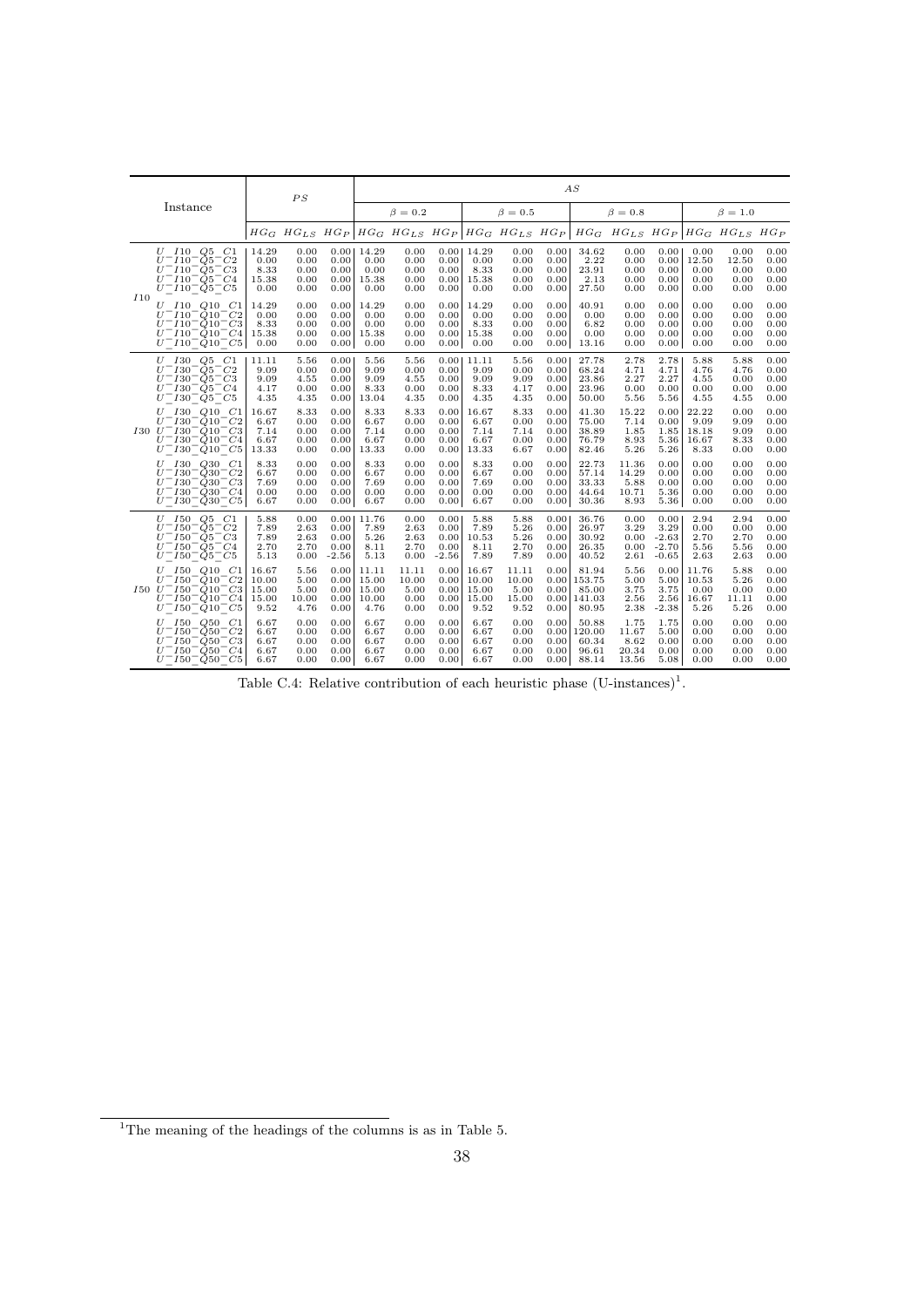| | Instance | PS | | | AS | | | | | | | | | | | |
|---|---|---|---|---|---|---|---|---|---|---|---|---|---|---|---|---|
| | | | | | $\beta = 0.2$ | | | $\beta = 0.5$ | | | $\beta = 0.8$ | | | $\beta = 1.0$ | | |
| | | $HG_G$ | $HG_{LS}$ | $HG_P$ | $HG_G$ | $HG_{LS}$ | $HG_P$ | $HG_G$ | $HG_{LS}$ | $HG_P$ | $HG_G$ | $HG_{LS}$ | $HG_P$ | $HG_G$ | $HG_{LS}$ | $HG_P$ |
| I10 | U_I10_Q5_C1 | 14.29 | 0.00 | 0.00 | 14.29 | 0.00 | 0.00 | 14.29 | 0.00 | 0.00 | 34.62 | 0.00 | 0.00 | 0.00 | 0.00 | 0.00 |
| | U_I10_Q5_C2 | 0.00 | 0.00 | 0.00 | 0.00 | 0.00 | 0.00 | 0.00 | 0.00 | 0.00 | 2.22 | 0.00 | 0.00 | 12.50 | 12.50 | 0.00 |
| | U_I10_Q5_C3 | 8.33 | 0.00 | 0.00 | 0.00 | 0.00 | 0.00 | 8.33 | 0.00 | 0.00 | 23.91 | 0.00 | 0.00 | 0.00 | 0.00 | 0.00 |
| | U_I10_Q5_C4 | 15.38 | 0.00 | 0.00 | 15.38 | 0.00 | 0.00 | 15.38 | 0.00 | 0.00 | 2.13 | 0.00 | 0.00 | 0.00 | 0.00 | 0.00 |
| | U_I10_Q5_C5 | 0.00 | 0.00 | 0.00 | 0.00 | 0.00 | 0.00 | 0.00 | 0.00 | 0.00 | 27.50 | 0.00 | 0.00 | 0.00 | 0.00 | 0.00 |
| | U_I10_Q10_C1 | 14.29 | 0.00 | 0.00 | 14.29 | 0.00 | 0.00 | 14.29 | 0.00 | 0.00 | 40.91 | 0.00 | 0.00 | 0.00 | 0.00 | 0.00 |
| | U_I10_Q10_C2 | 0.00 | 0.00 | 0.00 | 0.00 | 0.00 | 0.00 | 0.00 | 0.00 | 0.00 | 0.00 | 0.00 | 0.00 | 0.00 | 0.00 | 0.00 |
| | U_I10_Q10_C3 | 8.33 | 0.00 | 0.00 | 0.00 | 0.00 | 0.00 | 8.33 | 0.00 | 0.00 | 6.82 | 0.00 | 0.00 | 0.00 | 0.00 | 0.00 |
| | U_I10_Q10_C4 | 15.38 | 0.00 | 0.00 | 15.38 | 0.00 | 0.00 | 15.38 | 0.00 | 0.00 | 0.00 | 0.00 | 0.00 | 0.00 | 0.00 | 0.00 |
| | U_I10_Q10_C5 | 0.00 | 0.00 | 0.00 | 0.00 | 0.00 | 0.00 | 0.00 | 0.00 | 0.00 | 13.16 | 0.00 | 0.00 | 0.00 | 0.00 | 0.00 |
| I30 | U_I30_Q5_C1 | 11.11 | 5.56 | 0.00 | 5.56 | 5.56 | 0.00 | 11.11 | 5.56 | 0.00 | 27.78 | 2.78 | 2.78 | 5.88 | 5.88 | 0.00 |
| | U_I30_Q5_C2 | 9.09 | 0.00 | 0.00 | 9.09 | 0.00 | 0.00 | 9.09 | 0.00 | 0.00 | 68.24 | 4.71 | 4.71 | 4.76 | 4.76 | 0.00 |
| | U_I30_Q5_C3 | 9.09 | 4.55 | 0.00 | 9.09 | 4.55 | 0.00 | 9.09 | 9.09 | 0.00 | 23.86 | 2.27 | 2.27 | 4.55 | 0.00 | 0.00 |
| | U_I30_Q5_C4 | 4.17 | 0.00 | 0.00 | 8.33 | 0.00 | 0.00 | 8.33 | 4.17 | 0.00 | 23.96 | 0.00 | 0.00 | 0.00 | 0.00 | 0.00 |
| | U_I30_Q5_C5 | 4.35 | 4.35 | 0.00 | 13.04 | 4.35 | 0.00 | 4.35 | 4.35 | 0.00 | 50.00 | 5.56 | 5.56 | 4.55 | 4.55 | 0.00 |
| | U_I30_Q10_C1 | 16.67 | 8.33 | 0.00 | 8.33 | 8.33 | 0.00 | 16.67 | 8.33 | 0.00 | 41.30 | 15.22 | 0.00 | 22.22 | 0.00 | 0.00 |
| | U_I30_Q10_C2 | 6.67 | 0.00 | 0.00 | 6.67 | 0.00 | 0.00 | 6.67 | 0.00 | 0.00 | 75.00 | 7.14 | 0.00 | 9.09 | 9.09 | 0.00 |
| | U_I30_Q10_C3 | 7.14 | 0.00 | 0.00 | 7.14 | 0.00 | 0.00 | 7.14 | 7.14 | 0.00 | 38.89 | 1.85 | 1.85 | 18.18 | 9.09 | 0.00 |
| | U_I30_Q10_C4 | 6.67 | 0.00 | 0.00 | 6.67 | 0.00 | 0.00 | 6.67 | 0.00 | 0.00 | 76.79 | 8.93 | 5.36 | 16.67 | 8.33 | 0.00 |
| | U_I30_Q10_C5 | 13.33 | 0.00 | 0.00 | 13.33 | 0.00 | 0.00 | 13.33 | 6.67 | 0.00 | 82.46 | 5.26 | 5.26 | 8.33 | 0.00 | 0.00 |
| | U_I30_Q30_C1 | 8.33 | 0.00 | 0.00 | 8.33 | 0.00 | 0.00 | 8.33 | 0.00 | 0.00 | 22.73 | 11.36 | 0.00 | 0.00 | 0.00 | 0.00 |
| | U_I30_Q30_C2 | 6.67 | 0.00 | 0.00 | 6.67 | 0.00 | 0.00 | 6.67 | 0.00 | 0.00 | 57.14 | 14.29 | 0.00 | 0.00 | 0.00 | 0.00 |
| | U_I30_Q30_C3 | 7.69 | 0.00 | 0.00 | 7.69 | 0.00 | 0.00 | 7.69 | 0.00 | 0.00 | 33.33 | 5.88 | 0.00 | 0.00 | 0.00 | 0.00 |
| | U_I30_Q30_C4 | 0.00 | 0.00 | 0.00 | 0.00 | 0.00 | 0.00 | 0.00 | 0.00 | 0.00 | 44.64 | 10.71 | 5.36 | 0.00 | 0.00 | 0.00 |
| | U_I30_Q30_C5 | 6.67 | 0.00 | 0.00 | 6.67 | 0.00 | 0.00 | 6.67 | 0.00 | 0.00 | 30.36 | 8.93 | 5.36 | 0.00 | 0.00 | 0.00 |
| I50 | U_I50_Q5_C1 | 5.88 | 0.00 | 0.00 | 11.76 | 0.00 | 0.00 | 5.88 | 5.88 | 0.00 | 36.76 | 0.00 | 0.00 | 2.94 | 2.94 | 0.00 |
| | U_I50_Q5_C2 | 7.89 | 2.63 | 0.00 | 7.89 | 2.63 | 0.00 | 7.89 | 5.26 | 0.00 | 26.97 | 3.29 | 3.29 | 0.00 | 0.00 | 0.00 |
| | U_I50_Q5_C3 | 7.89 | 2.63 | 0.00 | 5.26 | 2.63 | 0.00 | 10.53 | 5.26 | 0.00 | 30.92 | 0.00 | -2.63 | 2.70 | 2.70 | 0.00 |
| | U_I50_Q5_C4 | 2.70 | 2.70 | 0.00 | 8.11 | 2.70 | 0.00 | 8.11 | 2.70 | 0.00 | 26.35 | 0.00 | -2.70 | 5.56 | 5.56 | 0.00 |
| | U_I50_Q5_C5 | 5.13 | 0.00 | -2.56 | 5.13 | 0.00 | -2.56 | 7.89 | 7.89 | 0.00 | 40.52 | 2.61 | -0.65 | 2.63 | 2.63 | 0.00 |
| | U_I50_Q10_C1 | 16.67 | 5.56 | 0.00 | 11.11 | 11.11 | 0.00 | 16.67 | 11.11 | 0.00 | 81.94 | 5.56 | 0.00 | 11.76 | 5.88 | 0.00 |
| | U_I50_Q10_C2 | 10.00 | 5.00 | 0.00 | 15.00 | 10.00 | 0.00 | 10.00 | 10.00 | 0.00 | 153.75 | 5.00 | 5.00 | 10.53 | 5.26 | 0.00 |
| | U_I50_Q10_C3 | 15.00 | 5.00 | 0.00 | 15.00 | 5.00 | 0.00 | 15.00 | 5.00 | 0.00 | 85.00 | 3.75 | 3.75 | 0.00 | 0.00 | 0.00 |
| | U_I50_Q10_C4 | 15.00 | 10.00 | 0.00 | 10.00 | 0.00 | 0.00 | 15.00 | 15.00 | 0.00 | 141.03 | 2.56 | 2.56 | 16.67 | 11.11 | 0.00 |
| | U_I50_Q10_C5 | 9.52 | 4.76 | 0.00 | 4.76 | 0.00 | 0.00 | 9.52 | 9.52 | 0.00 | 80.95 | 2.38 | -2.38 | 5.26 | 5.26 | 0.00 |
| | U_I50_Q50_C1 | 6.67 | 0.00 | 0.00 | 6.67 | 0.00 | 0.00 | 6.67 | 0.00 | 0.00 | 50.88 | 1.75 | 1.75 | 0.00 | 0.00 | 0.00 |
| | U_I50_Q50_C2 | 6.67 | 0.00 | 0.00 | 6.67 | 0.00 | 0.00 | 6.67 | 0.00 | 0.00 | 120.00 | 11.67 | 5.00 | 0.00 | 0.00 | 0.00 |
| | U_I50_Q50_C3 | 6.67 | 0.00 | 0.00 | 6.67 | 0.00 | 0.00 | 6.67 | 0.00 | 0.00 | 60.34 | 8.62 | 0.00 | 0.00 | 0.00 | 0.00 |
| | U_I50_Q50_C4 | 6.67 | 0.00 | 0.00 | 6.67 | 0.00 | 0.00 | 6.67 | 0.00 | 0.00 | 96.61 | 20.34 | 0.00 | 0.00 | 0.00 | 0.00 |
| | U_I50_Q50_C5 | 6.67 | 0.00 | 0.00 | 6.67 | 0.00 | 0.00 | 6.67 | 0.00 | 0.00 | 88.14 | 13.56 | 5.08 | 0.00 | 0.00 | 0.00 |

Table C.4: Relative contribution of each heuristic phase (U-instances)[1].

[1] The meaning of the headings of the columns is as in Table 5.